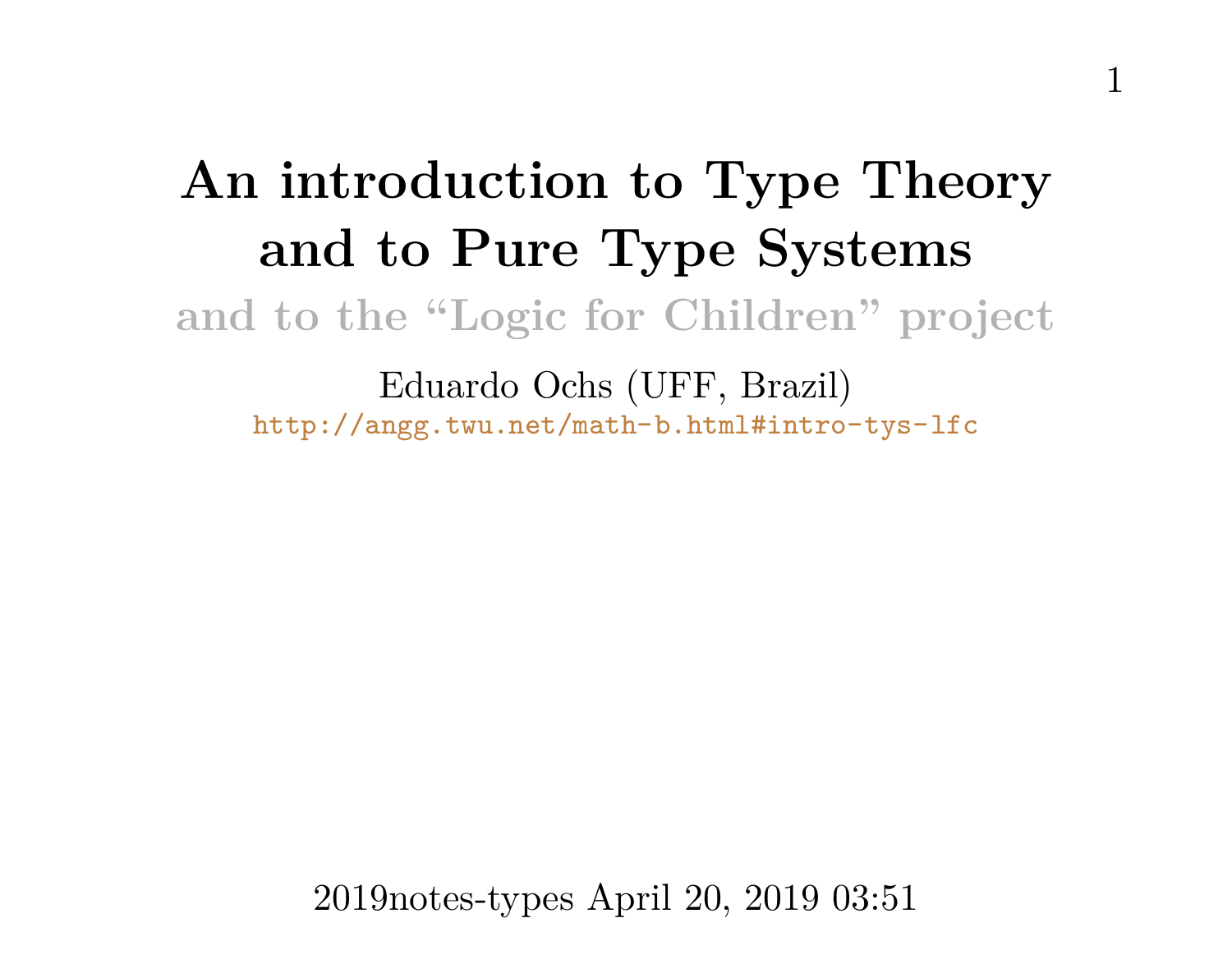# An introduction to Type Theory and to Pure Type Systems

## and to the “Logic for Children” project

Eduardo Ochs (UFF, Brazil)

http://angg.twu.net/math-b.html#intro-tys-lfc

2019notes-types April 20, 2019 03:51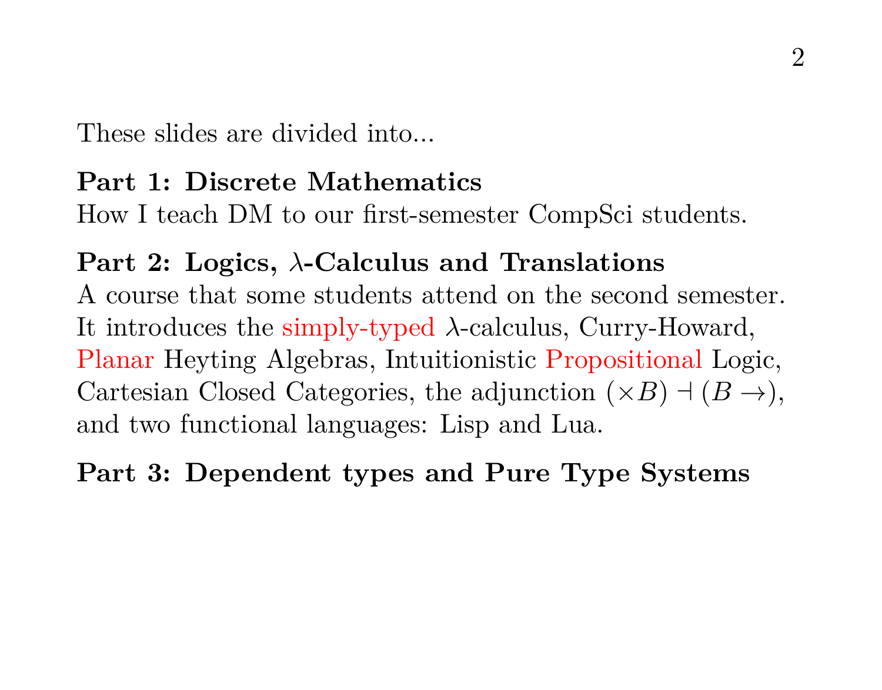These slides are divided into...

**Part 1: Discrete Mathematics**
How I teach DM to our first-semester CompSci students.

**Part 2: Logics, $\lambda$-Calculus and Translations**
A course that some students attend on the second semester. It introduces the simply-typed $\lambda$-calculus, Curry-Howard, Planar Heyting Algebras, Intuitionistic Propositional Logic, Cartesian Closed Categories, the adjunction $(\times B) \dashv (B \to)$, and two functional languages: Lisp and Lua.

**Part 3: Dependent types and Pure Type Systems**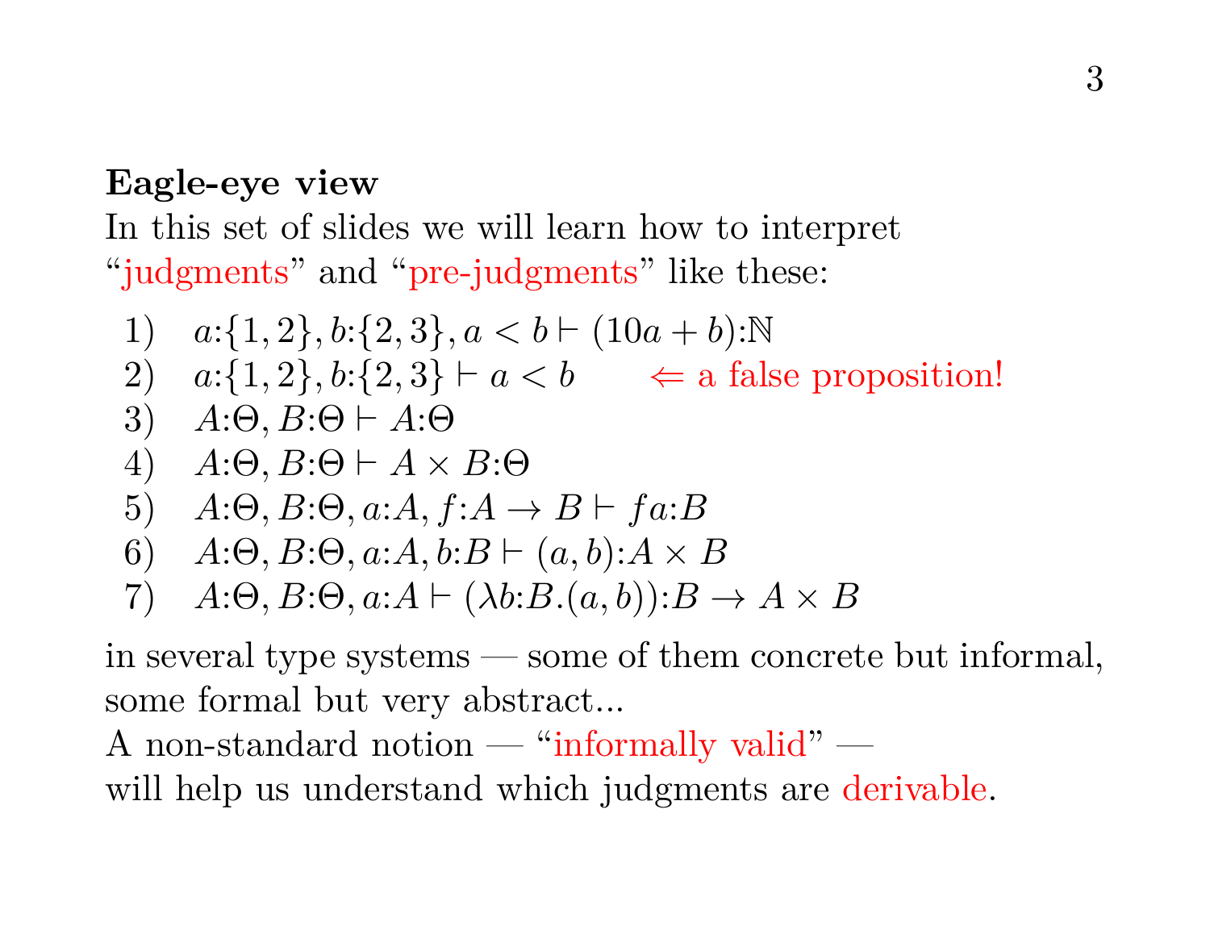**Eagle-eye view**

In this set of slides we will learn how to interpret "judgments" and "pre-judgments" like these:

1) $a{:}\{1,2\}, b{:}\{2,3\}, a<b \vdash (10a+b){:}\mathbb{N}$
2) $a{:}\{1,2\}, b{:}\{2,3\} \vdash a<b$ $\Leftarrow$ a false proposition!
3) $A{:}\Theta, B{:}\Theta \vdash A{:}\Theta$
4) $A{:}\Theta, B{:}\Theta \vdash A \times B{:}\Theta$
5) $A{:}\Theta, B{:}\Theta, a{:}A, f{:}A \to B \vdash fa{:}B$
6) $A{:}\Theta, B{:}\Theta, a{:}A, b{:}B \vdash (a,b){:}A \times B$
7) $A{:}\Theta, B{:}\Theta, a{:}A \vdash (\lambda b{:}B.(a,b)){:}B \to A \times B$

in several type systems — some of them concrete but informal, some formal but very abstract...

A non-standard notion — "informally valid" — will help us understand which judgments are derivable.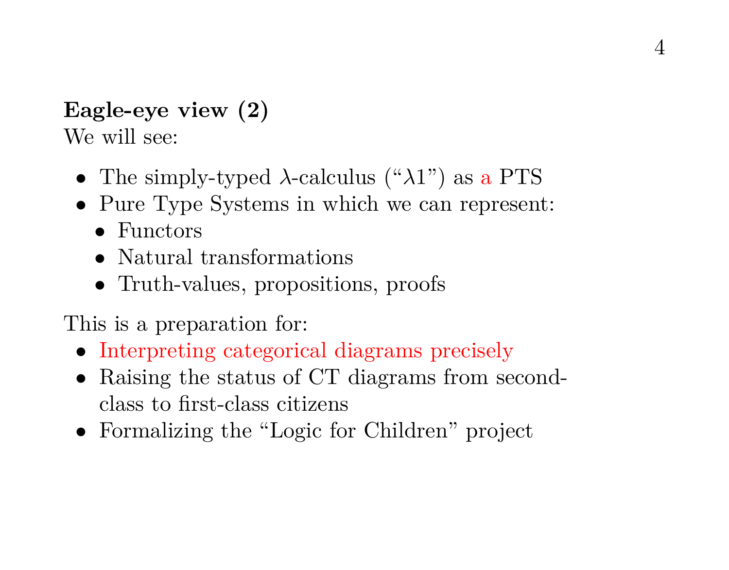**Eagle-eye view (2)**

We will see:

- The simply-typed $\lambda$-calculus ("$\lambda 1$") as a PTS
- Pure Type Systems in which we can represent:
  - Functors
  - Natural transformations
  - Truth-values, propositions, proofs

This is a preparation for:

- Interpreting categorical diagrams precisely
- Raising the status of CT diagrams from second-class to first-class citizens
- Formalizing the "Logic for Children" project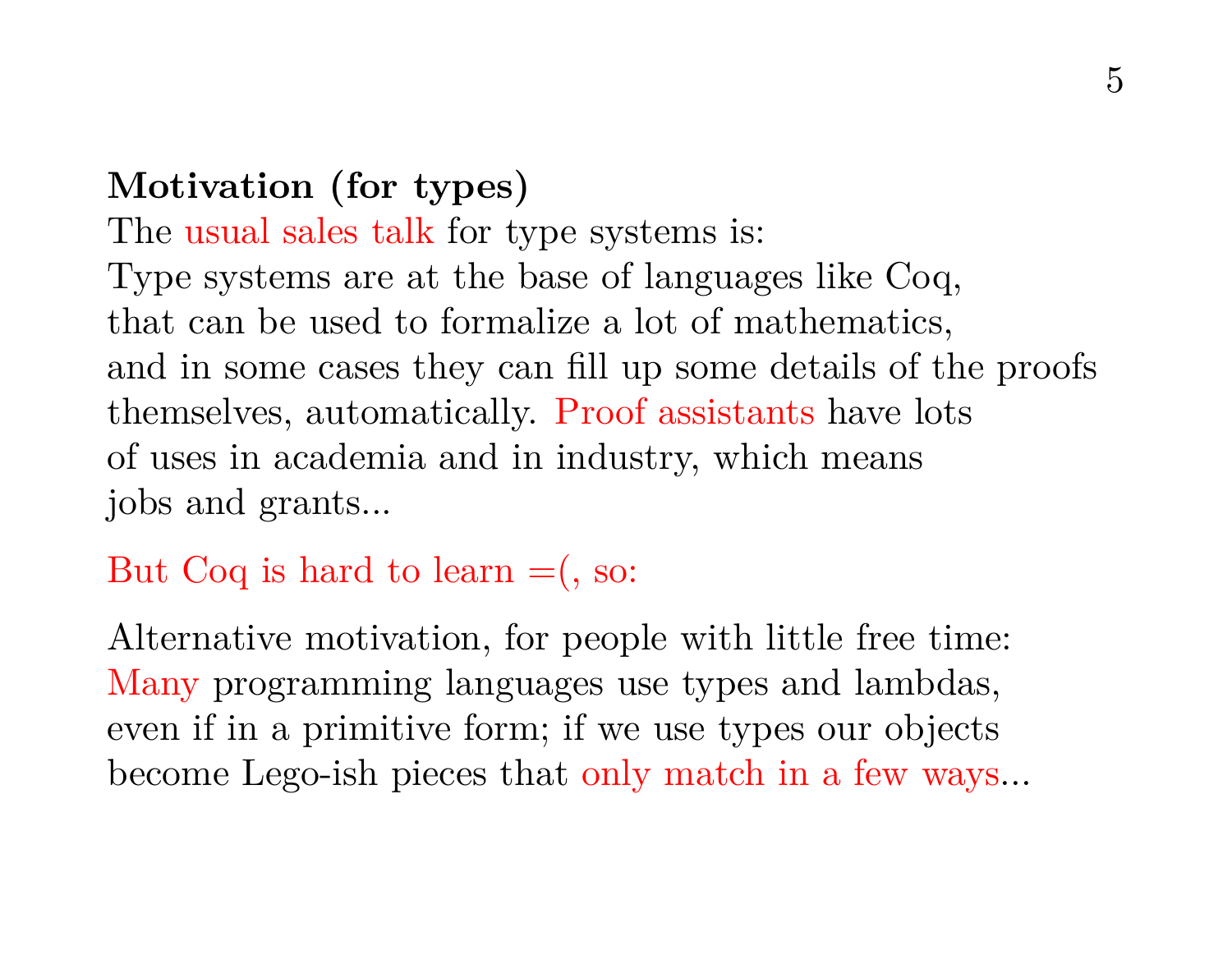**Motivation (for types)**
The usual sales talk for type systems is:
Type systems are at the base of languages like Coq,
that can be used to formalize a lot of mathematics,
and in some cases they can fill up some details of the proofs
themselves, automatically. Proof assistants have lots
of uses in academia and in industry, which means
jobs and grants...

But Coq is hard to learn =(, so:

Alternative motivation, for people with little free time:
Many programming languages use types and lambdas,
even if in a primitive form; if we use types our objects
become Lego-ish pieces that only match in a few ways...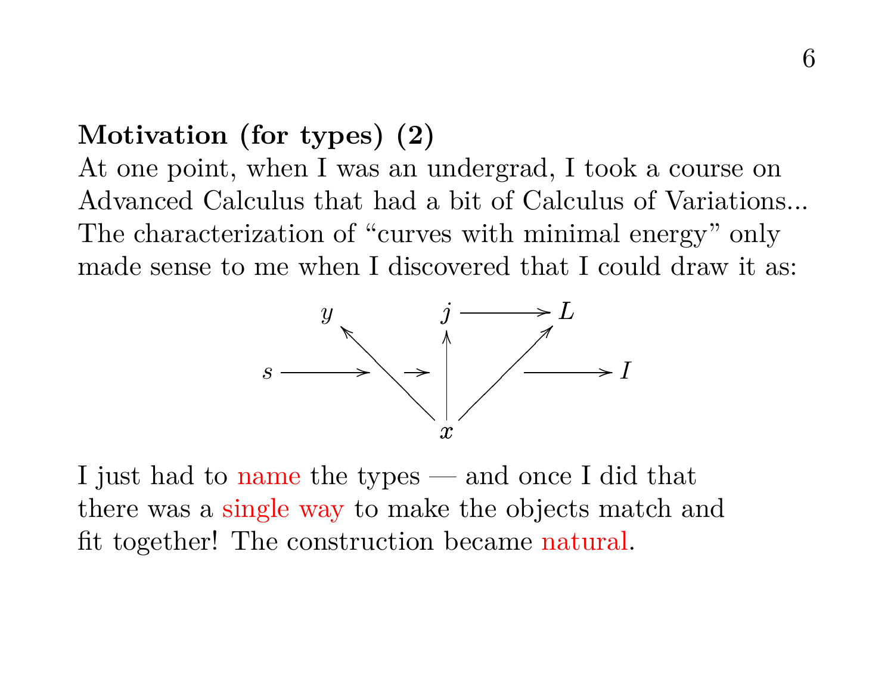**Motivation (for types) (2)**

At one point, when I was an undergrad, I took a course on Advanced Calculus that had a bit of Calculus of Variations... The characterization of "curves with minimal energy" only made sense to me when I discovered that I could draw it as:

$$
\begin{array}{ccccccc}
 & y & & j & \longrightarrow & L & \\
s & \longrightarrow & \longrightarrow & \uparrow & & & \longrightarrow I \\
 & & \nwarrow & x & \nearrow & &
\end{array}
$$

I just had to name the types — and once I did that there was a single way to make the objects match and fit together! The construction became natural.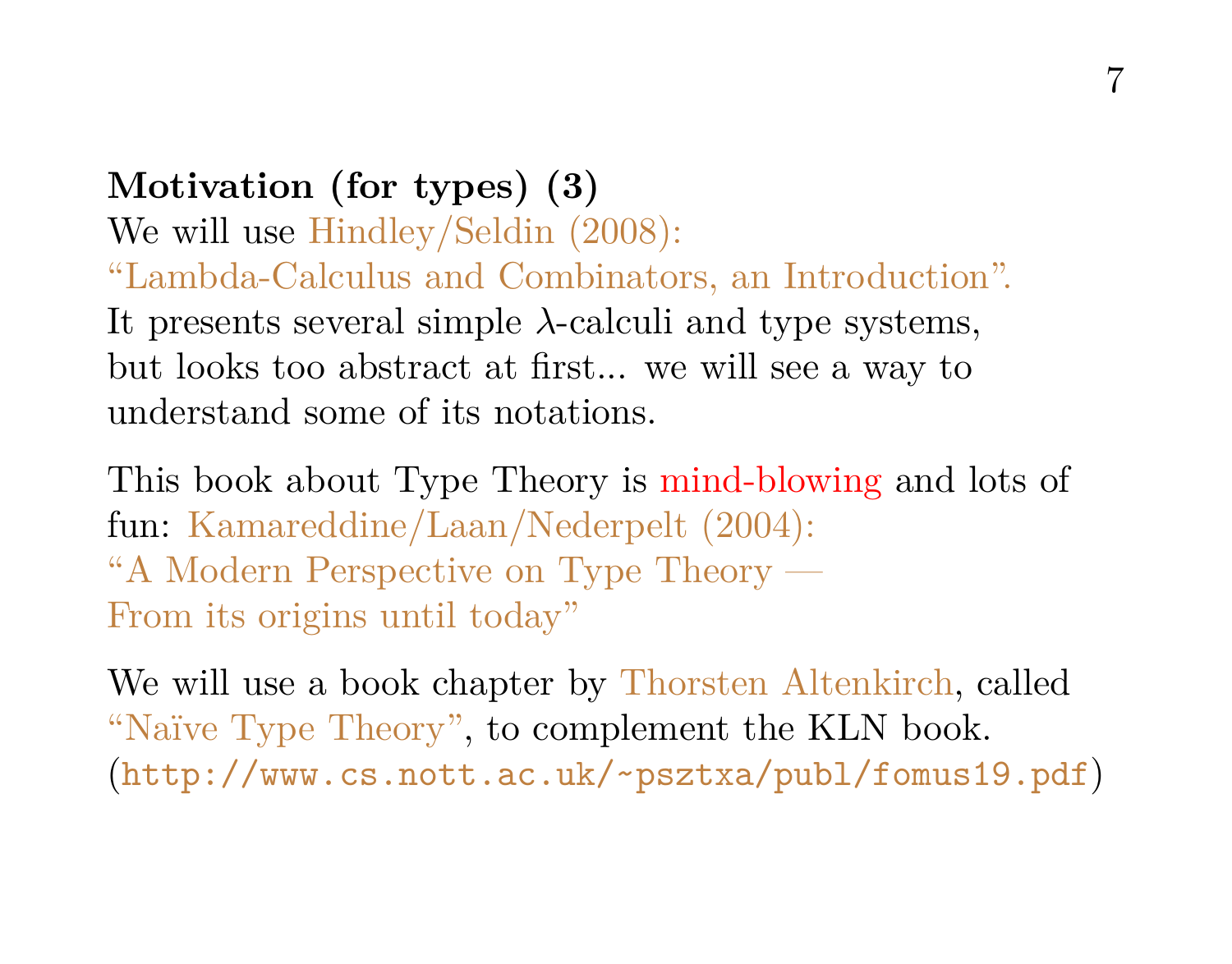**Motivation (for types) (3)**
We will use Hindley/Seldin (2008):
"Lambda-Calculus and Combinators, an Introduction".
It presents several simple $\lambda$-calculi and type systems,
but looks too abstract at first... we will see a way to
understand some of its notations.

This book about Type Theory is mind-blowing and lots of
fun: Kamareddine/Laan/Nederpelt (2004):
"A Modern Perspective on Type Theory —
From its origins until today"

We will use a book chapter by Thorsten Altenkirch, called
"Naïve Type Theory", to complement the KLN book.
(`http://www.cs.nott.ac.uk/~psztxa/publ/fomus19.pdf`)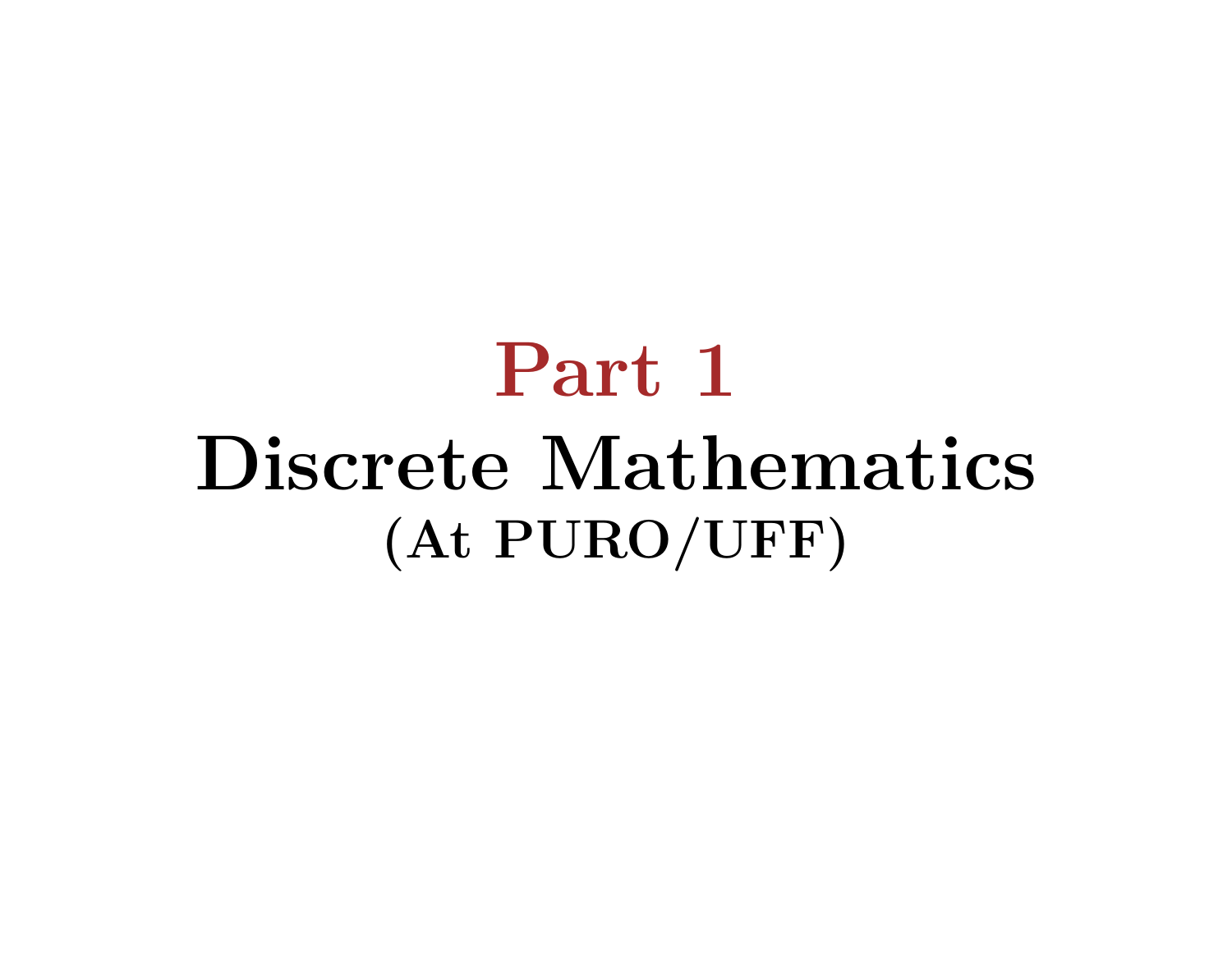# Part 1

# Discrete Mathematics

## (At PURO/UFF)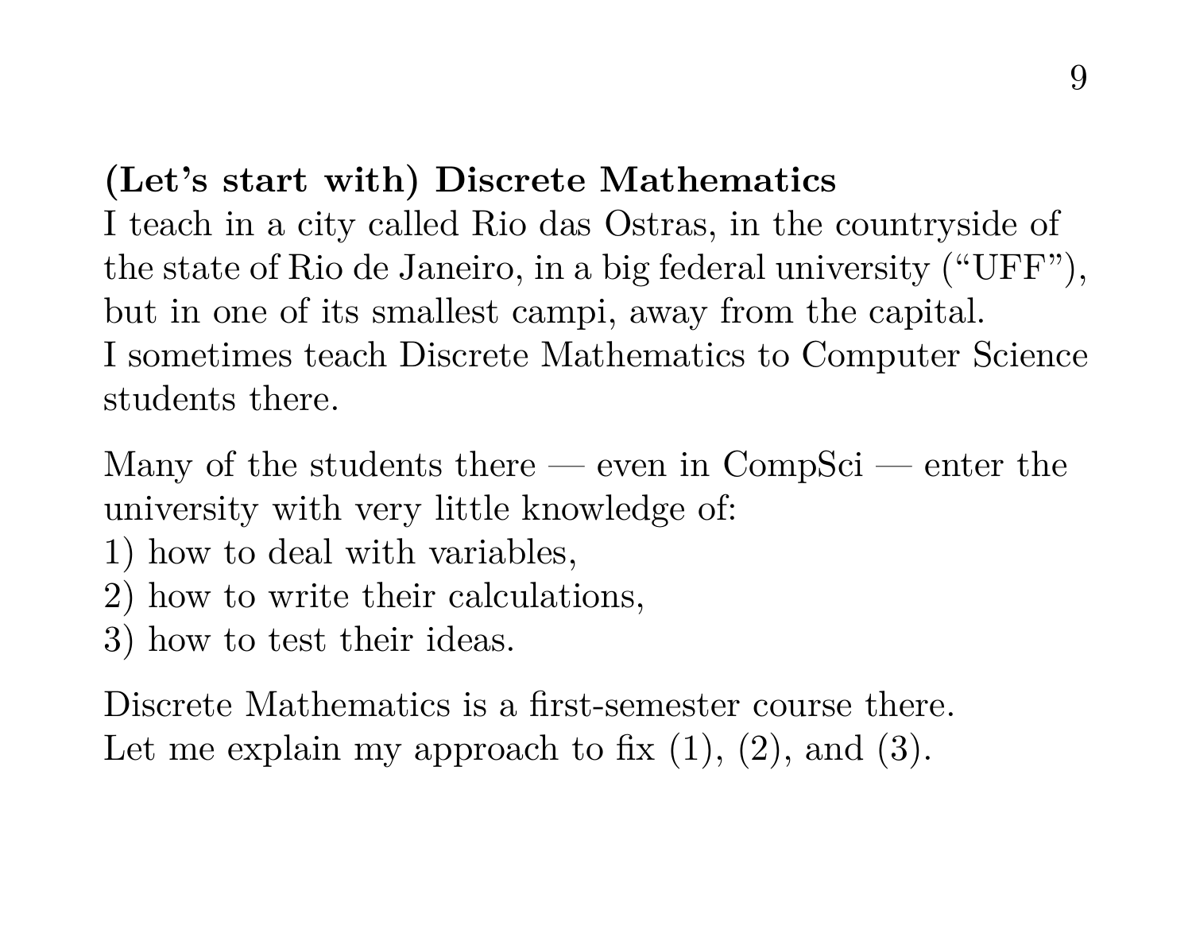**(Let's start with) Discrete Mathematics**
I teach in a city called Rio das Ostras, in the countryside of the state of Rio de Janeiro, in a big federal university ("UFF"), but in one of its smallest campi, away from the capital.
I sometimes teach Discrete Mathematics to Computer Science students there.

Many of the students there — even in CompSci — enter the university with very little knowledge of:
1) how to deal with variables,
2) how to write their calculations,
3) how to test their ideas.

Discrete Mathematics is a first-semester course there.
Let me explain my approach to fix (1), (2), and (3).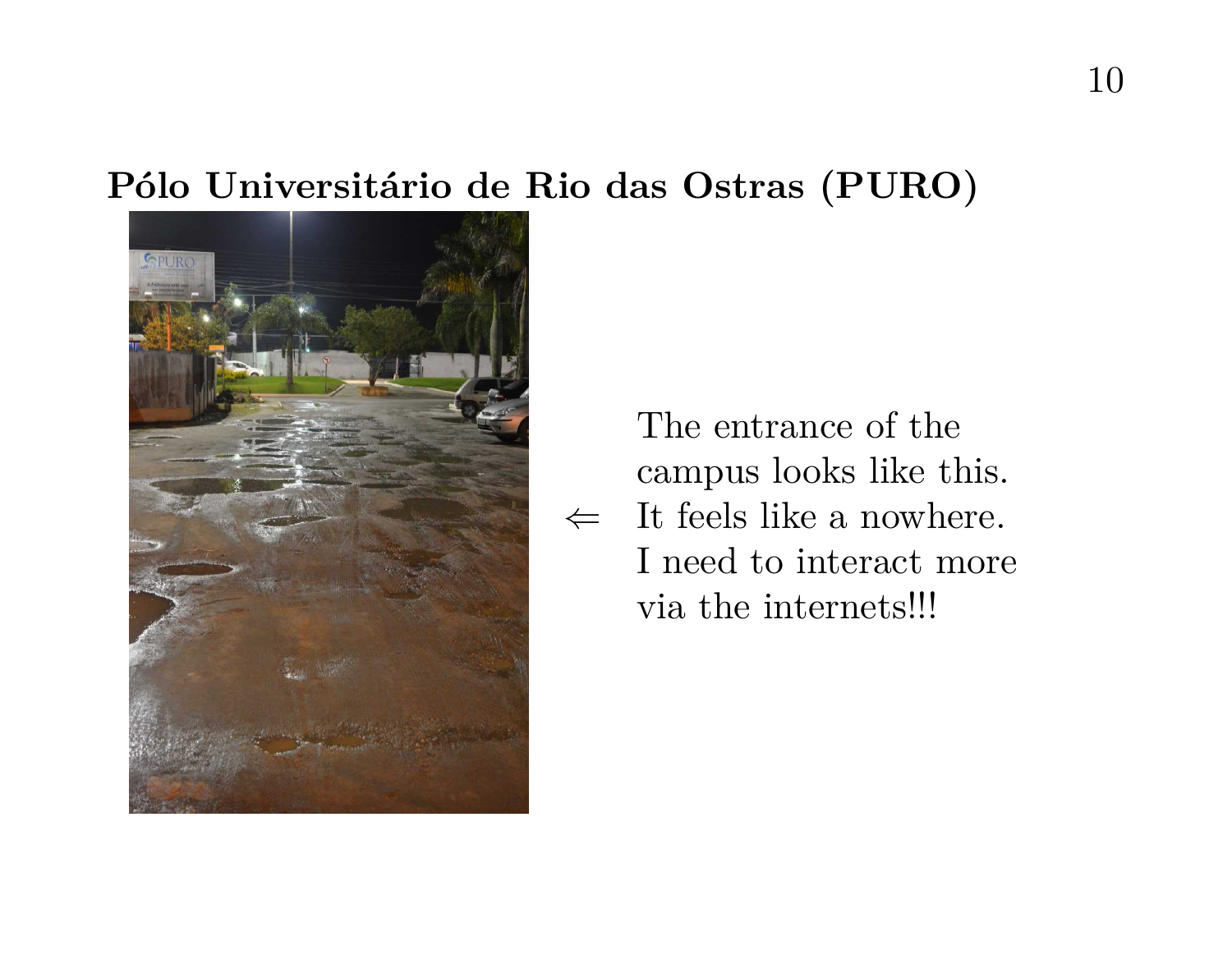**Pólo Universitário de Rio das Ostras (PURO)**

$\Leftarrow$ The entrance of the campus looks like this. It feels like a nowhere. I need to interact more via the internets!!!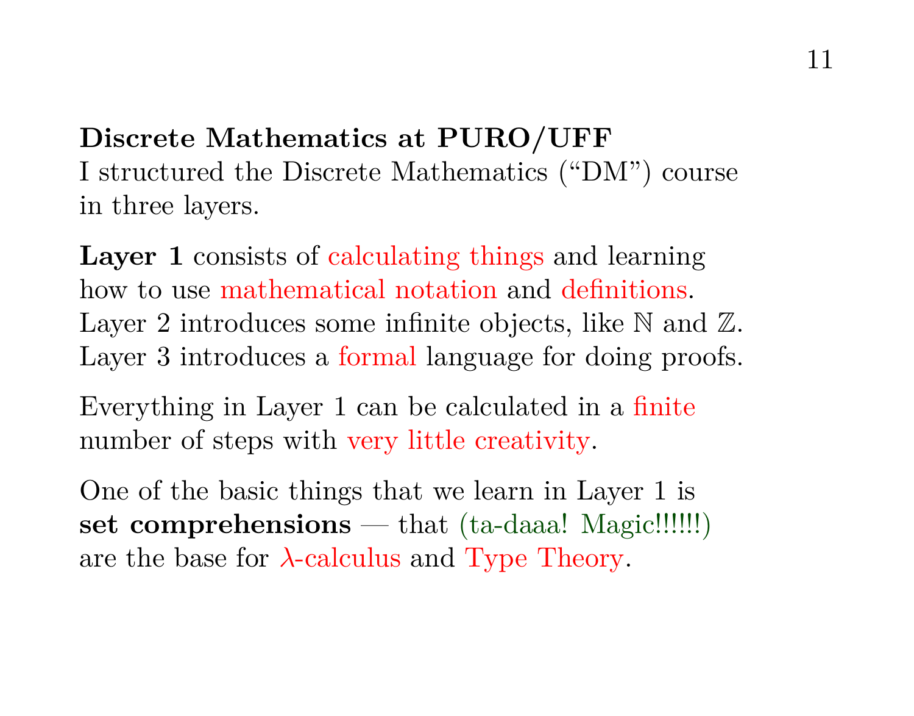**Discrete Mathematics at PURO/UFF**
I structured the Discrete Mathematics ("DM") course in three layers.

**Layer 1** consists of calculating things and learning how to use mathematical notation and definitions.
Layer 2 introduces some infinite objects, like $\mathbb{N}$ and $\mathbb{Z}$.
Layer 3 introduces a formal language for doing proofs.

Everything in Layer 1 can be calculated in a finite number of steps with very little creativity.

One of the basic things that we learn in Layer 1 is **set comprehensions** — that (ta-daaa! Magic!!!!!!) are the base for $\lambda$-calculus and Type Theory.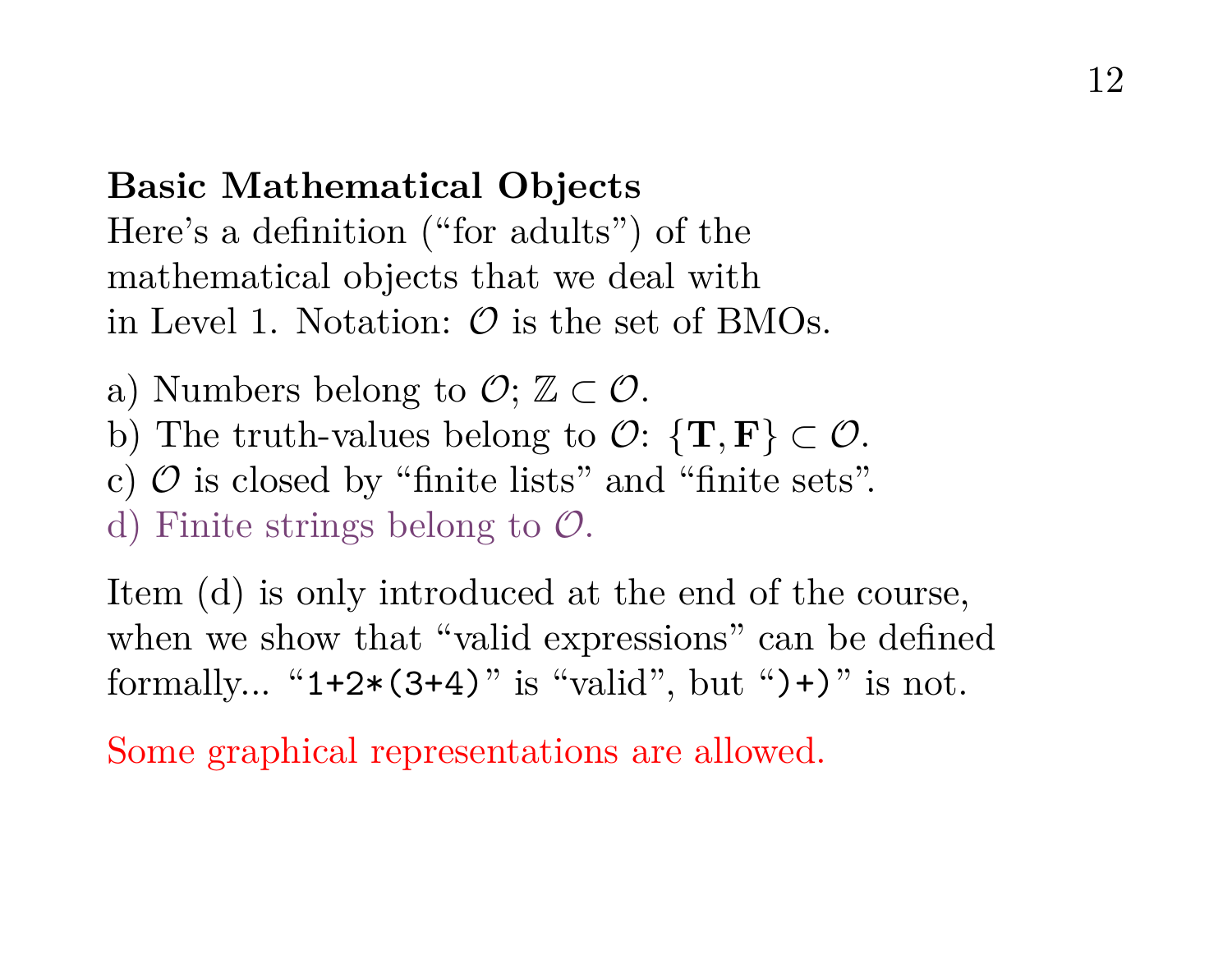**Basic Mathematical Objects**

Here's a definition ("for adults") of the mathematical objects that we deal with in Level 1. Notation: $\mathcal{O}$ is the set of BMOs.

a) Numbers belong to $\mathcal{O}$; $\mathbb{Z} \subset \mathcal{O}$.
b) The truth-values belong to $\mathcal{O}$: $\{\mathbf{T}, \mathbf{F}\} \subset \mathcal{O}$.
c) $\mathcal{O}$ is closed by "finite lists" and "finite sets".
d) Finite strings belong to $\mathcal{O}$.

Item (d) is only introduced at the end of the course, when we show that "valid expressions" can be defined formally... "`1+2*(3+4)`" is "valid", but "`)+)`" is not.

Some graphical representations are allowed.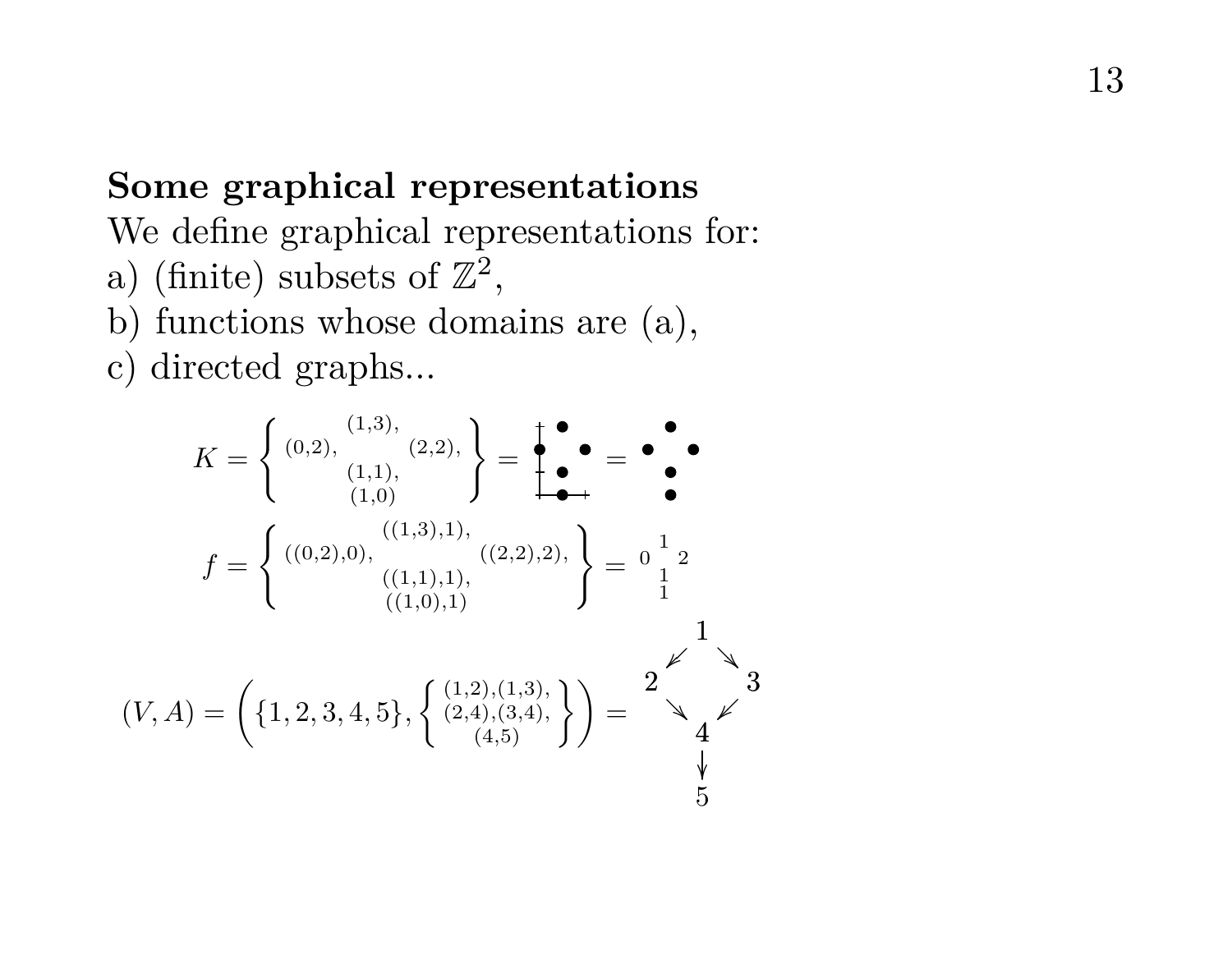**Some graphical representations**

We define graphical representations for:

a) (finite) subsets of $\mathbb{Z}^2$,

b) functions whose domains are (a),

c) directed graphs...

$$K = \left\{ \begin{matrix} & (1,3), & \\ (0,2), & & (2,2), \\ & (1,1), & \\ & (1,0) & \end{matrix} \right\} = \begin{matrix} & \bullet & \\ \bullet & & \bullet \\ & \bullet & \\ & \bullet & \end{matrix} = \begin{matrix} & \bullet & \\ \bullet & & \bullet \\ & \bullet & \\ & \bullet & \end{matrix}$$

$$f = \left\{ \begin{matrix} & ((1,3),1), & \\ ((0,2),0), & & ((2,2),2), \\ & ((1,1),1), & \\ & ((1,0),1) & \end{matrix} \right\} = \begin{matrix} & 1 & \\ 0 & & 2 \\ & 1 & \\ & 1 & \end{matrix}$$

$$(V,A) = \left( \{1,2,3,4,5\}, \left\{ \begin{matrix} (1,2),(1,3), \\ (2,4),(3,4), \\ (4,5) \end{matrix} \right\} \right) = \begin{matrix} & 1 & \\ \swarrow & & \searrow \\ 2 & & 3 \\ \searrow & & \swarrow \\ & 4 & \\ & \downarrow & \\ & 5 & \end{matrix}$$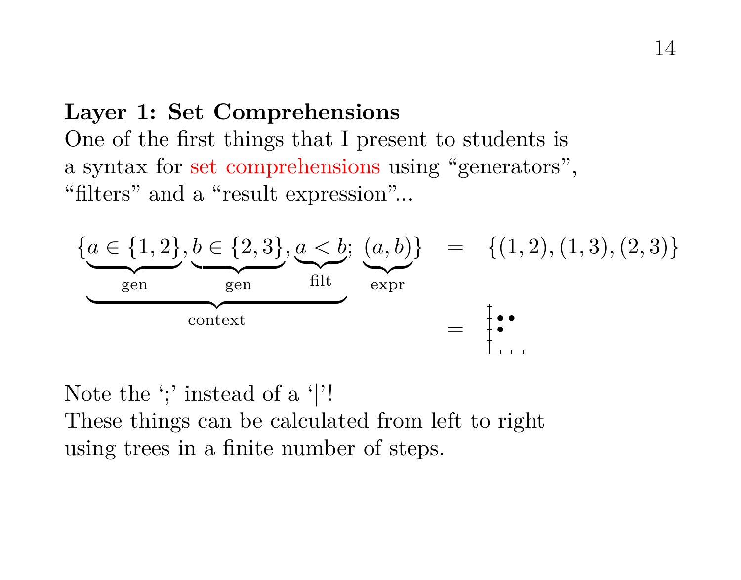**Layer 1: Set Comprehensions**

One of the first things that I present to students is a syntax for set comprehensions using "generators", "filters" and a "result expression"...

$$\{\underbrace{\underbrace{a \in \{1,2\}}_{\text{gen}}, \underbrace{b \in \{2,3\}}_{\text{gen}}, \underbrace{a < b}_{\text{filt}}}_{\text{context}};\ \underbrace{(a,b)}_{\text{expr}}\} \quad = \quad \{(1,2),(1,3),(2,3)\}$$

Note the ';' instead of a '|'!

These things can be calculated from left to right using trees in a finite number of steps.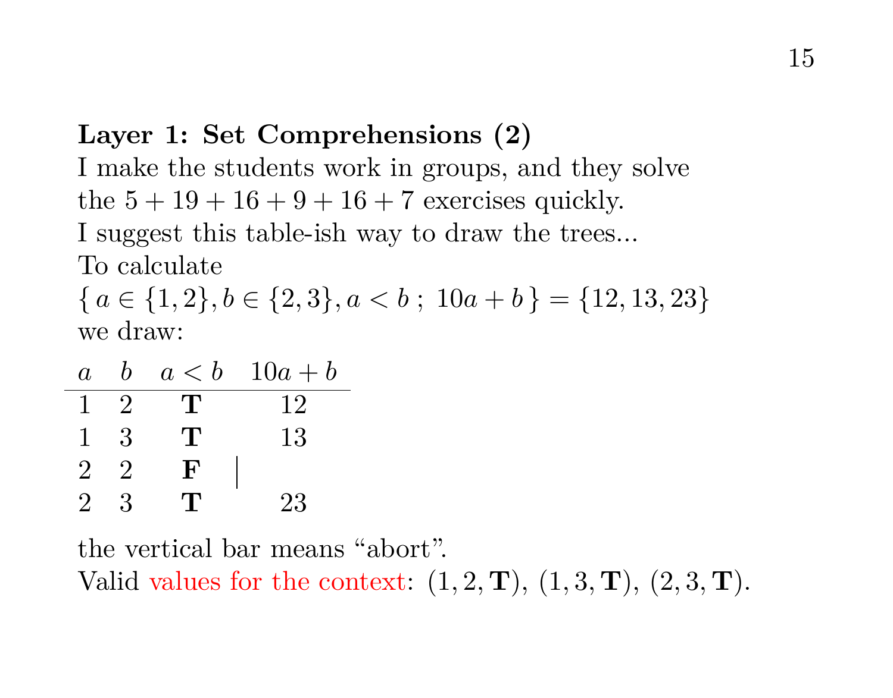**Layer 1: Set Comprehensions (2)**

I make the students work in groups, and they solve the $5 + 19 + 16 + 9 + 16 + 7$ exercises quickly.

I suggest this table-ish way to draw the trees...

To calculate

$\{\, a \in \{1, 2\}, b \in \{2, 3\}, a < b \;;\; 10a + b \,\} = \{12, 13, 23\}$

we draw:

| $a$ | $b$ | $a < b$ | | $10a + b$ |
|---|---|---|---|---|
| 1 | 2 | **T** | | 12 |
| 1 | 3 | **T** | | 13 |
| 2 | 2 | **F** | \| | |
| 2 | 3 | **T** | | 23 |

the vertical bar means "abort".

Valid values for the context: $(1, 2, \mathbf{T})$, $(1, 3, \mathbf{T})$, $(2, 3, \mathbf{T})$.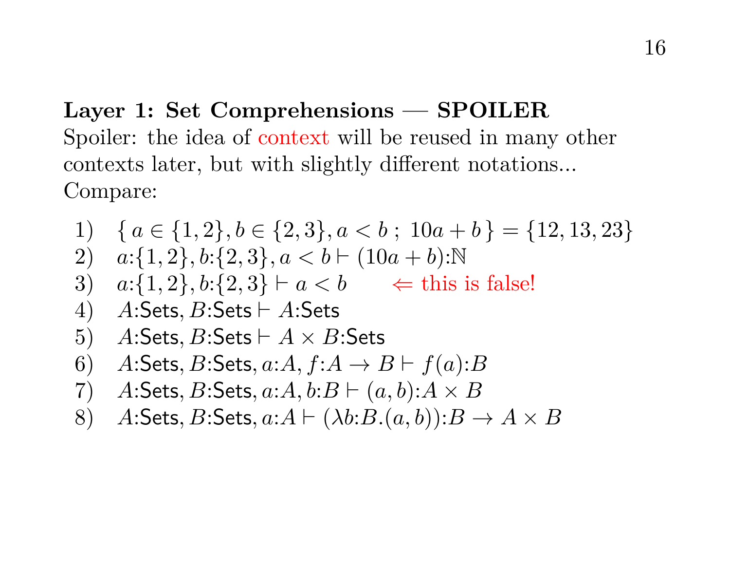**Layer 1: Set Comprehensions — SPOILER**

Spoiler: the idea of context will be reused in many other contexts later, but with slightly different notations...
Compare:

1) $\{\, a \in \{1,2\}, b \in \{2,3\}, a < b \;;\; 10a + b \,\} = \{12, 13, 23\}$
2) $a{:}\{1,2\}, b{:}\{2,3\}, a < b \vdash (10a + b){:}\mathbb{N}$
3) $a{:}\{1,2\}, b{:}\{2,3\} \vdash a < b$ $\Leftarrow$ this is false!
4) $A{:}\mathsf{Sets}, B{:}\mathsf{Sets} \vdash A{:}\mathsf{Sets}$
5) $A{:}\mathsf{Sets}, B{:}\mathsf{Sets} \vdash A \times B{:}\mathsf{Sets}$
6) $A{:}\mathsf{Sets}, B{:}\mathsf{Sets}, a{:}A, f{:}A \to B \vdash f(a){:}B$
7) $A{:}\mathsf{Sets}, B{:}\mathsf{Sets}, a{:}A, b{:}B \vdash (a, b){:}A \times B$
8) $A{:}\mathsf{Sets}, B{:}\mathsf{Sets}, a{:}A \vdash (\lambda b{:}B.(a, b)){:}B \to A \times B$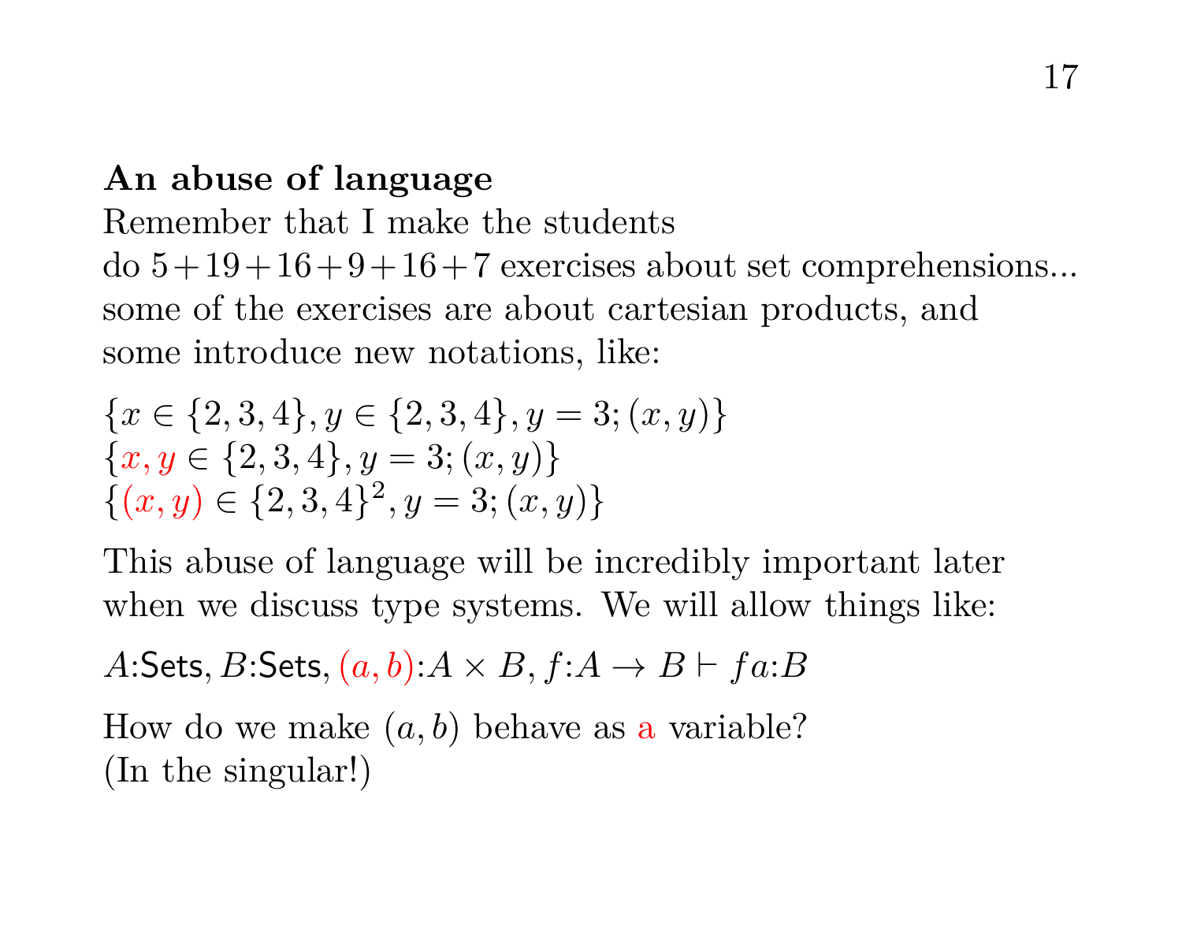**An abuse of language**

Remember that I make the students
do $5+19+16+9+16+7$ exercises about set comprehensions...
some of the exercises are about cartesian products, and
some introduce new notations, like:

$\{x \in \{2,3,4\}, y \in \{2,3,4\}, y = 3; (x,y)\}$
$\{x, y \in \{2,3,4\}, y = 3; (x,y)\}$
$\{(x,y) \in \{2,3,4\}^2, y = 3; (x,y)\}$

This abuse of language will be incredibly important later
when we discuss type systems. We will allow things like:

$A{:}\mathsf{Sets}, B{:}\mathsf{Sets}, (a,b){:}A \times B, f{:}A \to B \vdash fa{:}B$

How do we make $(a,b)$ behave as a variable?
(In the singular!)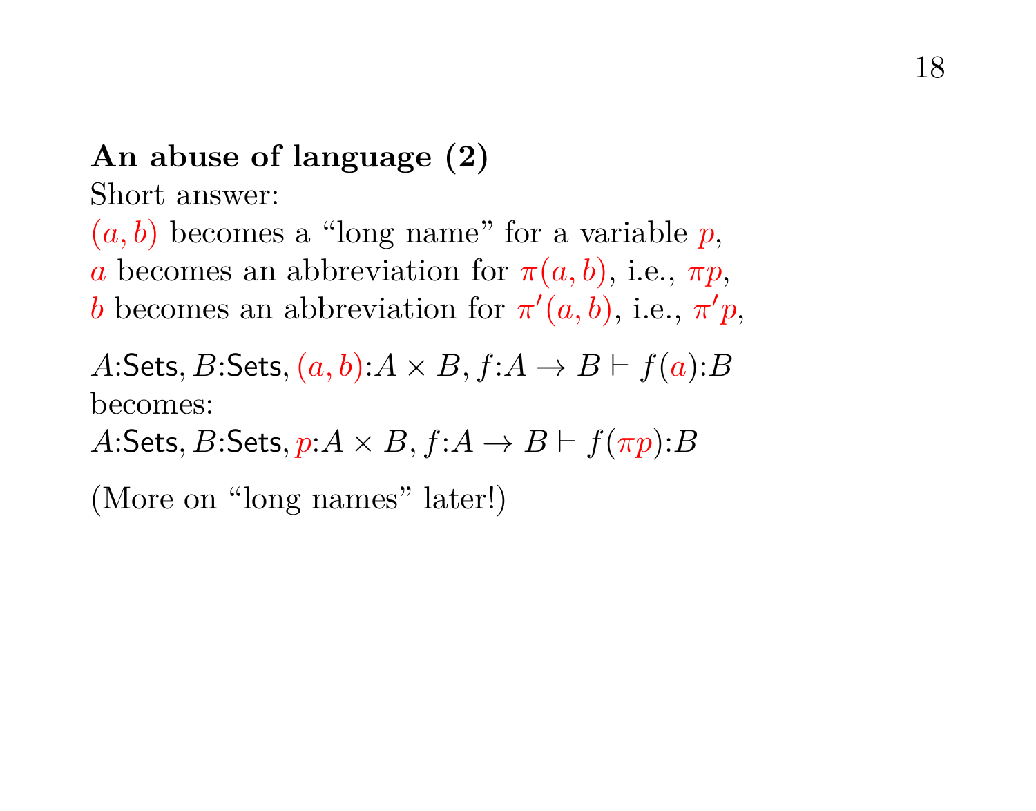**An abuse of language (2)**

Short answer:

$(a, b)$ becomes a "long name" for a variable $p$,
$a$ becomes an abbreviation for $\pi(a, b)$, i.e., $\pi p$,
$b$ becomes an abbreviation for $\pi'(a, b)$, i.e., $\pi' p$,

$A{:}\mathsf{Sets}, B{:}\mathsf{Sets}, (a, b){:}A \times B, f{:}A \to B \vdash f(a){:}B$
becomes:
$A{:}\mathsf{Sets}, B{:}\mathsf{Sets}, p{:}A \times B, f{:}A \to B \vdash f(\pi p){:}B$

(More on "long names" later!)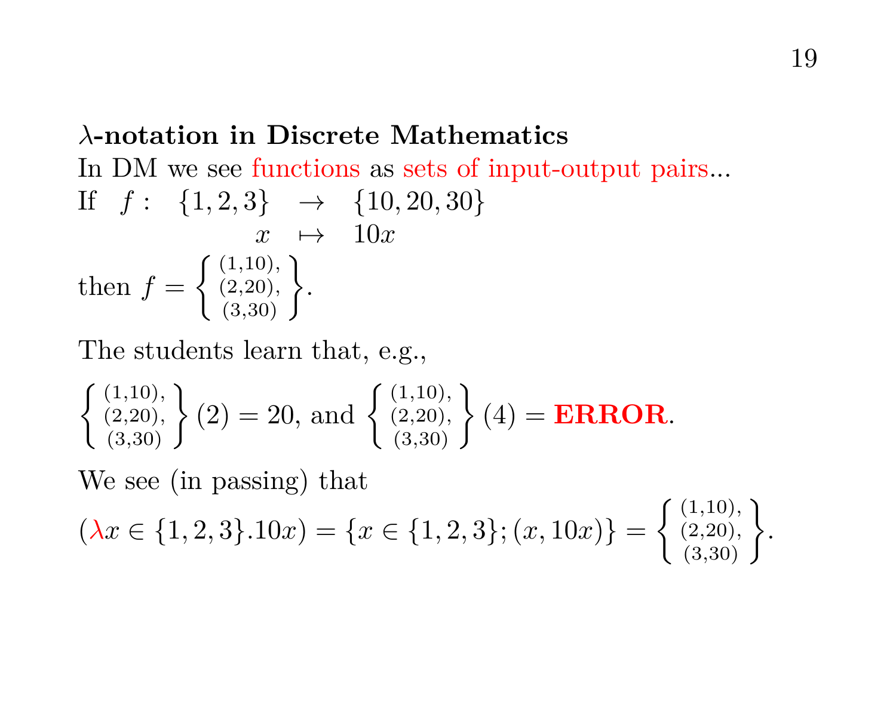**$\lambda$-notation in Discrete Mathematics**

In DM we see functions as sets of input-output pairs...

If $\begin{array}{rcl} f: \quad \{1,2,3\} & \to & \{10,20,30\} \\ x & \mapsto & 10x \end{array}$

then $f = \left\{ \begin{array}{c} (1{,}10), \\ (2{,}20), \\ (3{,}30) \end{array} \right\}$.

The students learn that, e.g.,

$\left\{ \begin{array}{c} (1{,}10), \\ (2{,}20), \\ (3{,}30) \end{array} \right\}(2) = 20$, and $\left\{ \begin{array}{c} (1{,}10), \\ (2{,}20), \\ (3{,}30) \end{array} \right\}(4) = \textbf{ERROR}$.

We see (in passing) that

$(\lambda x \in \{1,2,3\}.10x) = \{x \in \{1,2,3\}; (x, 10x)\} = \left\{ \begin{array}{c} (1{,}10), \\ (2{,}20), \\ (3{,}30) \end{array} \right\}$.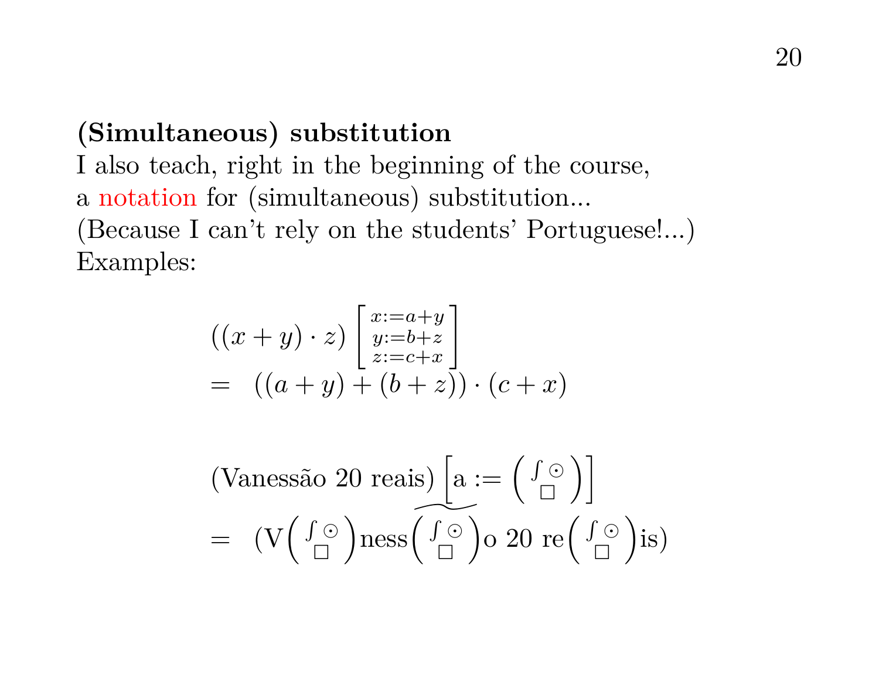**(Simultaneous) substitution**

I also teach, right in the beginning of the course,
a notation for (simultaneous) substitution...
(Because I can't rely on the students' Portuguese!...)
Examples:

$$
\begin{array}{l}
((x+y)\cdot z)\left[\begin{smallmatrix} x:=a+y \\ y:=b+z \\ z:=c+x \end{smallmatrix}\right] \\
= \;\; ((a+y)+(b+z))\cdot(c+x)
\end{array}
$$

$$
\begin{array}{l}
(\text{Vanessão 20 reais})\left[\text{a} := \left(\begin{smallmatrix} \int \odot \\ \square \end{smallmatrix}\right)\right] \\
= \;\; (\text{V}\left(\begin{smallmatrix} \int \odot \\ \square \end{smallmatrix}\right)\text{ness}\left(\begin{smallmatrix} \int \odot \\ \square \end{smallmatrix}\right)\text{o 20 re}\left(\begin{smallmatrix} \int \odot \\ \square \end{smallmatrix}\right)\text{is})
\end{array}
$$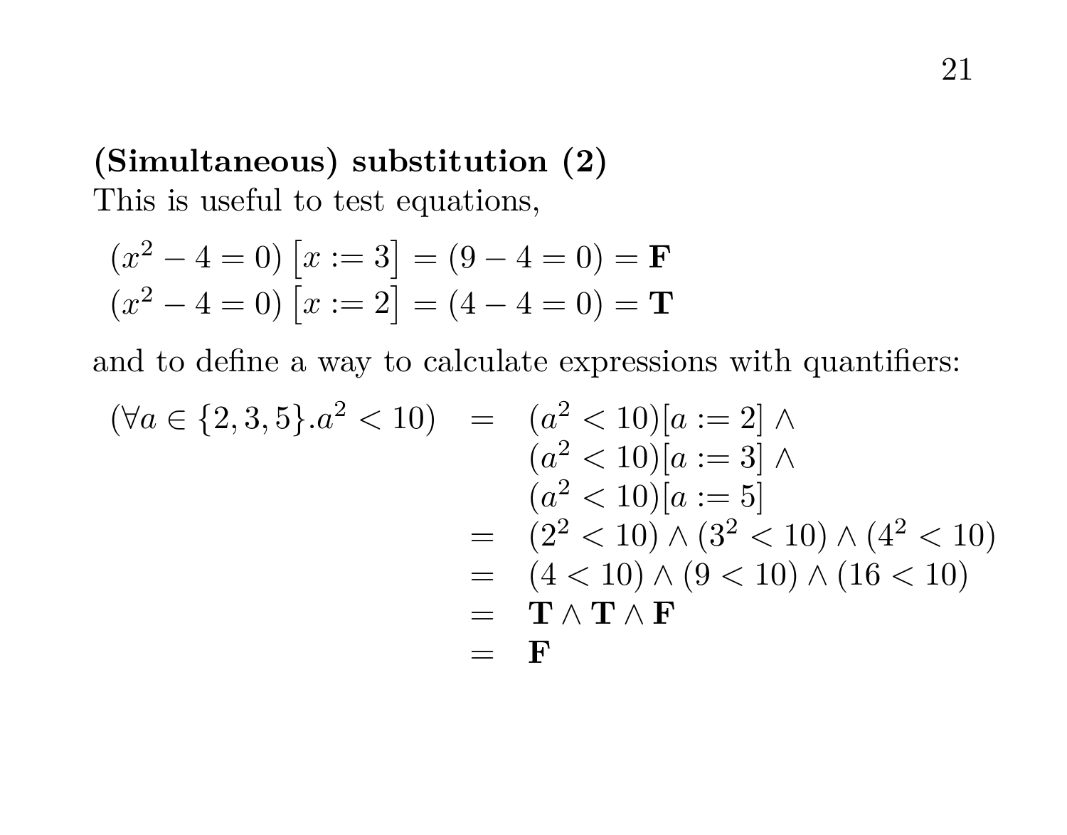**(Simultaneous) substitution (2)**

This is useful to test equations,

$$
\begin{aligned}
&(x^2 - 4 = 0)\left[x := 3\right] = (9 - 4 = 0) = \mathbf{F} \\
&(x^2 - 4 = 0)\left[x := 2\right] = (4 - 4 = 0) = \mathbf{T}
\end{aligned}
$$

and to define a way to calculate expressions with quantifiers:

$$
\begin{aligned}
(\forall a \in \{2, 3, 5\}. a^2 < 10) \quad &= \quad (a^2 < 10)[a := 2] \land \\
&\phantom{= \quad} (a^2 < 10)[a := 3] \land \\
&\phantom{= \quad} (a^2 < 10)[a := 5] \\
&= \quad (2^2 < 10) \land (3^2 < 10) \land (4^2 < 10) \\
&= \quad (4 < 10) \land (9 < 10) \land (16 < 10) \\
&= \quad \mathbf{T} \land \mathbf{T} \land \mathbf{F} \\
&= \quad \mathbf{F}
\end{aligned}
$$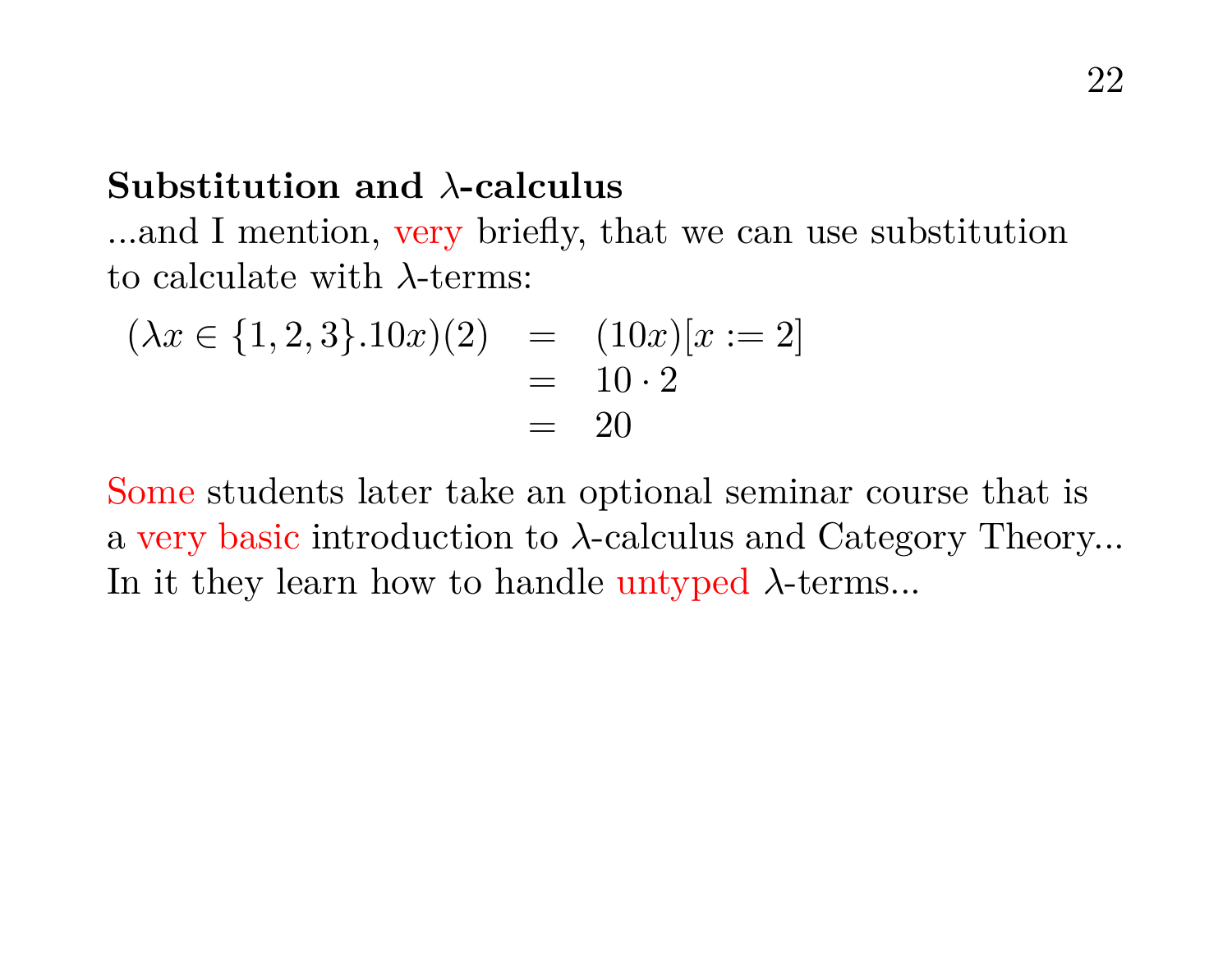**Substitution and $\lambda$-calculus**

...and I mention, very briefly, that we can use substitution to calculate with $\lambda$-terms:

$$
\begin{array}{rcl}
(\lambda x \in \{1,2,3\}.10x)(2) & = & (10x)[x := 2] \\
& = & 10 \cdot 2 \\
& = & 20
\end{array}
$$

Some students later take an optional seminar course that is a very basic introduction to $\lambda$-calculus and Category Theory... In it they learn how to handle untyped $\lambda$-terms...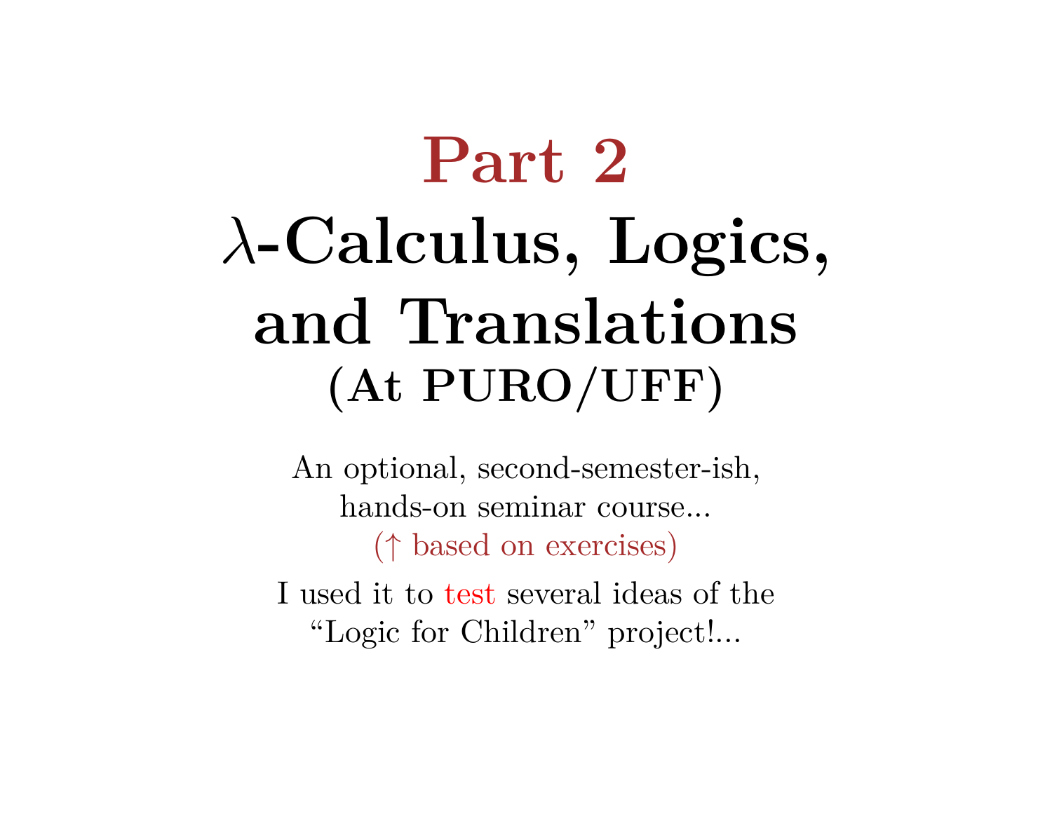# Part 2

# $\lambda$-Calculus, Logics, and Translations

## (At PURO/UFF)

An optional, second-semester-ish, hands-on seminar course...
($\uparrow$ based on exercises)

I used it to test several ideas of the "Logic for Children" project!...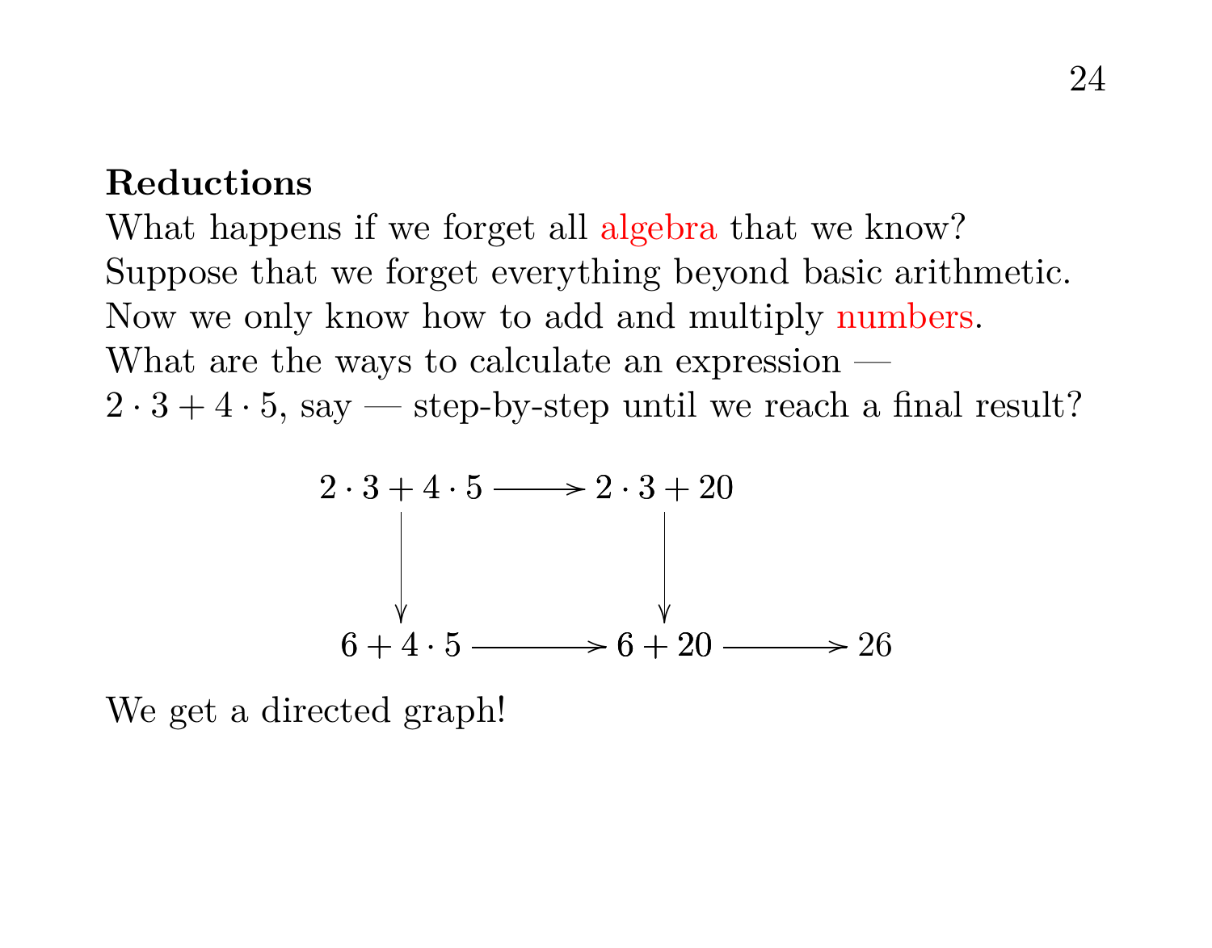**Reductions**

What happens if we forget all algebra that we know?
Suppose that we forget everything beyond basic arithmetic.
Now we only know how to add and multiply numbers.
What are the ways to calculate an expression —
$2 \cdot 3 + 4 \cdot 5$, say — step-by-step until we reach a final result?

$$
\begin{array}{ccccc}
2 \cdot 3 + 4 \cdot 5 & \longrightarrow & 2 \cdot 3 + 20 & & \\
\downarrow & & \downarrow & & \\
6 + 4 \cdot 5 & \longrightarrow & 6 + 20 & \longrightarrow & 26
\end{array}
$$

We get a directed graph!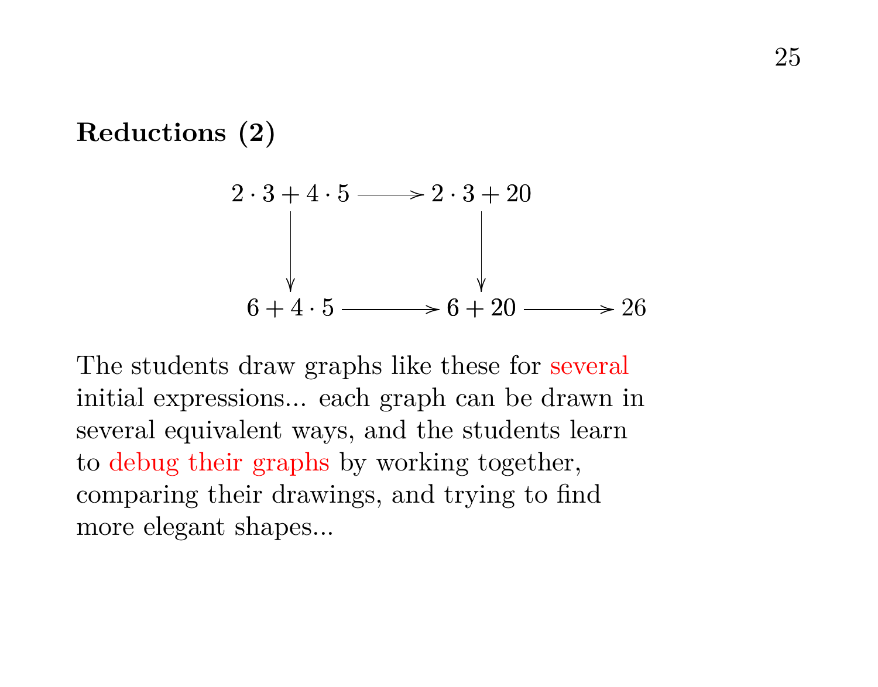**Reductions (2)**

$$
\begin{array}{ccccc}
2\cdot 3+4\cdot 5 & \longrightarrow & 2\cdot 3+20 & & \\
\downarrow & & \downarrow & & \\
6+4\cdot 5 & \longrightarrow & 6+20 & \longrightarrow & 26
\end{array}
$$

The students draw graphs like these for several initial expressions... each graph can be drawn in several equivalent ways, and the students learn to debug their graphs by working together, comparing their drawings, and trying to find more elegant shapes...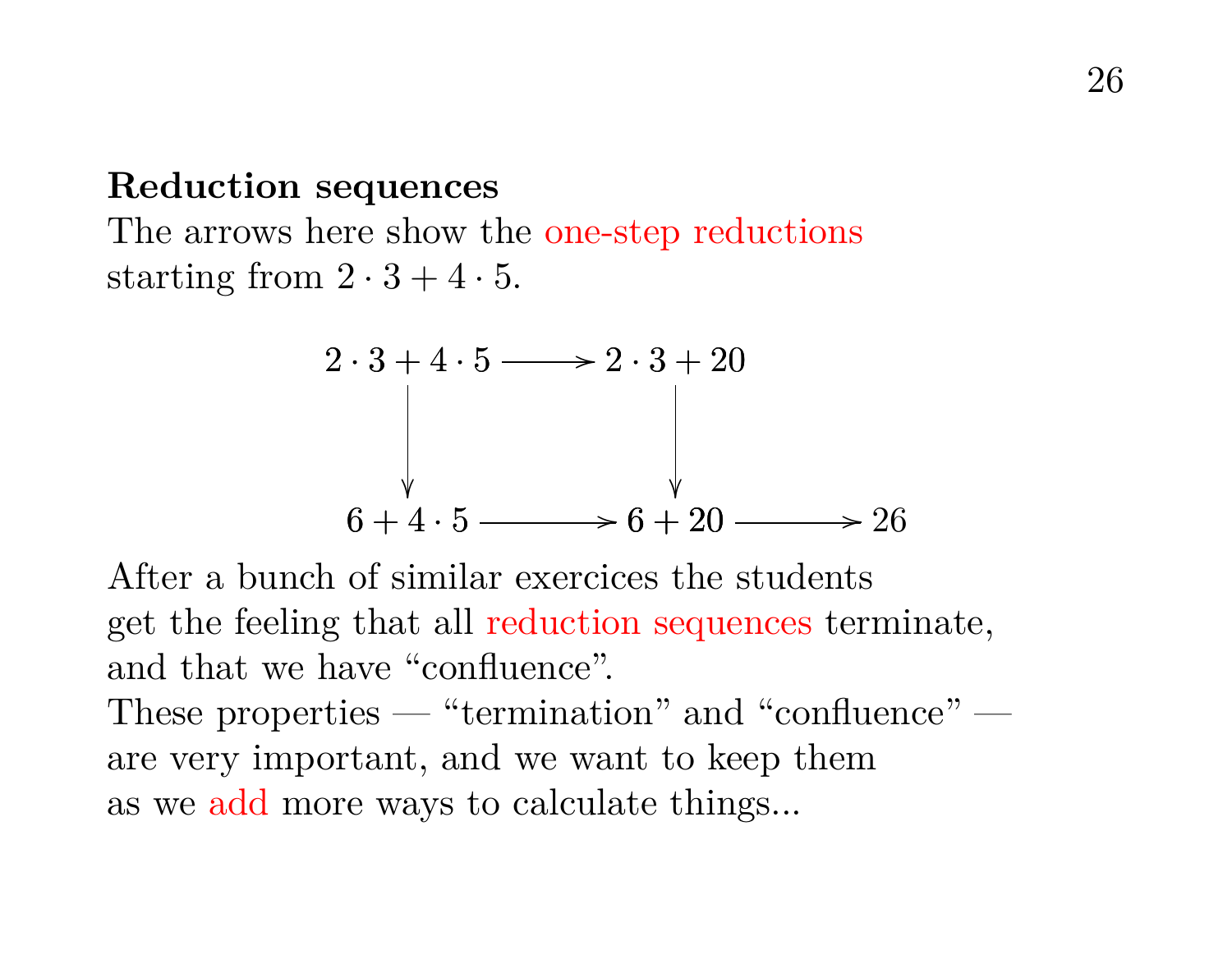**Reduction sequences**

The arrows here show the one-step reductions starting from $2 \cdot 3 + 4 \cdot 5$.

$$
\begin{array}{ccccc}
2 \cdot 3 + 4 \cdot 5 & \longrightarrow & 2 \cdot 3 + 20 & & \\
\downarrow & & \downarrow & & \\
6 + 4 \cdot 5 & \longrightarrow & 6 + 20 & \longrightarrow & 26
\end{array}
$$

After a bunch of similar exercices the students get the feeling that all reduction sequences terminate, and that we have "confluence".

These properties — "termination" and "confluence" — are very important, and we want to keep them as we add more ways to calculate things...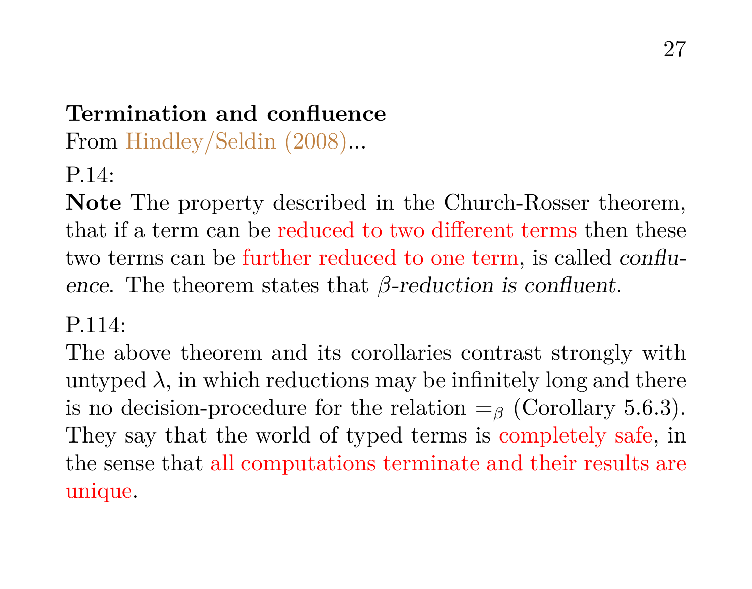## Termination and confluence

From Hindley/Seldin (2008)...

P.14:

**Note** The property described in the Church-Rosser theorem, that if a term can be reduced to two different terms then these two terms can be further reduced to one term, is called *confluence*. The theorem states that *$\beta$-reduction is confluent*.

P.114:

The above theorem and its corollaries contrast strongly with untyped $\lambda$, in which reductions may be infinitely long and there is no decision-procedure for the relation $=_\beta$ (Corollary 5.6.3). They say that the world of typed terms is completely safe, in the sense that all computations terminate and their results are unique.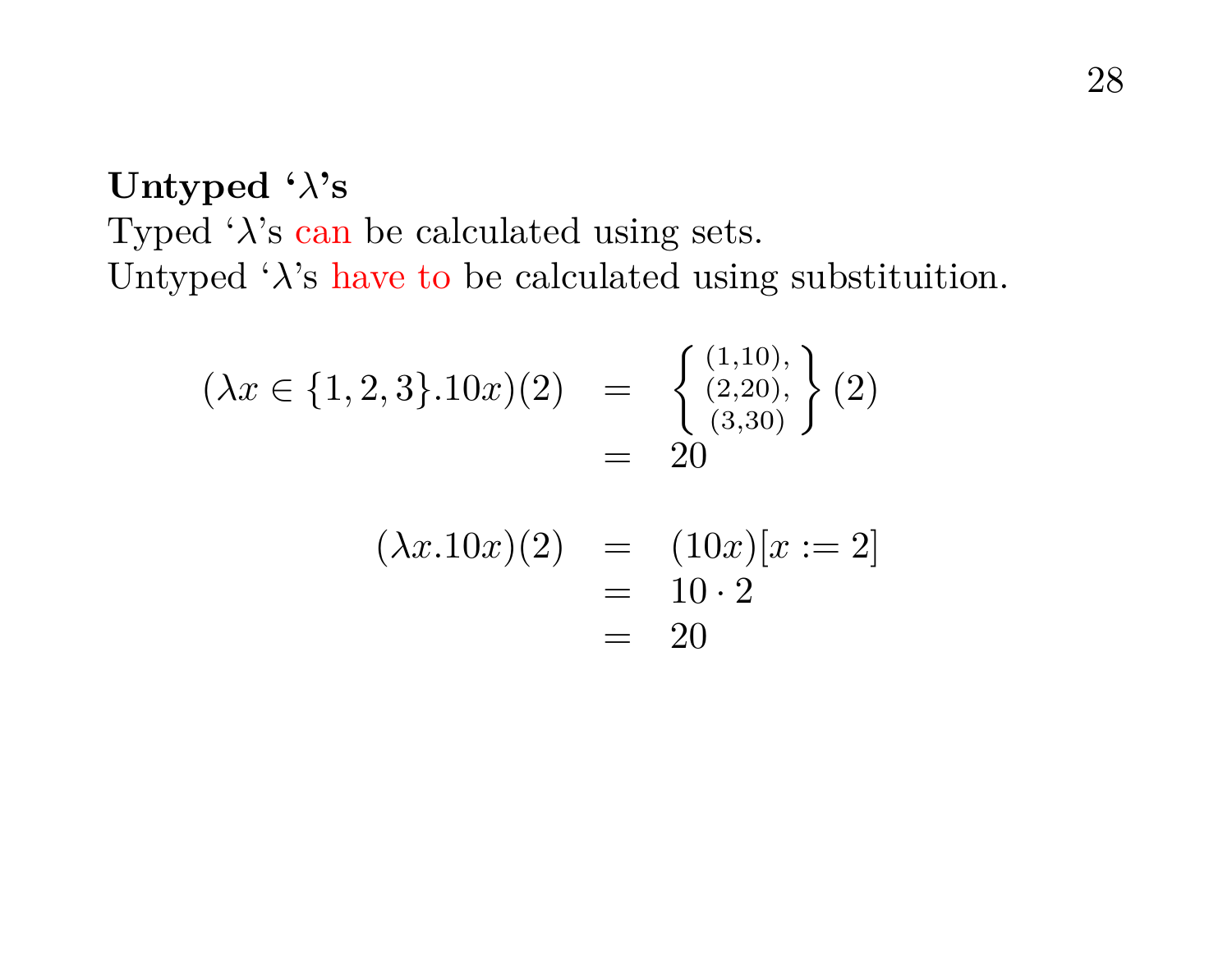**Untyped '$\lambda$'s**

Typed '$\lambda$'s can be calculated using sets.
Untyped '$\lambda$'s have to be calculated using substituition.

$$
\begin{array}{rcl}
(\lambda x \in \{1,2,3\}.10x)(2) & = & \left\{ \begin{smallmatrix} (1,10), \\ (2,20), \\ (3,30) \end{smallmatrix} \right\}(2) \\
& = & 20
\end{array}
$$

$$
\begin{array}{rcl}
(\lambda x.10x)(2) & = & (10x)[x := 2] \\
& = & 10 \cdot 2 \\
& = & 20
\end{array}
$$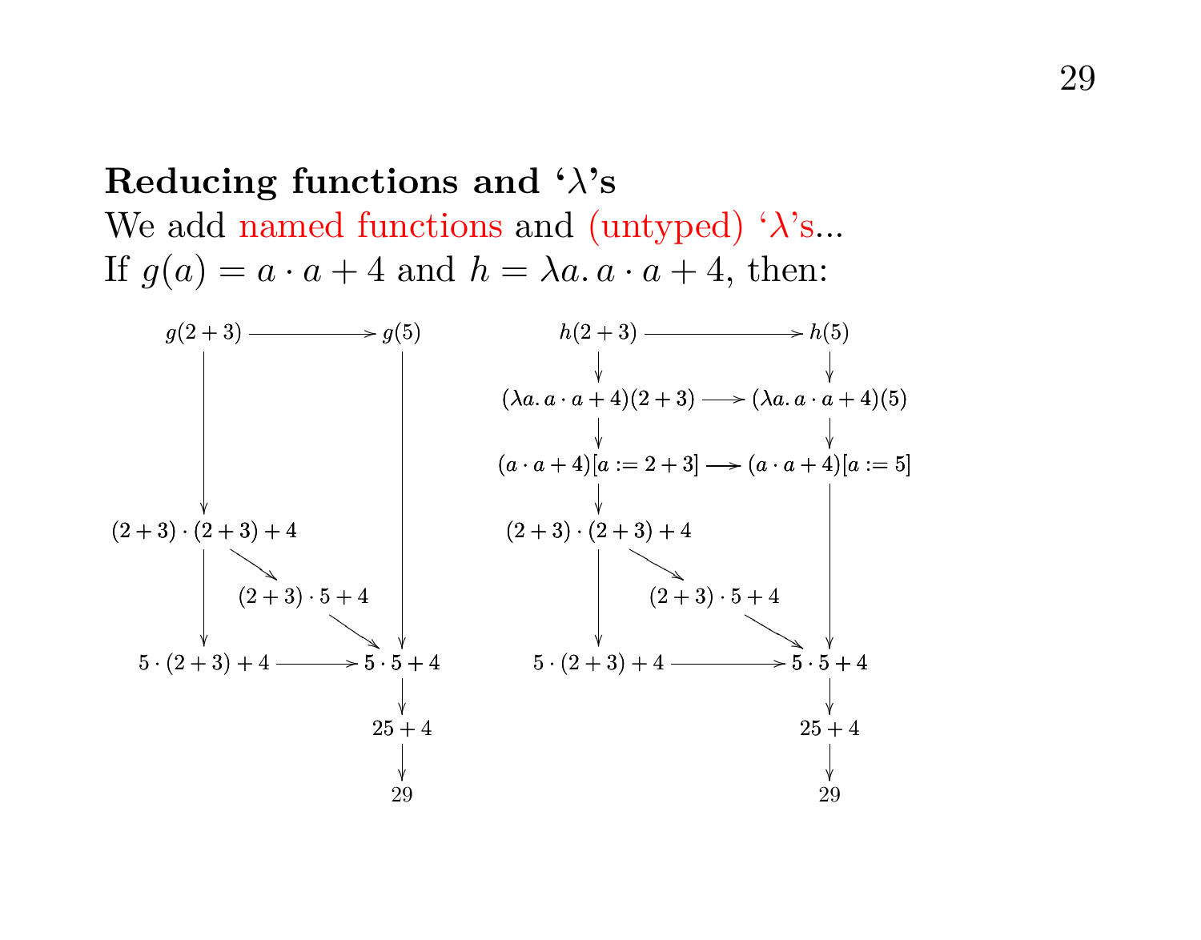## Reducing functions and ‘$\lambda$’s

We add named functions and (untyped) ‘$\lambda$’s...

If $g(a) = a \cdot a + 4$ and $h = \lambda a.\, a \cdot a + 4$, then:

$$
\begin{array}{ccc}
g(2+3) & \longrightarrow & g(5) \\
\downarrow & & \downarrow \\
(2+3)\cdot(2+3)+4 & & \\
\downarrow \quad \searrow & & \\
\quad (2+3)\cdot 5+4 & & \\
\downarrow \qquad\qquad \searrow & & \\
5\cdot(2+3)+4 & \longrightarrow & 5\cdot 5+4 \\
& & \downarrow \\
& & 25+4 \\
& & \downarrow \\
& & 29
\end{array}
$$

$$
\begin{array}{ccc}
h(2+3) & \longrightarrow & h(5) \\
\downarrow & & \downarrow \\
(\lambda a.\, a\cdot a+4)(2+3) & \longrightarrow & (\lambda a.\, a\cdot a+4)(5) \\
\downarrow & & \downarrow \\
(a\cdot a+4)[a:=2+3] & \longrightarrow & (a\cdot a+4)[a:=5] \\
\downarrow & & \downarrow \\
(2+3)\cdot(2+3)+4 & & \\
\downarrow \quad \searrow & & \\
\quad (2+3)\cdot 5+4 & & \\
\downarrow \qquad\qquad \searrow & & \\
5\cdot(2+3)+4 & \longrightarrow & 5\cdot 5+4 \\
& & \downarrow \\
& & 25+4 \\
& & \downarrow \\
& & 29
\end{array}
$$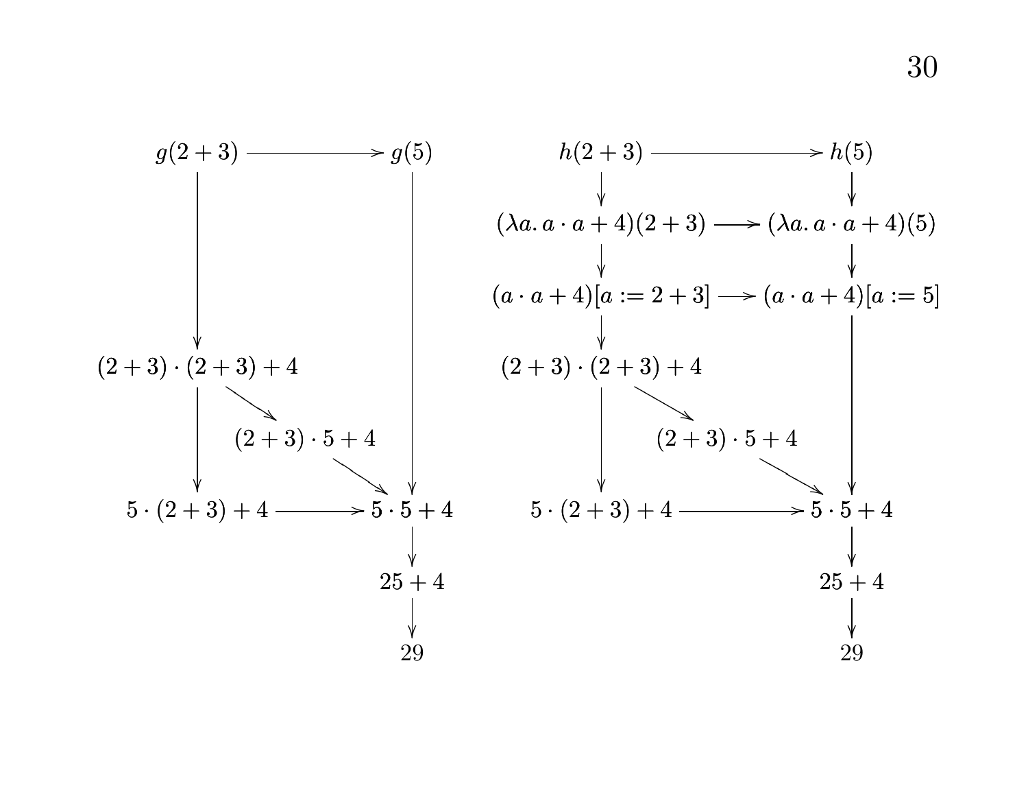$$
\begin{array}{ccc}
g(2+3) & \longrightarrow & g(5) \\
\downarrow & & \downarrow \\
(2+3)\cdot(2+3)+4 & & \\
\downarrow \quad \searrow & & \\
& (2+3)\cdot 5+4 & \\
& \searrow & \\
5\cdot(2+3)+4 & \longrightarrow & 5\cdot 5+4 \\
& & \downarrow \\
& & 25+4 \\
& & \downarrow \\
& & 29
\end{array}
$$

$$
\begin{array}{ccc}
h(2+3) & \longrightarrow & h(5) \\
\downarrow & & \downarrow \\
(\lambda a.\, a\cdot a+4)(2+3) & \longrightarrow & (\lambda a.\, a\cdot a+4)(5) \\
\downarrow & & \downarrow \\
(a\cdot a+4)[a:=2+3] & \longrightarrow & (a\cdot a+4)[a:=5] \\
\downarrow & & \downarrow \\
(2+3)\cdot(2+3)+4 & & \\
\downarrow \quad \searrow & & \\
& (2+3)\cdot 5+4 & \\
& \searrow & \\
5\cdot(2+3)+4 & \longrightarrow & 5\cdot 5+4 \\
& & \downarrow \\
& & 25+4 \\
& & \downarrow \\
& & 29
\end{array}
$$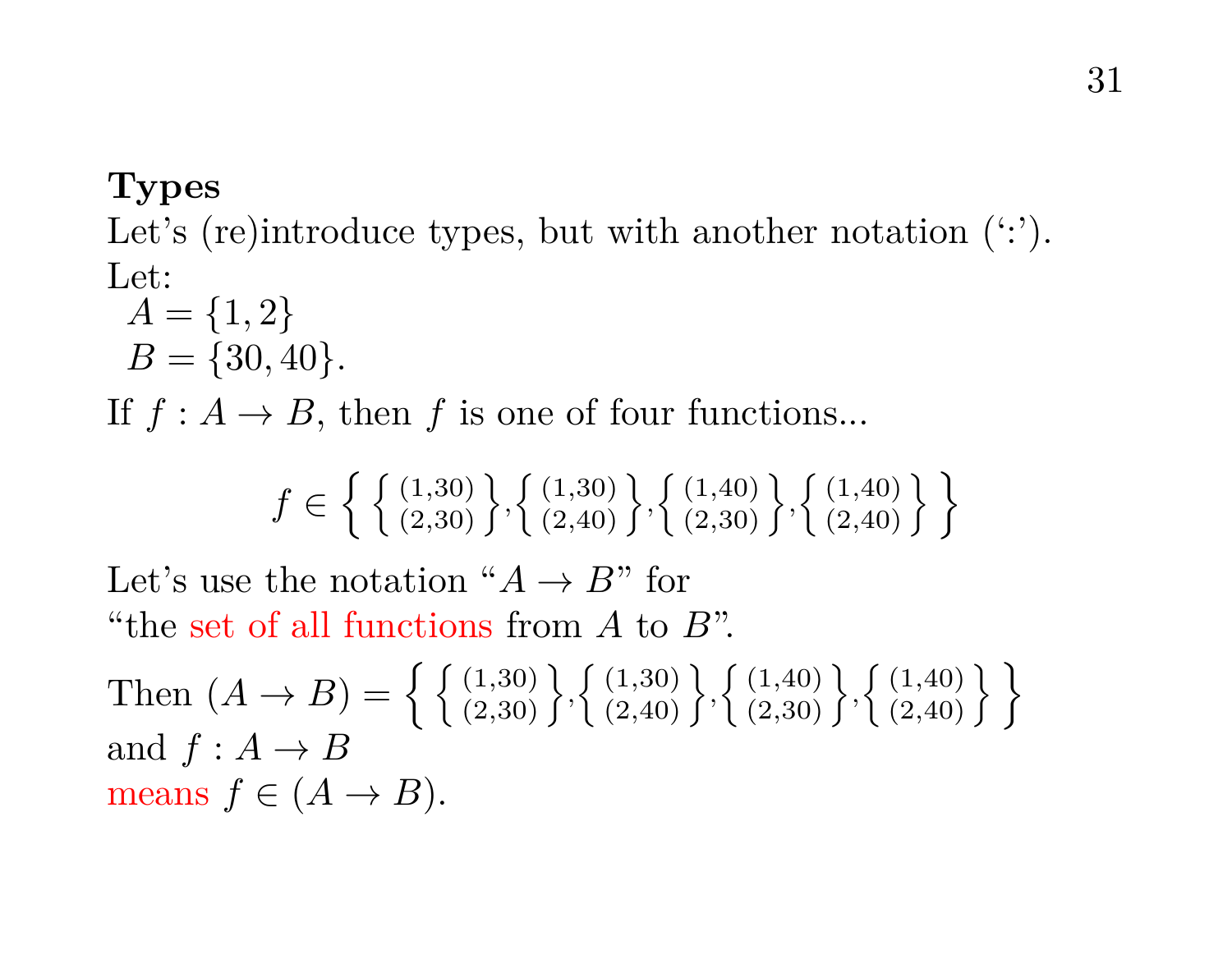**Types**

Let's (re)introduce types, but with another notation (':').

Let:
$A = \{1, 2\}$
$B = \{30, 40\}$.

If $f : A \to B$, then $f$ is one of four functions...

$$f \in \left\{ \left\{ \begin{smallmatrix} (1,30) \\ (2,30) \end{smallmatrix} \right\}, \left\{ \begin{smallmatrix} (1,30) \\ (2,40) \end{smallmatrix} \right\}, \left\{ \begin{smallmatrix} (1,40) \\ (2,30) \end{smallmatrix} \right\}, \left\{ \begin{smallmatrix} (1,40) \\ (2,40) \end{smallmatrix} \right\} \right\}$$

Let's use the notation "$A \to B$" for
"the set of all functions from $A$ to $B$".

Then $(A \to B) = \left\{ \left\{ \begin{smallmatrix} (1,30) \\ (2,30) \end{smallmatrix} \right\}, \left\{ \begin{smallmatrix} (1,30) \\ (2,40) \end{smallmatrix} \right\}, \left\{ \begin{smallmatrix} (1,40) \\ (2,30) \end{smallmatrix} \right\}, \left\{ \begin{smallmatrix} (1,40) \\ (2,40) \end{smallmatrix} \right\} \right\}$
and $f : A \to B$
means $f \in (A \to B)$.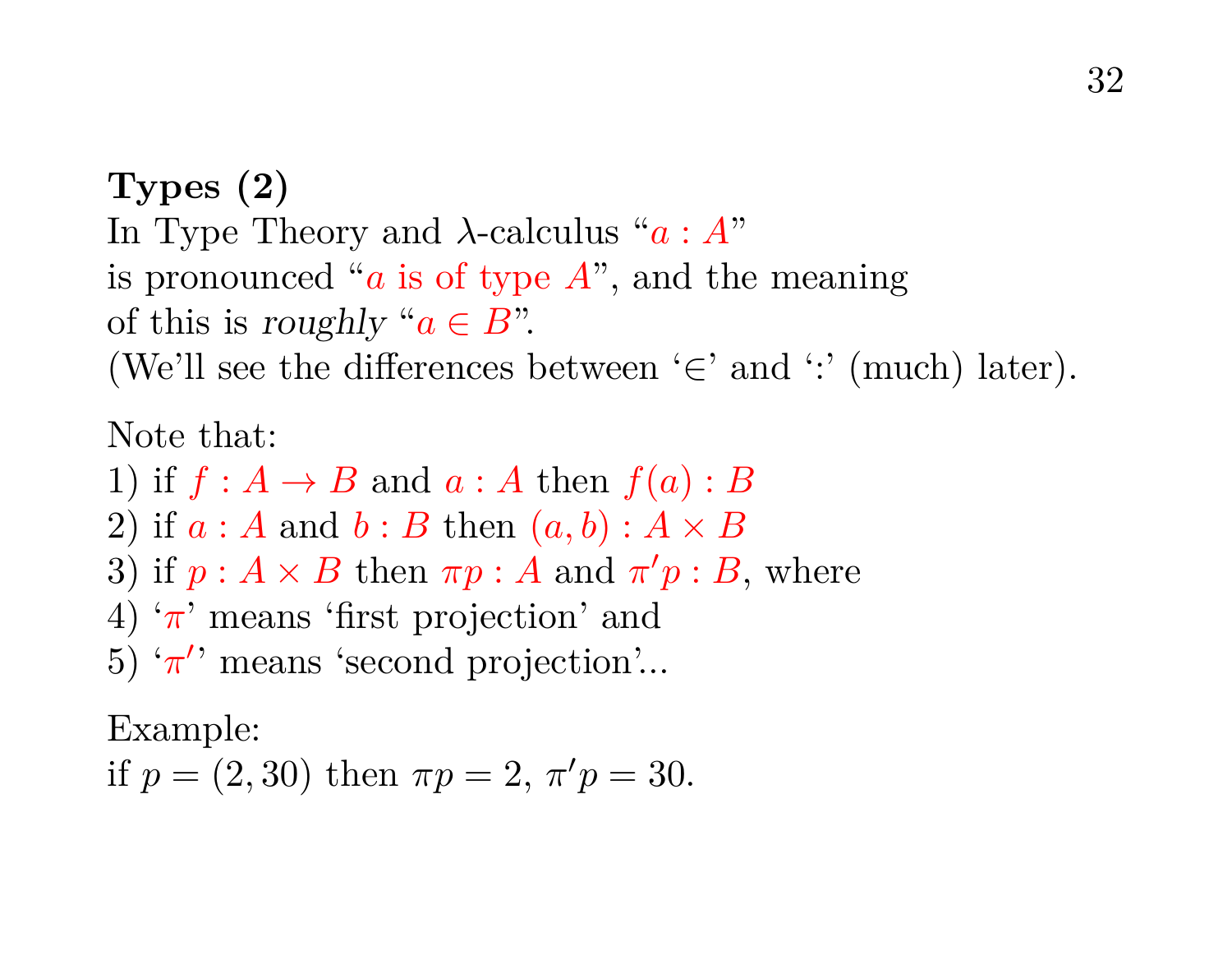**Types (2)**

In Type Theory and $\lambda$-calculus "$a : A$"
is pronounced "$a$ is of type $A$", and the meaning
of this is *roughly* "$a \in B$".
(We'll see the differences between '$\in$' and ':' (much) later).

Note that:
1) if $f : A \to B$ and $a : A$ then $f(a) : B$
2) if $a : A$ and $b : B$ then $(a, b) : A \times B$
3) if $p : A \times B$ then $\pi p : A$ and $\pi' p : B$, where
4) '$\pi$' means 'first projection' and
5) '$\pi'$' means 'second projection'...

Example:
if $p = (2, 30)$ then $\pi p = 2$, $\pi' p = 30$.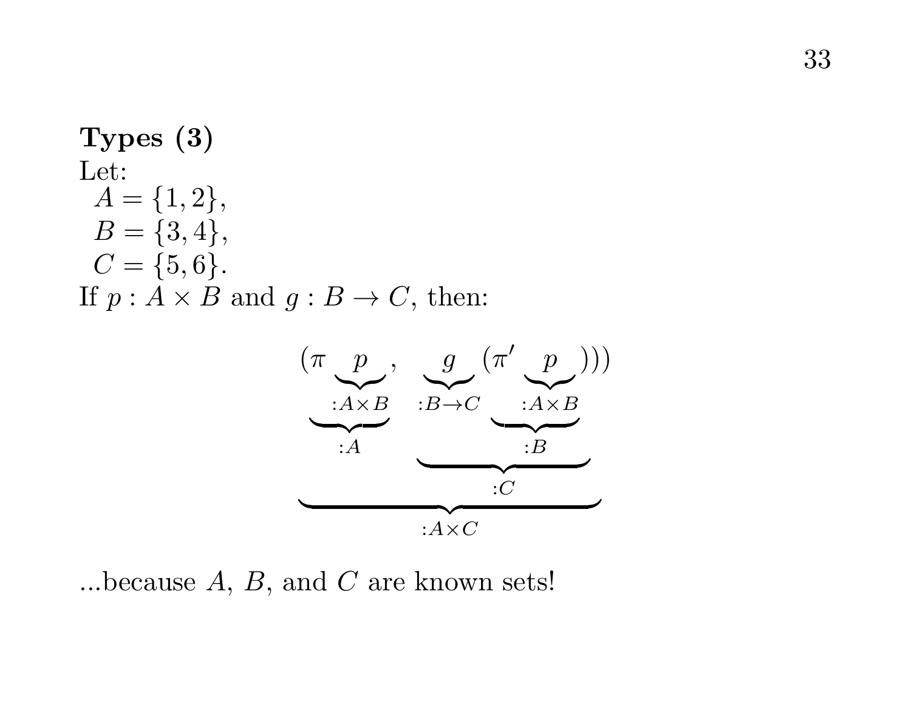**Types (3)**

Let:

$A = \{1, 2\}$,
$B = \{3, 4\}$,
$C = \{5, 6\}$.

If $p : A \times B$ and $g : B \to C$, then:

$$\underbrace{(\underbrace{\pi \underbrace{p}_{:A\times B}}_{:A}, \ \underbrace{\underbrace{g}_{:B\to C} (\underbrace{\pi' \underbrace{p}_{:A\times B}}_{:B}))}_{:C})}_{:A\times C}$$

...because $A$, $B$, and $C$ are known sets!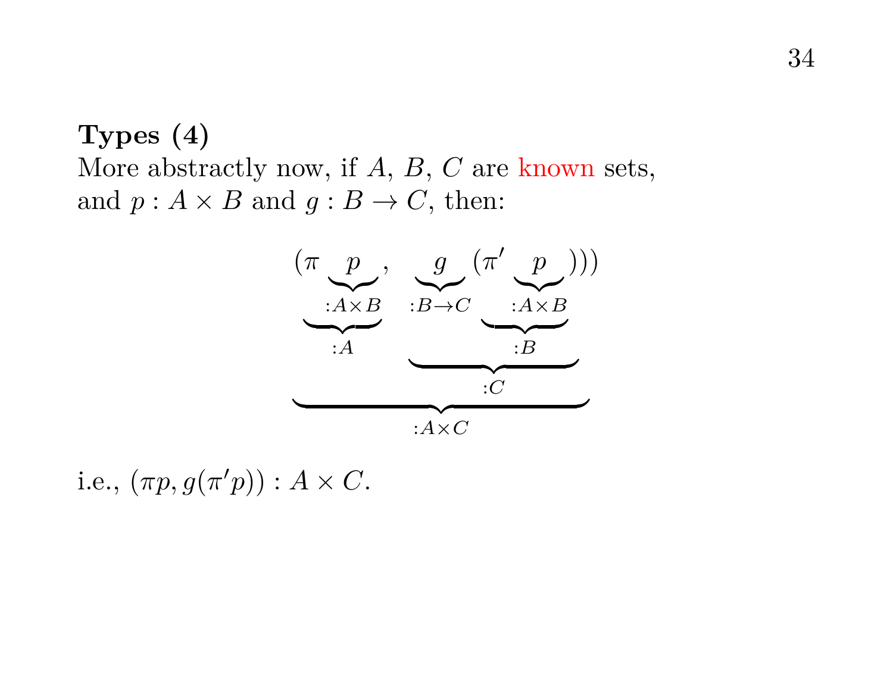**Types (4)**

More abstractly now, if $A$, $B$, $C$ are known sets, and $p : A \times B$ and $g : B \to C$, then:

$$\underbrace{\underbrace{(\pi \underbrace{p}_{:A\times B}}_{:A}, \underbrace{\underbrace{g}_{:B\to C}(\underbrace{\pi' \underbrace{p}_{:A\times B}}_{:B}}_{:C}))}_{:A\times C})$$

i.e., $(\pi p, g(\pi' p)) : A \times C$.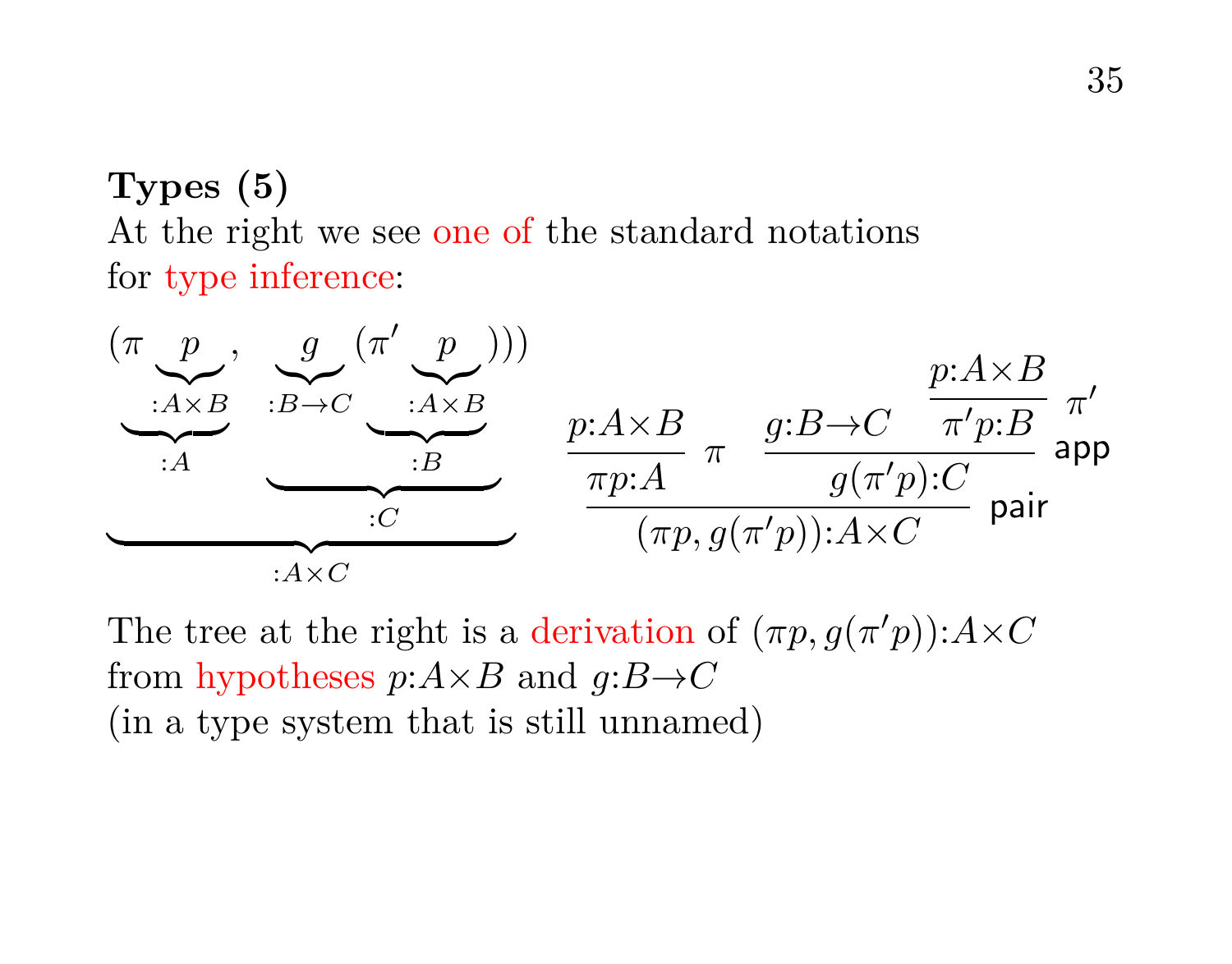**Types (5)**

At the right we see one of the standard notations for type inference:

$$(\pi \underbrace{\underbrace{p}_{:A\times B}}_{:A}, \underbrace{\underbrace{g}_{:B\to C} (\pi' \underbrace{\underbrace{p}_{:A\times B}}_{:B})}_{:C}))$$

with the whole expression annotated $:A\times C$.

$$\dfrac{\dfrac{p{:}A\times B}{\pi p{:}A}\,\pi \qquad \dfrac{g{:}B\to C \qquad \dfrac{p{:}A\times B}{\pi' p{:}B}\,\pi'}{g(\pi' p){:}C}\,\mathsf{app}}{(\pi p, g(\pi' p)){:}A\times C}\,\mathsf{pair}$$

The tree at the right is a derivation of $(\pi p, g(\pi' p)){:}A\times C$ from hypotheses $p{:}A\times B$ and $g{:}B\to C$ (in a type system that is still unnamed)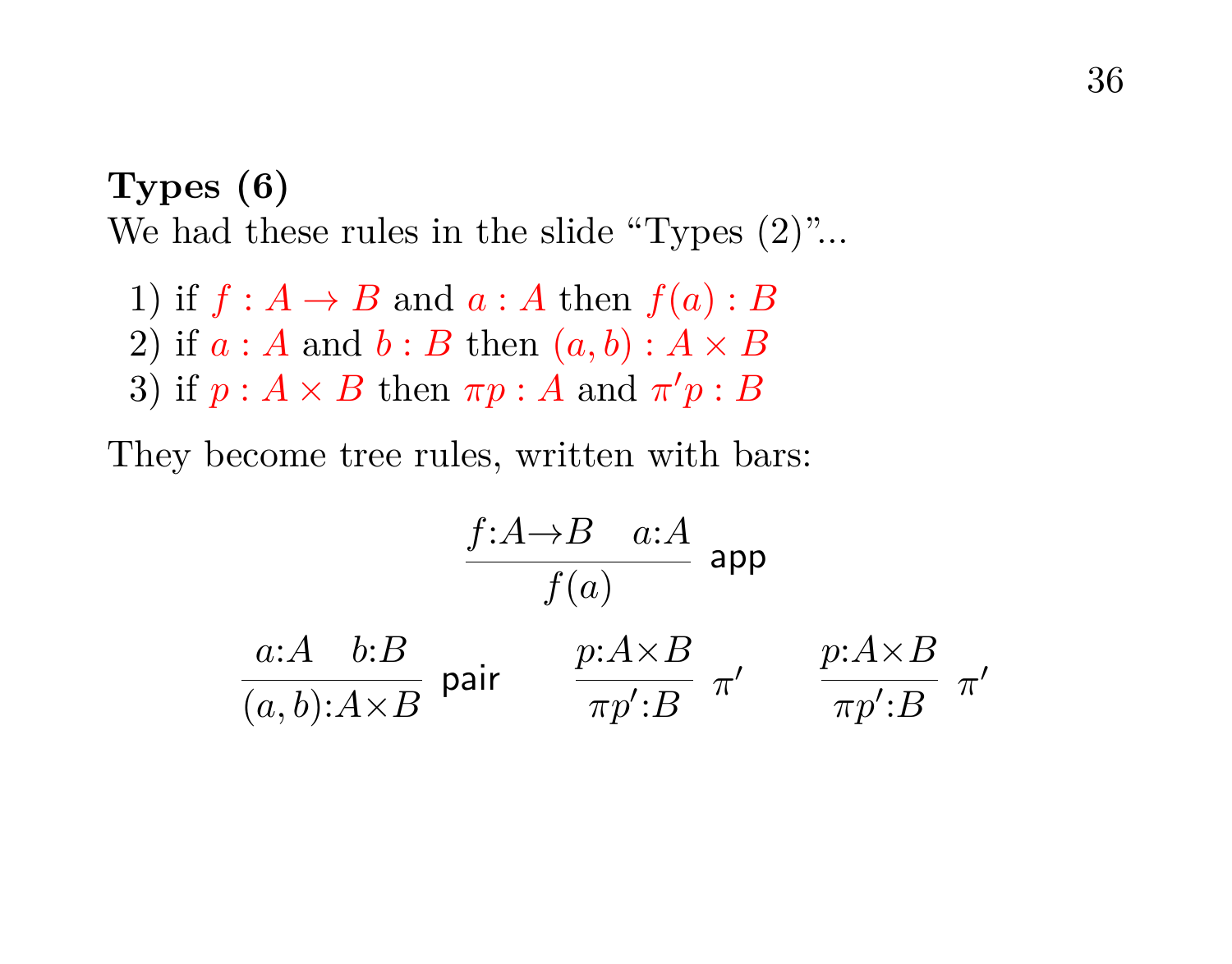**Types (6)**

We had these rules in the slide "Types (2)"...

1) if $f : A \to B$ and $a : A$ then $f(a) : B$
2) if $a : A$ and $b : B$ then $(a,b) : A \times B$
3) if $p : A \times B$ then $\pi p : A$ and $\pi' p : B$

They become tree rules, written with bars:

$$\dfrac{f{:}A{\to}B \quad a{:}A}{f(a)}\ \textsf{app}$$

$$\dfrac{a{:}A \quad b{:}B}{(a,b){:}A{\times}B}\ \textsf{pair} \qquad \dfrac{p{:}A{\times}B}{\pi p'{:}B}\ \pi' \qquad \dfrac{p{:}A{\times}B}{\pi p'{:}B}\ \pi'$$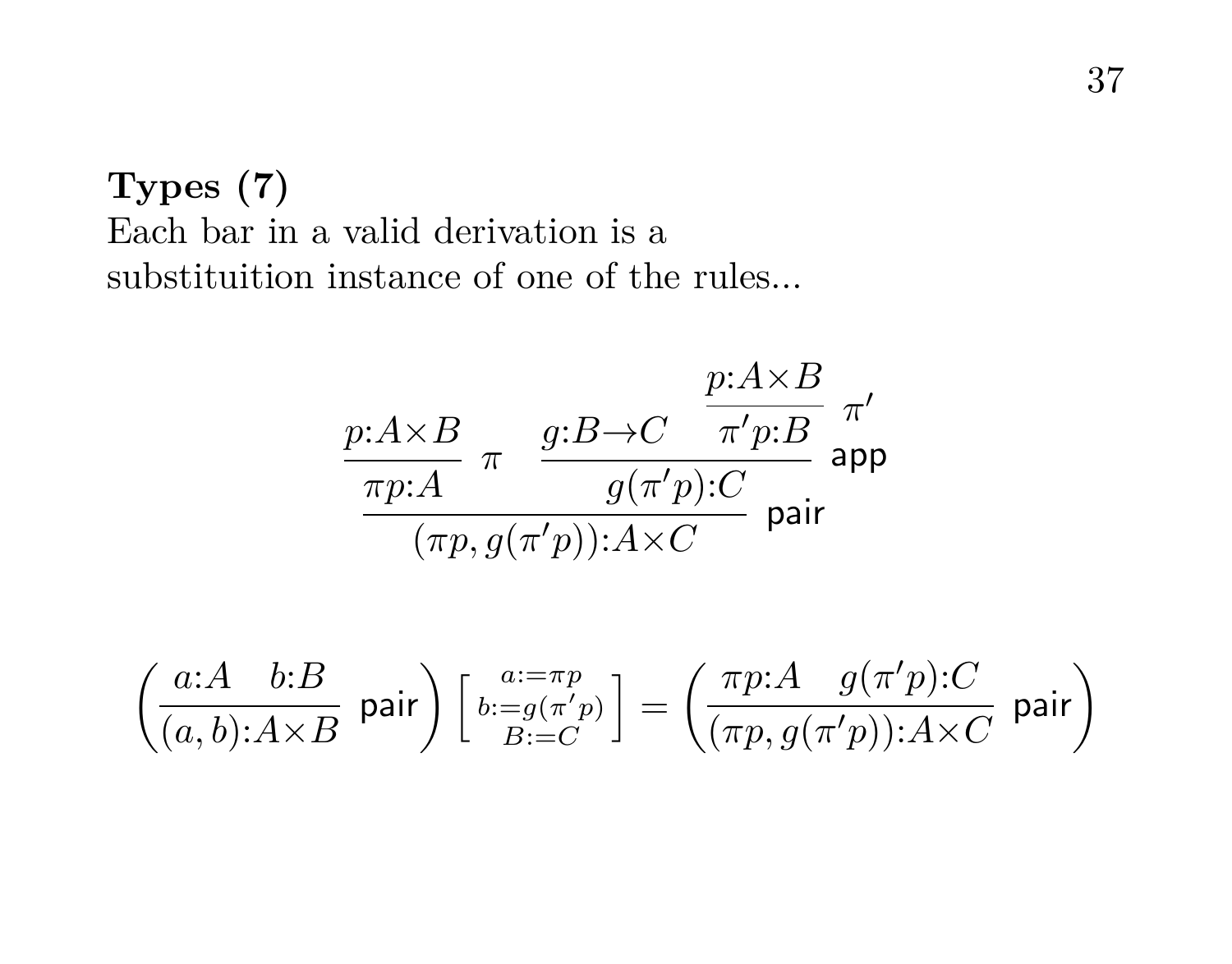**Types (7)**

Each bar in a valid derivation is a substituition instance of one of the rules...

$$
\dfrac{\dfrac{p{:}A{\times}B}{\pi p{:}A}\;\pi \qquad \dfrac{g{:}B{\to}C \quad \dfrac{p{:}A{\times}B}{\pi' p{:}B}\;\pi'}{g(\pi' p){:}C}\;\mathsf{app}}{(\pi p, g(\pi' p)){:}A{\times}C}\;\mathsf{pair}
$$

$$
\left(\dfrac{a{:}A \quad b{:}B}{(a,b){:}A{\times}B}\;\mathsf{pair}\right)\left[\begin{smallmatrix} a:=\pi p \\ b:=g(\pi' p) \\ B:=C \end{smallmatrix}\right] = \left(\dfrac{\pi p{:}A \quad g(\pi' p){:}C}{(\pi p, g(\pi' p)){:}A{\times}C}\;\mathsf{pair}\right)
$$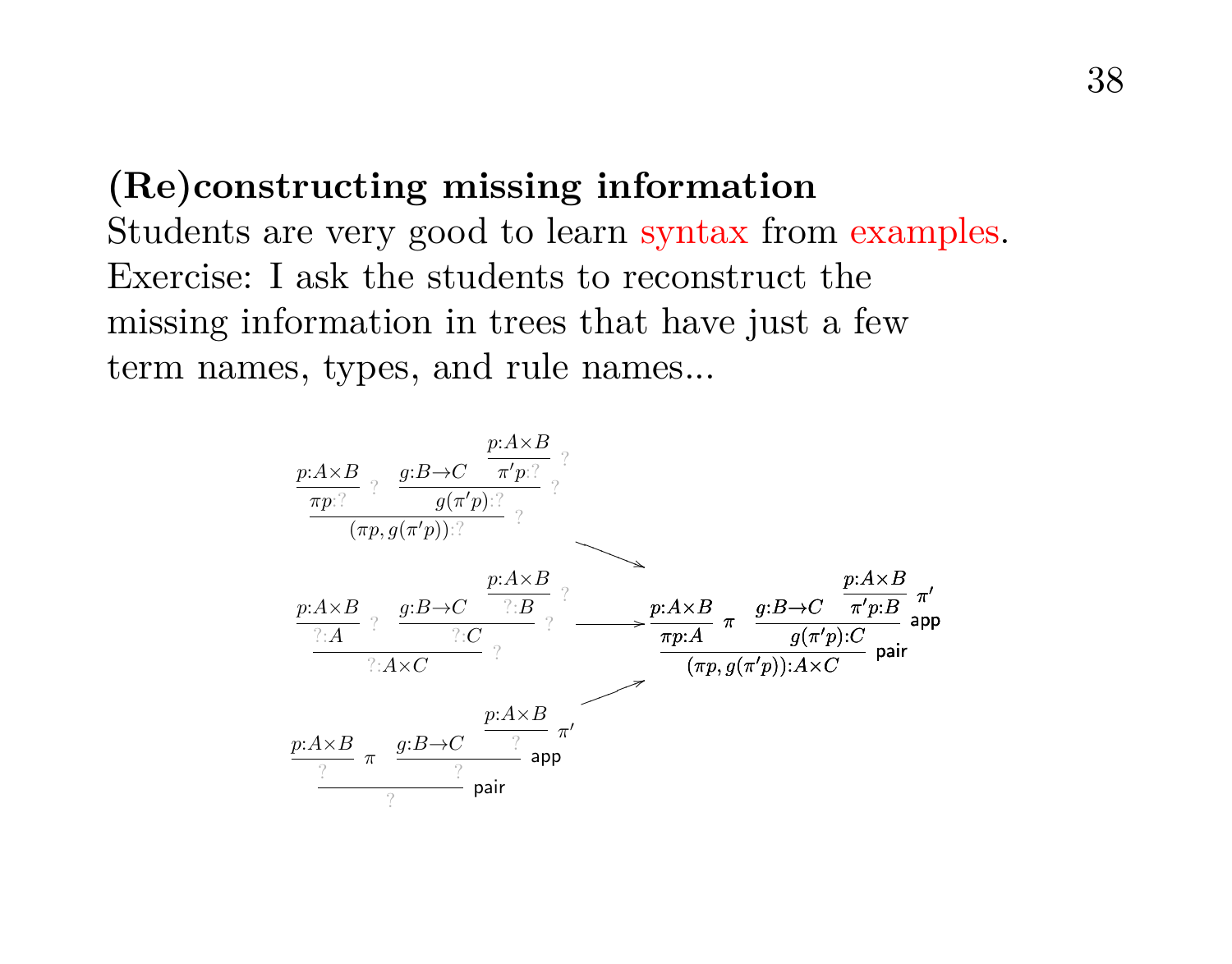**(Re)constructing missing information**

Students are very good to learn syntax from examples.
Exercise: I ask the students to reconstruct the missing information in trees that have just a few term names, types, and rule names...

$$\dfrac{\dfrac{p{:}A\times B}{\pi p{:}?}\,? \quad \dfrac{g{:}B\to C \quad \dfrac{p{:}A\times B}{\pi' p{:}?}\,?}{g(\pi' p){:}?}\,?}{(\pi p, g(\pi' p)){:}?}\,?$$

$$\dfrac{\dfrac{p{:}A\times B}{?{:}A}\,? \quad \dfrac{g{:}B\to C \quad \dfrac{p{:}A\times B}{?{:}B}\,?}{?{:}C}\,?}{?{:}A\times C}\,?$$

$$\dfrac{\dfrac{p{:}A\times B}{?}\,\pi \quad \dfrac{g{:}B\to C \quad \dfrac{p{:}A\times B}{?}\,\pi'}{?}\,\mathsf{app}}{?}\,\mathsf{pair}$$

$$\longrightarrow \quad \dfrac{\dfrac{p{:}A\times B}{\pi p{:}A}\,\pi \quad \dfrac{g{:}B\to C \quad \dfrac{p{:}A\times B}{\pi' p{:}B}\,\pi'}{g(\pi' p){:}C}\,\mathsf{app}}{(\pi p, g(\pi' p)){:}A\times C}\,\mathsf{pair}$$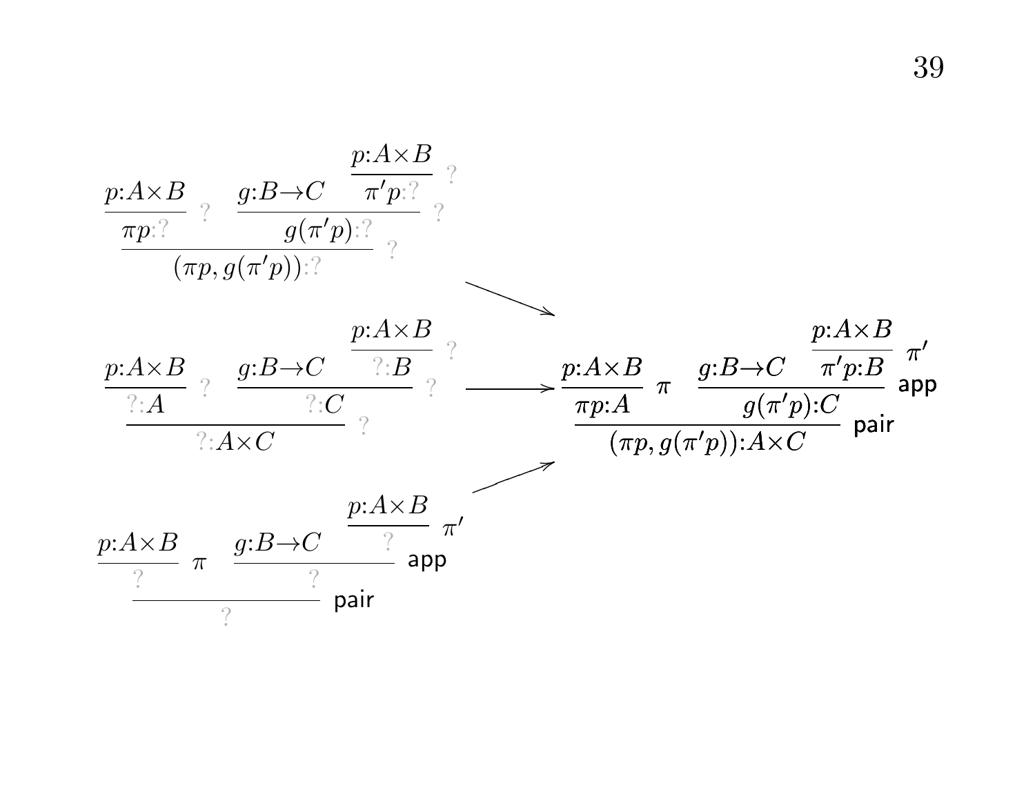$$
\dfrac{\dfrac{p{:}A\times B}{\pi p{:}?}\;?\qquad \dfrac{g{:}B\to C \qquad \dfrac{p{:}A\times B}{\pi' p{:}?}\;?}{g(\pi' p){:}?}\;?}{(\pi p, g(\pi' p)){:}?}\;?
$$

$$
\dfrac{\dfrac{p{:}A\times B}{?{:}A}\;?\qquad \dfrac{g{:}B\to C \qquad \dfrac{p{:}A\times B}{?{:}B}\;?}{?{:}C}\;?}{?{:}A\times C}\;?
\quad\longrightarrow\quad
\dfrac{\dfrac{p{:}A\times B}{\pi p{:}A}\;\pi\qquad \dfrac{g{:}B\to C \qquad \dfrac{p{:}A\times B}{\pi' p{:}B}\;\pi'}{g(\pi' p){:}C}\;\mathsf{app}}{(\pi p, g(\pi' p)){:}A\times C}\;\mathsf{pair}
$$

$$
\dfrac{\dfrac{p{:}A\times B}{?}\;\pi\qquad \dfrac{g{:}B\to C \qquad \dfrac{p{:}A\times B}{?}\;\pi'}{?}\;\mathsf{app}}{?}\;\mathsf{pair}
$$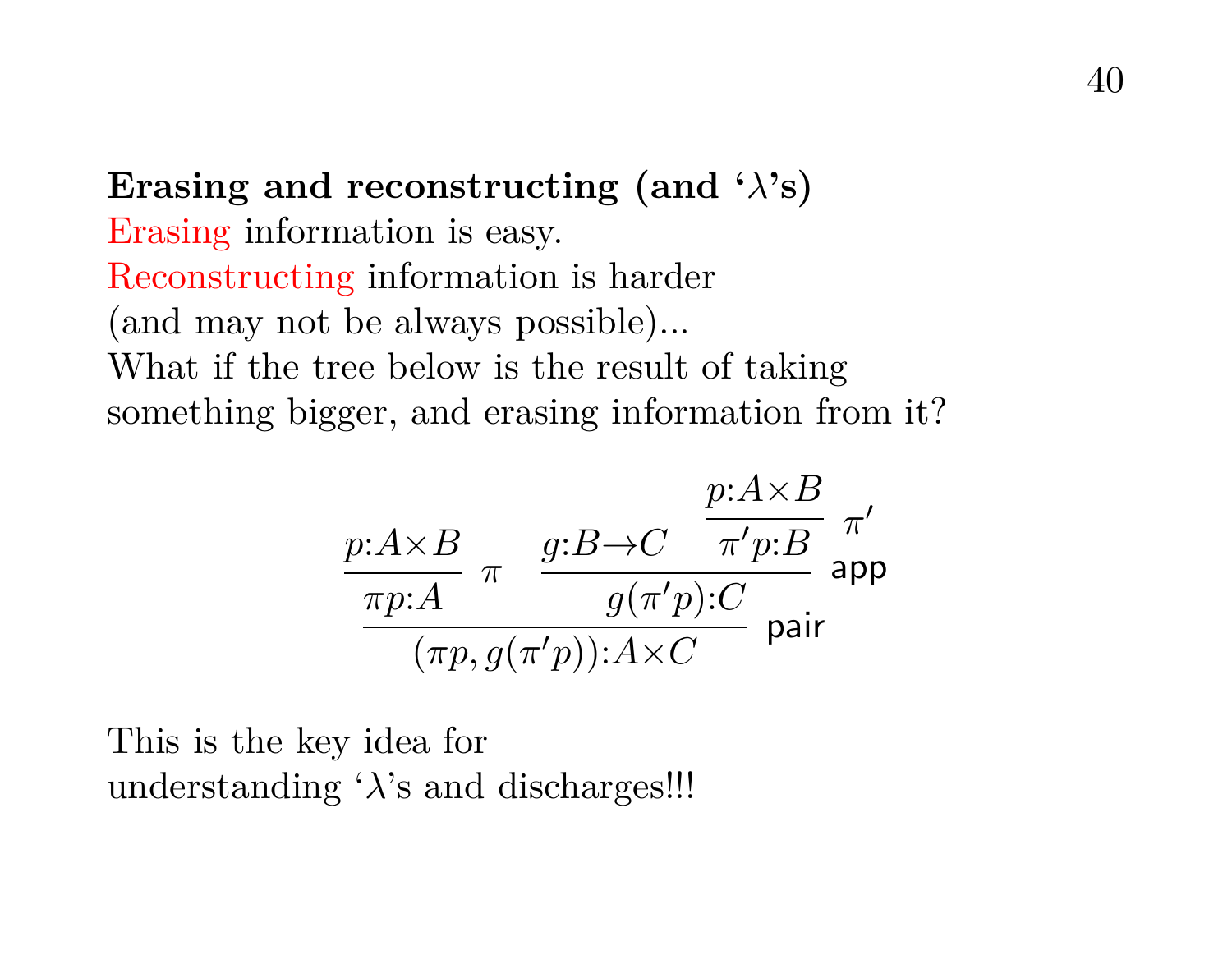**Erasing and reconstructing (and '$\lambda$'s)**

Erasing information is easy.
Reconstructing information is harder
(and may not be always possible)...
What if the tree below is the result of taking
something bigger, and erasing information from it?

$$
\dfrac{\dfrac{p{:}A\times B}{\pi p{:}A}\;\pi \qquad \dfrac{g{:}B\to C \qquad \dfrac{p{:}A\times B}{\pi' p{:}B}\;\pi'}{g(\pi' p){:}C}\;\mathsf{app}}{(\pi p, g(\pi' p)){:}A\times C}\;\mathsf{pair}
$$

This is the key idea for
understanding '$\lambda$'s and discharges!!!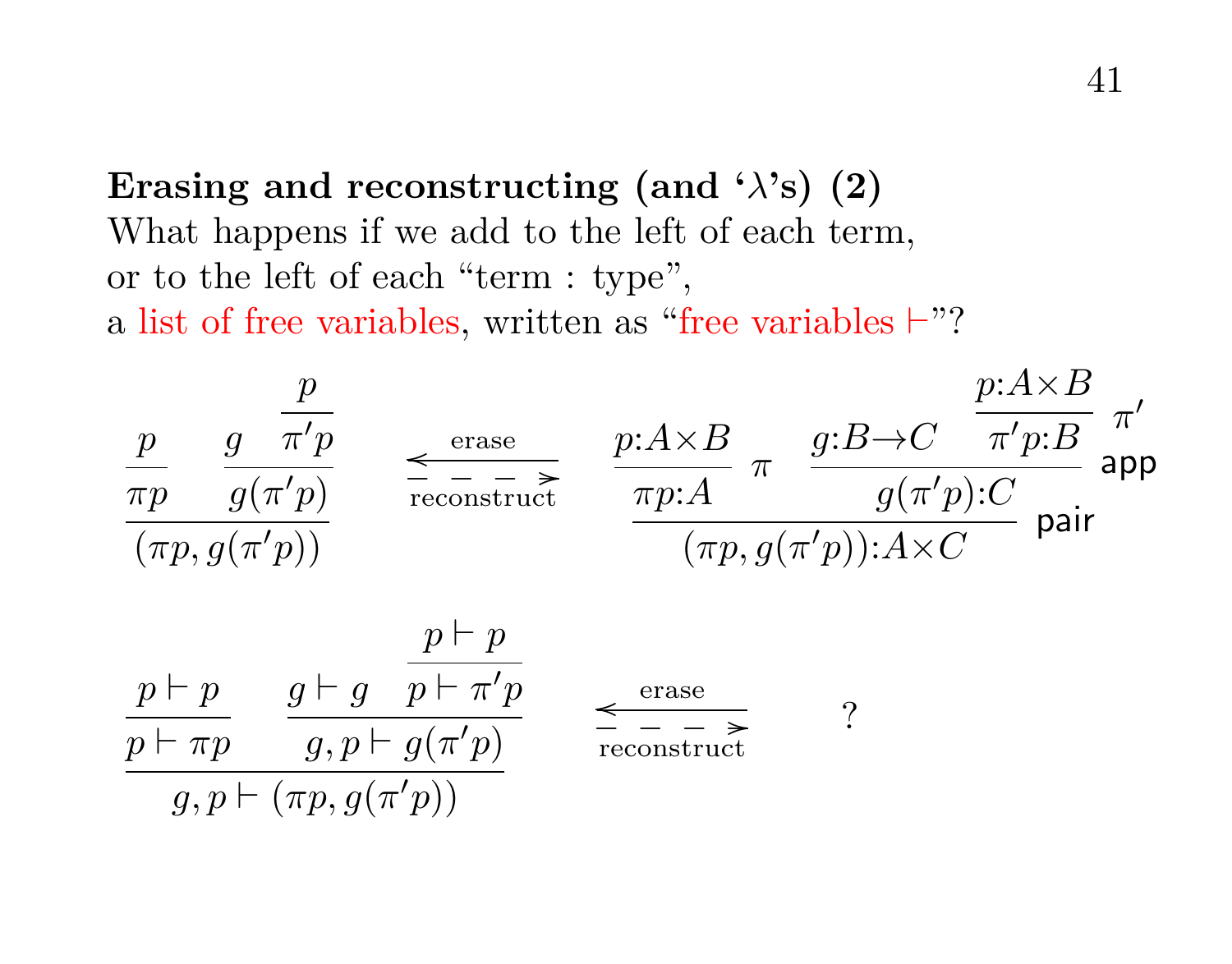**Erasing and reconstructing (and 'λ's) (2)**

What happens if we add to the left of each term,
or to the left of each "term : type",
a list of free variables, written as "free variables ⊢"?

$$\dfrac{\dfrac{p}{\pi p} \qquad \dfrac{g \quad \dfrac{p}{\pi' p}}{g(\pi' p)}}{(\pi p, g(\pi' p))} \quad \underset{\text{reconstruct}}{\overset{\text{erase}}{\rightleftarrows}} \quad \dfrac{\dfrac{p{:}A{\times}B}{\pi p{:}A}\,\pi \qquad \dfrac{g{:}B{\to}C \quad \dfrac{p{:}A{\times}B}{\pi' p{:}B}\,\pi'}{g(\pi' p){:}C}\,\mathsf{app}}{(\pi p, g(\pi' p)){:}A{\times}C}\,\mathsf{pair}$$

$$\dfrac{\dfrac{p \vdash p}{p \vdash \pi p} \qquad \dfrac{g \vdash g \quad \dfrac{p \vdash p}{p \vdash \pi' p}}{g, p \vdash g(\pi' p)}}{g, p \vdash (\pi p, g(\pi' p))} \quad \underset{\text{reconstruct}}{\overset{\text{erase}}{\rightleftarrows}} \quad ?$$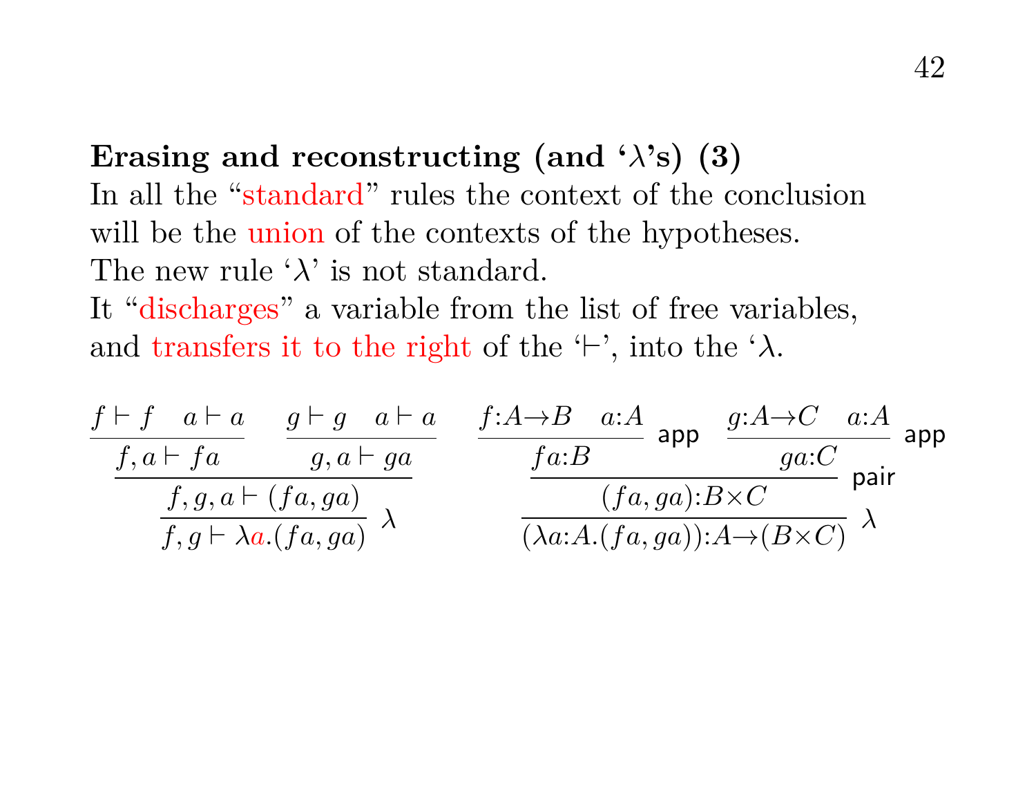**Erasing and reconstructing (and ‘$\lambda$’s) (3)**

In all the “standard” rules the context of the conclusion will be the union of the contexts of the hypotheses.

The new rule ‘$\lambda$’ is not standard.

It “discharges” a variable from the list of free variables, and transfers it to the right of the ‘$\vdash$’, into the ‘$\lambda$.

$$
\dfrac{\dfrac{\dfrac{f \vdash f \quad a \vdash a}{f, a \vdash fa} \qquad \dfrac{g \vdash g \quad a \vdash a}{g, a \vdash ga}}{f, g, a \vdash (fa, ga)}}{f, g \vdash \lambda a.(fa, ga)}\ \lambda
\qquad
\dfrac{\dfrac{\dfrac{f{:}A{\to}B \quad a{:}A}{fa{:}B}\ \mathsf{app} \qquad \dfrac{g{:}A{\to}C \quad a{:}A}{ga{:}C}\ \mathsf{app}}{(fa, ga){:}B{\times}C}\ \mathsf{pair}}{(\lambda a{:}A.(fa, ga)){:}A{\to}(B{\times}C)}\ \lambda
$$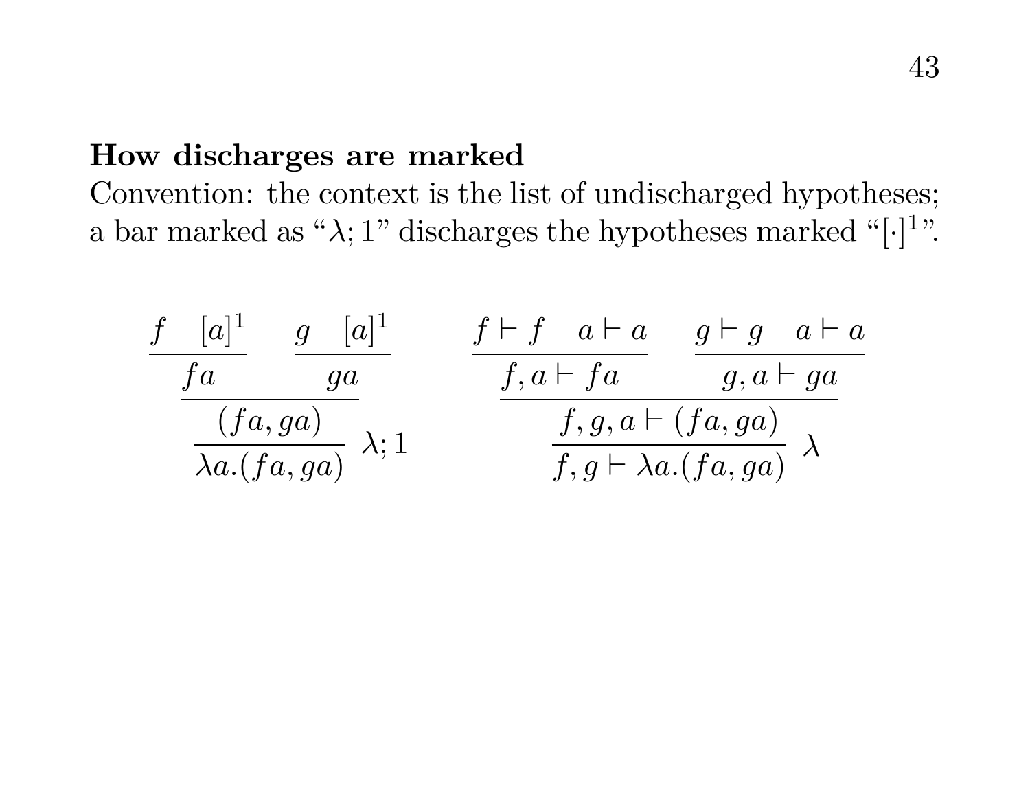**How discharges are marked**

Convention: the context is the list of undischarged hypotheses; a bar marked as "$\lambda; 1$" discharges the hypotheses marked "$[\cdot]^1$".

$$
\dfrac{\dfrac{\dfrac{f \quad [a]^1}{fa} \qquad \dfrac{g \quad [a]^1}{ga}}{(fa, ga)}}{\lambda a.(fa, ga)}\ \lambda;1
\qquad\qquad
\dfrac{\dfrac{\dfrac{f \vdash f \quad a \vdash a}{f, a \vdash fa} \qquad \dfrac{g \vdash g \quad a \vdash a}{g, a \vdash ga}}{f, g, a \vdash (fa, ga)}}{f, g \vdash \lambda a.(fa, ga)}\ \lambda
$$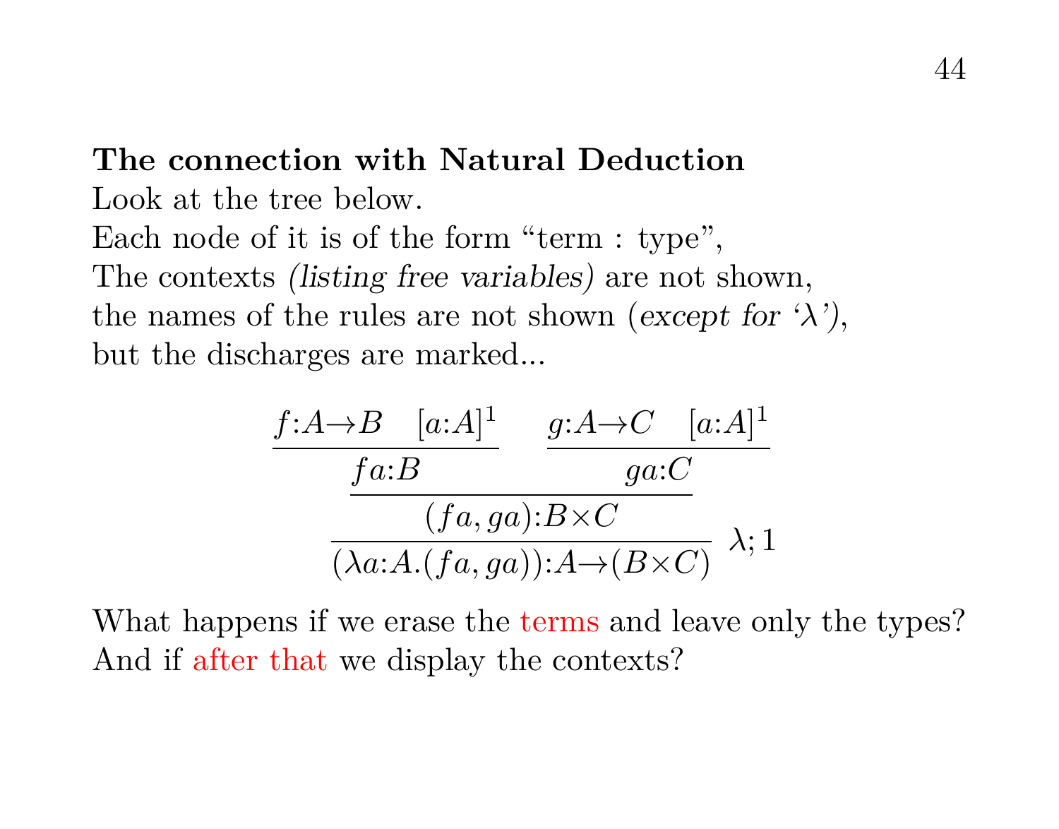**The connection with Natural Deduction**

Look at the tree below.
Each node of it is of the form “term : type”,
The contexts *(listing free variables)* are not shown,
the names of the rules are not shown (*except for ‘$\lambda$’)*,
but the discharges are marked...

$$
\dfrac{\dfrac{\dfrac{f{:}A{\to}B \quad [a{:}A]^1}{fa{:}B} \qquad \dfrac{g{:}A{\to}C \quad [a{:}A]^1}{ga{:}C}}{(fa, ga){:}B{\times}C}}{(\lambda a{:}A.(fa, ga)){:}A{\to}(B{\times}C)} \ \lambda;1
$$

What happens if we erase the terms and leave only the types?
And if after that we display the contexts?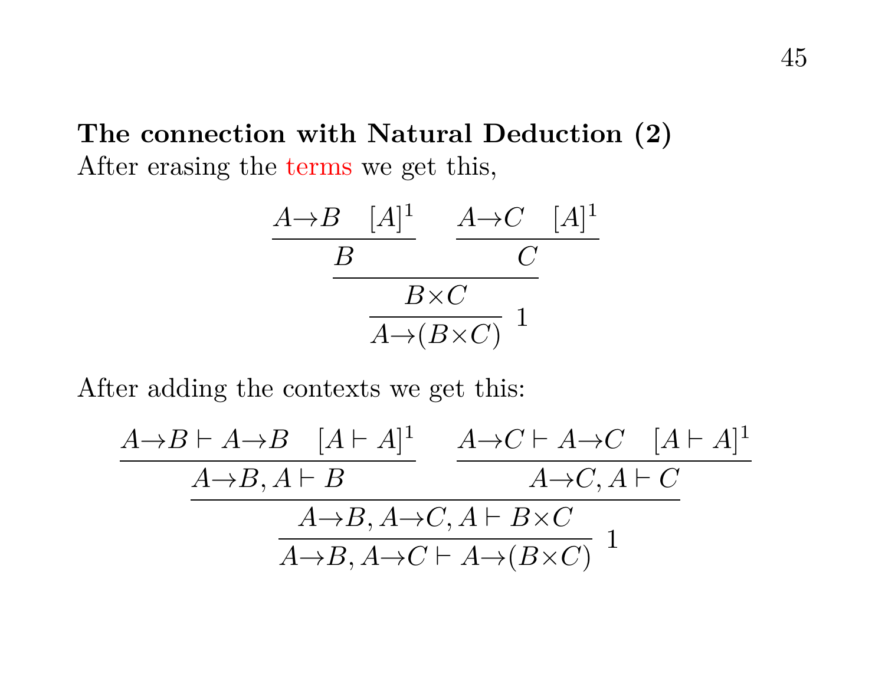**The connection with Natural Deduction (2)**

After erasing the terms we get this,

$$
\dfrac{\dfrac{\dfrac{A{\to}B \quad [A]^1}{B} \qquad \dfrac{A{\to}C \quad [A]^1}{C}}{B{\times}C}}{A{\to}(B{\times}C)}\ 1
$$

After adding the contexts we get this:

$$
\dfrac{\dfrac{\dfrac{A{\to}B \vdash A{\to}B \quad [A \vdash A]^1}{A{\to}B, A \vdash B} \qquad \dfrac{A{\to}C \vdash A{\to}C \quad [A \vdash A]^1}{A{\to}C, A \vdash C}}{A{\to}B, A{\to}C, A \vdash B{\times}C}}{A{\to}B, A{\to}C \vdash A{\to}(B{\times}C)}\ 1
$$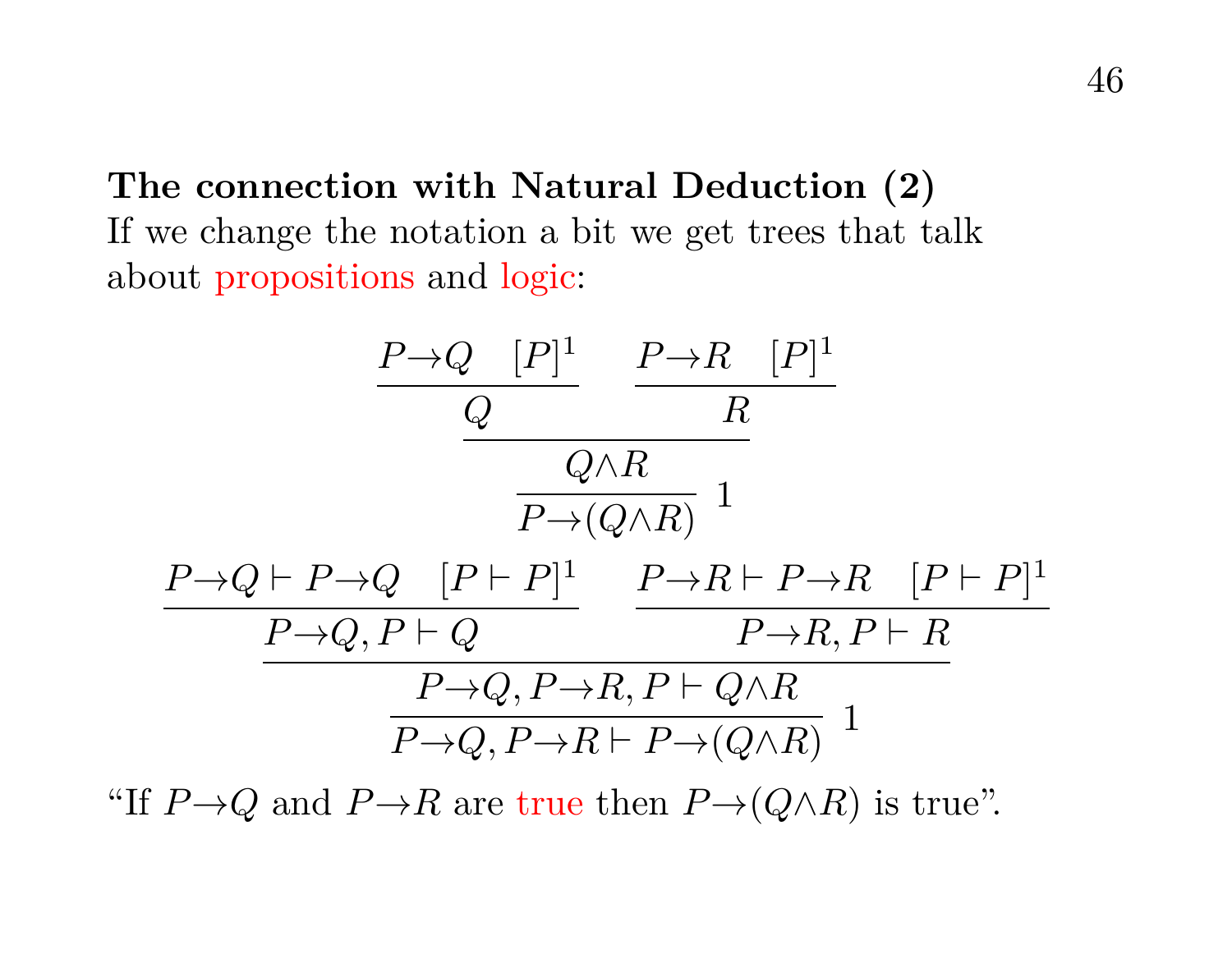**The connection with Natural Deduction (2)**

If we change the notation a bit we get trees that talk about propositions and logic:

$$
\dfrac{\dfrac{\dfrac{P\to Q \quad [P]^1}{Q} \qquad \dfrac{P\to R \quad [P]^1}{R}}{Q\land R}}{P\to(Q\land R)}\;1
$$

$$
\dfrac{\dfrac{\dfrac{P\to Q \vdash P\to Q \quad [P\vdash P]^1}{P\to Q, P\vdash Q} \qquad \dfrac{P\to R \vdash P\to R \quad [P\vdash P]^1}{P\to R, P\vdash R}}{P\to Q, P\to R, P\vdash Q\land R}}{P\to Q, P\to R\vdash P\to(Q\land R)}\;1
$$

"If $P\to Q$ and $P\to R$ are true then $P\to(Q\land R)$ is true".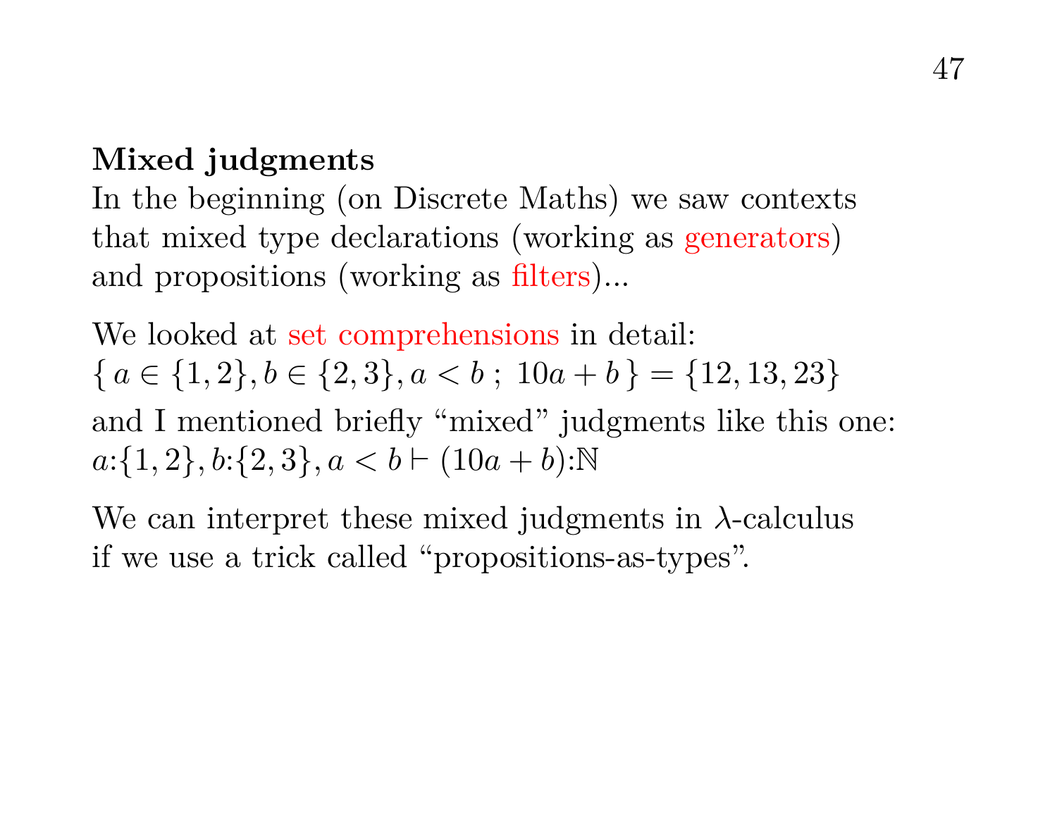**Mixed judgments**

In the beginning (on Discrete Maths) we saw contexts that mixed type declarations (working as generators) and propositions (working as filters)...

We looked at set comprehensions in detail:

$\{\, a \in \{1,2\}, b \in \{2,3\}, a < b \;;\; 10a + b \,\} = \{12, 13, 23\}$

and I mentioned briefly "mixed" judgments like this one:

$a{:}\{1,2\}, b{:}\{2,3\}, a < b \vdash (10a + b){:}\mathbb{N}$

We can interpret these mixed judgments in $\lambda$-calculus if we use a trick called "propositions-as-types".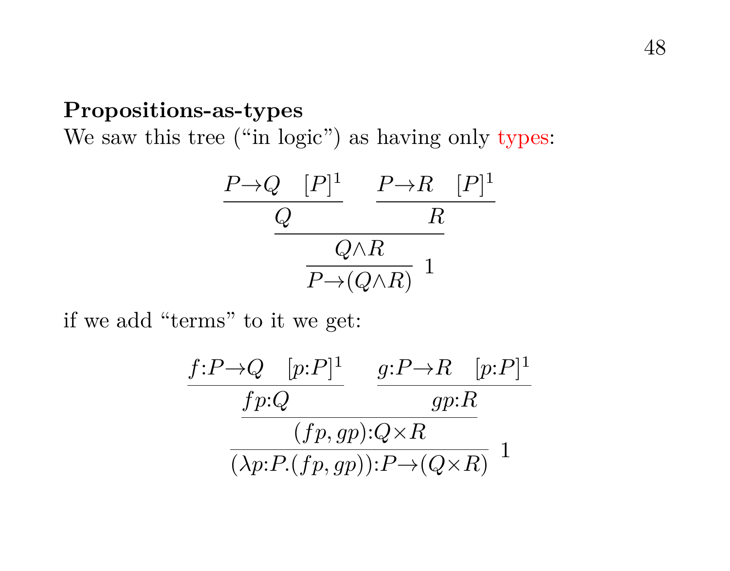**Propositions-as-types**

We saw this tree ("in logic") as having only types:

$$
\dfrac{\dfrac{\dfrac{P{\to}Q \quad [P]^1}{Q} \qquad \dfrac{P{\to}R \quad [P]^1}{R}}{Q{\wedge}R}}{P{\to}(Q{\wedge}R)}\ 1
$$

if we add "terms" to it we get:

$$
\dfrac{\dfrac{\dfrac{f{:}P{\to}Q \quad [p{:}P]^1}{fp{:}Q} \qquad \dfrac{g{:}P{\to}R \quad [p{:}P]^1}{gp{:}R}}{(fp, gp){:}Q{\times}R}}{(\lambda p{:}P.(fp, gp)){:}P{\to}(Q{\times}R)}\ 1
$$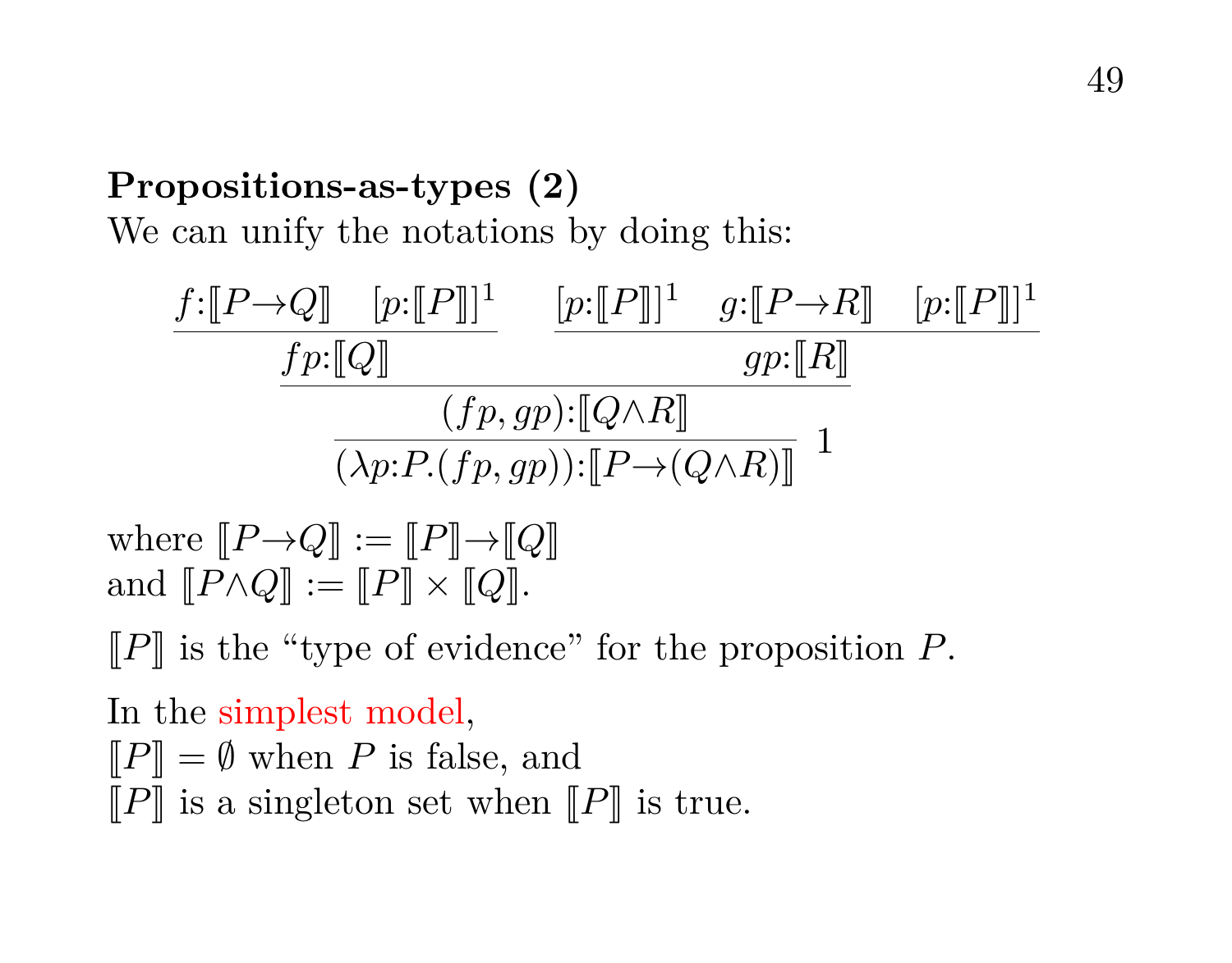**Propositions-as-types (2)**

We can unify the notations by doing this:

$$
\dfrac{\dfrac{\dfrac{f{:}[\![P{\to}Q]\!] \quad [p{:}[\![P]\!]]^1}{fp{:}[\![Q]\!]} \qquad \dfrac{[p{:}[\![P]\!]]^1 \quad g{:}[\![P{\to}R]\!] \quad [p{:}[\![P]\!]]^1}{gp{:}[\![R]\!]}}{(fp, gp){:}[\![Q{\land}R]\!]}}{(\lambda p{:}P.(fp, gp)){:}[\![P{\to}(Q{\land}R)]\!]}\;1
$$

where $[\![P{\to}Q]\!] := [\![P]\!]{\to}[\![Q]\!]$
and $[\![P{\land}Q]\!] := [\![P]\!] \times [\![Q]\!]$.

$[\![P]\!]$ is the "type of evidence" for the proposition $P$.

In the simplest model,
$[\![P]\!] = \emptyset$ when $P$ is false, and
$[\![P]\!]$ is a singleton set when $[\![P]\!]$ is true.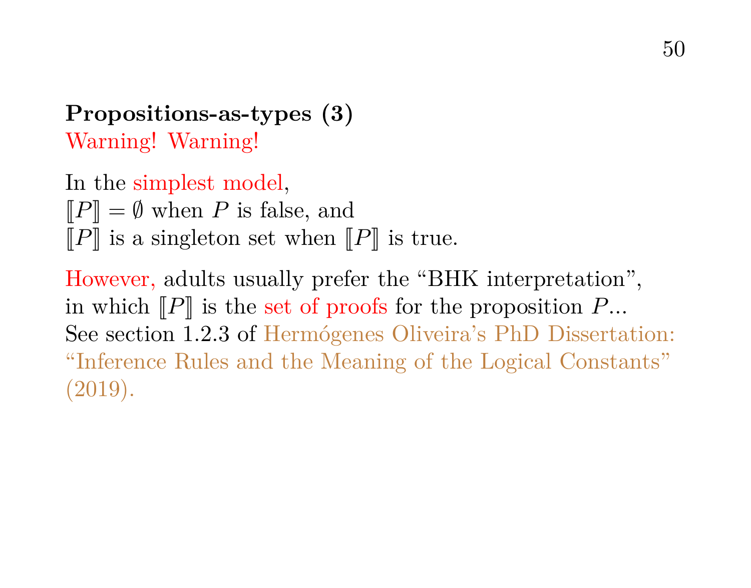**Propositions-as-types (3)**
Warning! Warning!

In the simplest model,
$[\![P]\!] = \emptyset$ when $P$ is false, and
$[\![P]\!]$ is a singleton set when $[\![P]\!]$ is true.

However, adults usually prefer the "BHK interpretation",
in which $[\![P]\!]$ is the set of proofs for the proposition $P$...
See section 1.2.3 of Hermógenes Oliveira's PhD Dissertation:
"Inference Rules and the Meaning of the Logical Constants"
(2019).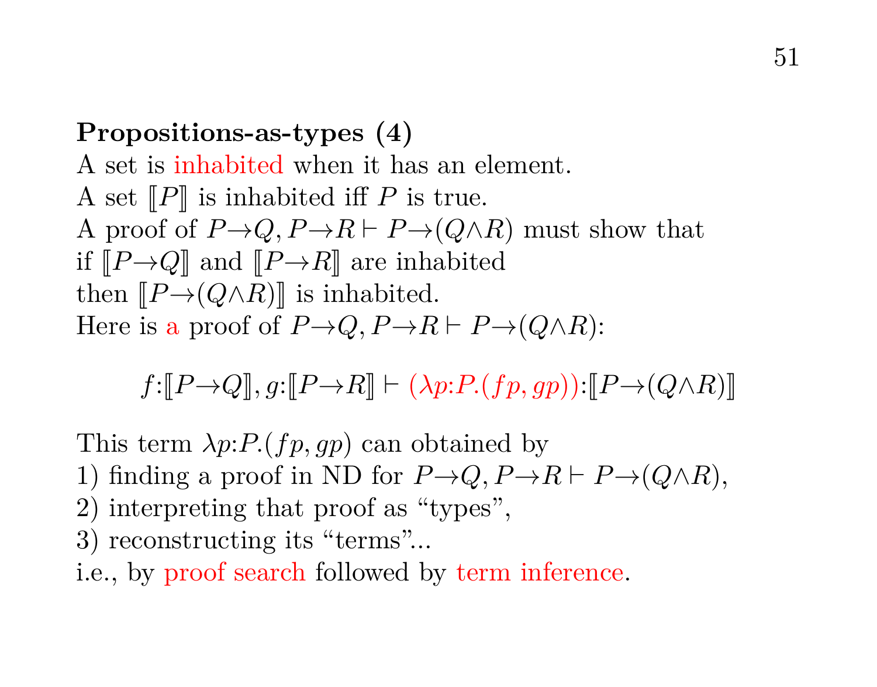**Propositions-as-types (4)**

A set is inhabited when it has an element.
A set $[\![P]\!]$ is inhabited iff $P$ is true.
A proof of $P \to Q, P \to R \vdash P \to (Q \land R)$ must show that
if $[\![P \to Q]\!]$ and $[\![P \to R]\!]$ are inhabited
then $[\![P \to (Q \land R)]\!]$ is inhabited.
Here is a proof of $P \to Q, P \to R \vdash P \to (Q \land R)$:

$$f{:}[\![P \to Q]\!], g{:}[\![P \to R]\!] \vdash (\lambda p{:}P.(fp, gp)){:}[\![P \to (Q \land R)]\!]$$

This term $\lambda p{:}P.(fp, gp)$ can obtained by
1) finding a proof in ND for $P \to Q, P \to R \vdash P \to (Q \land R)$,
2) interpreting that proof as "types",
3) reconstructing its "terms"...
i.e., by proof search followed by term inference.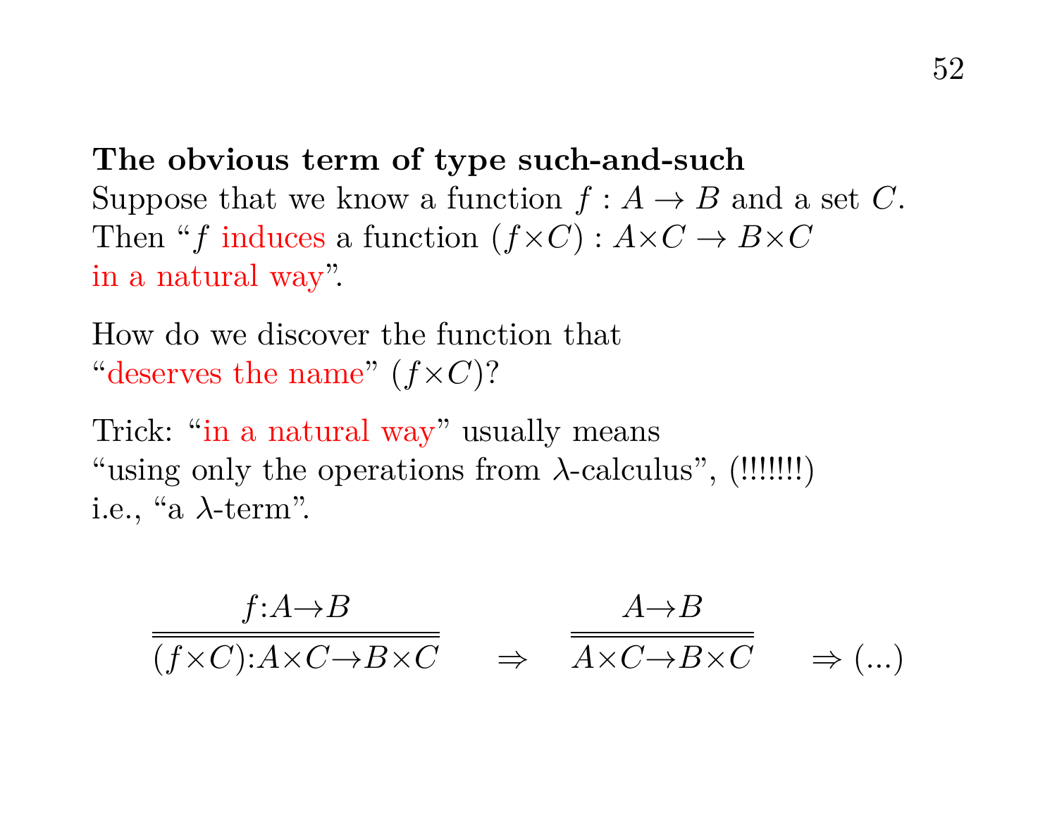**The obvious term of type such-and-such**

Suppose that we know a function $f : A \to B$ and a set $C$.
Then "$f$ induces a function $(f{\times}C) : A{\times}C \to B{\times}C$ in a natural way".

How do we discover the function that "deserves the name" $(f{\times}C)$?

Trick: "in a natural way" usually means "using only the operations from $\lambda$-calculus", (!!!!!!!) i.e., "a $\lambda$-term".

$$\dfrac{f{:}A{\to}B}{\overline{(f{\times}C){:}A{\times}C{\to}B{\times}C}} \quad \Rightarrow \quad \dfrac{A{\to}B}{\overline{A{\times}C{\to}B{\times}C}} \quad \Rightarrow (\ldots)$$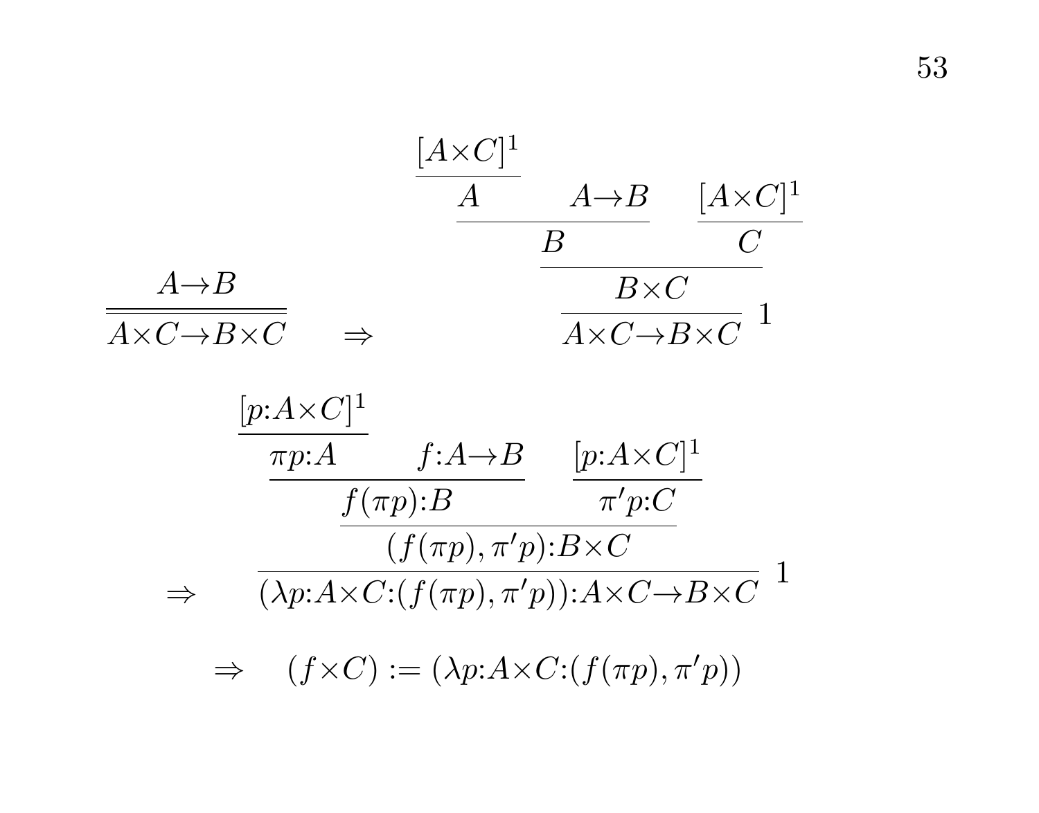$$
\frac{A \to B}{A \times C \to B \times C} \quad \Rightarrow \quad \cfrac{\cfrac{\cfrac{\cfrac{[A \times C]^1}{A} \qquad A \to B}{B} \qquad \cfrac{[A \times C]^1}{C}}{B \times C}}{A \times C \to B \times C}\ 1
$$

$$
\Rightarrow \quad \cfrac{\cfrac{\cfrac{\cfrac{[p{:}A \times C]^1}{\pi p{:}A} \qquad f{:}A \to B}{f(\pi p){:}B} \qquad \cfrac{[p{:}A \times C]^1}{\pi' p{:}C}}{(f(\pi p), \pi' p){:}B \times C}}{(\lambda p{:}A \times C{:}(f(\pi p), \pi' p)){:}A \times C \to B \times C}\ 1
$$

$$
\Rightarrow \quad (f \times C) := (\lambda p{:}A \times C{:}(f(\pi p), \pi' p))
$$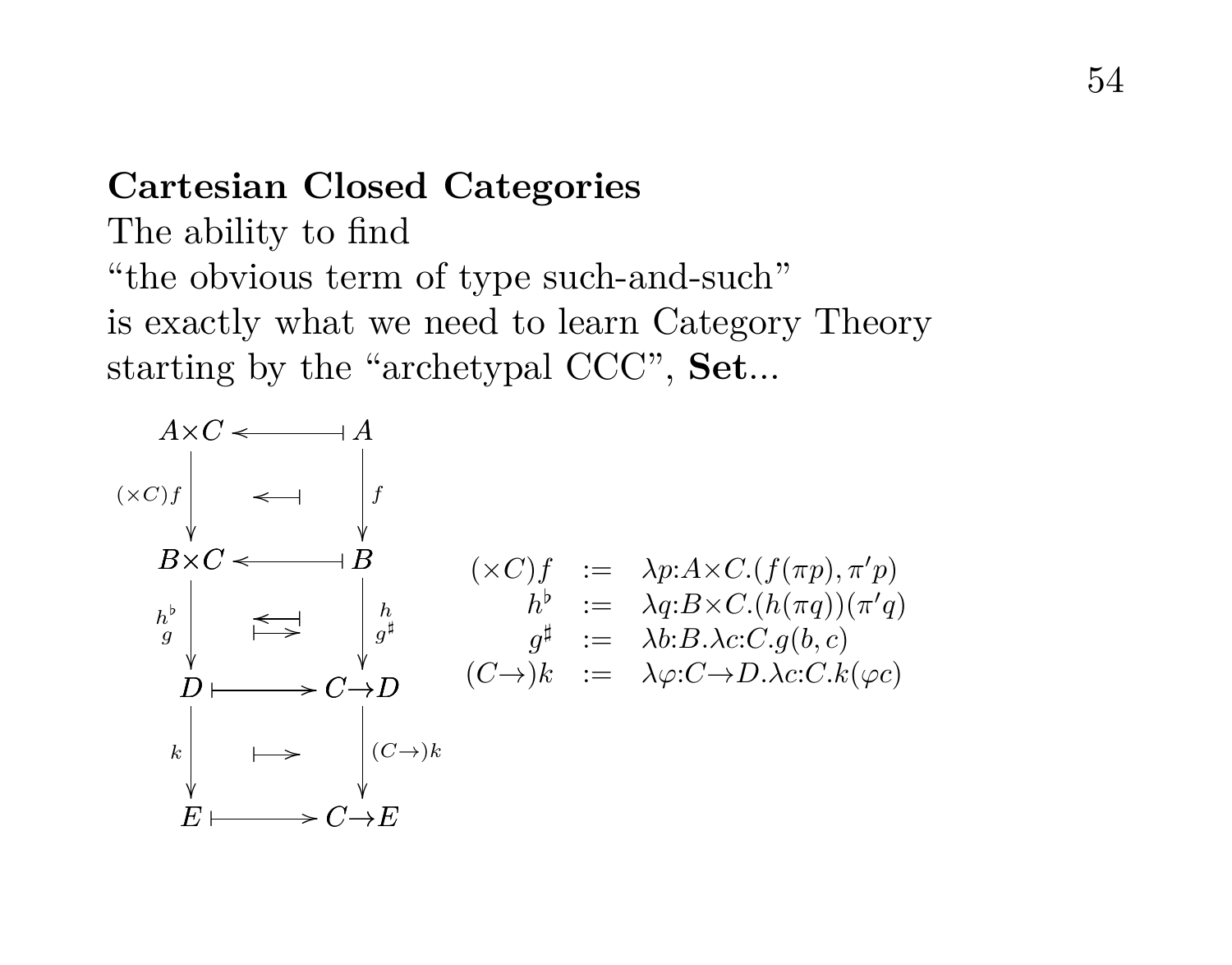**Cartesian Closed Categories**

The ability to find
"the obvious term of type such-and-such"
is exactly what we need to learn Category Theory
starting by the "archetypal CCC", **Set**...

$$
\begin{array}{ccc}
A{\times}C & \leftarrow\!\!\shortmid & A \\
\downarrow{\scriptstyle (\times C)f} & \leftarrow\!\!\shortmid & \downarrow{\scriptstyle f} \\
B{\times}C & \leftarrow\!\!\shortmid & B \\
\downarrow{\scriptstyle h^\flat,\ g} & \leftarrow\!\!\shortmid \ \ \mapsto & \downarrow{\scriptstyle h,\ g^\sharp} \\
D & \mapsto & C{\to}D \\
\downarrow{\scriptstyle k} & \mapsto & \downarrow{\scriptstyle (C\to)k} \\
E & \mapsto & C{\to}E
\end{array}
$$

$$
\begin{array}{rcl}
(\times C)f & := & \lambda p{:}A{\times}C.(f(\pi p), \pi' p) \\
h^\flat & := & \lambda q{:}B{\times}C.(h(\pi q))(\pi' q) \\
g^\sharp & := & \lambda b{:}B.\lambda c{:}C.g(b, c) \\
(C{\to})k & := & \lambda \varphi{:}C{\to}D.\lambda c{:}C.k(\varphi c)
\end{array}
$$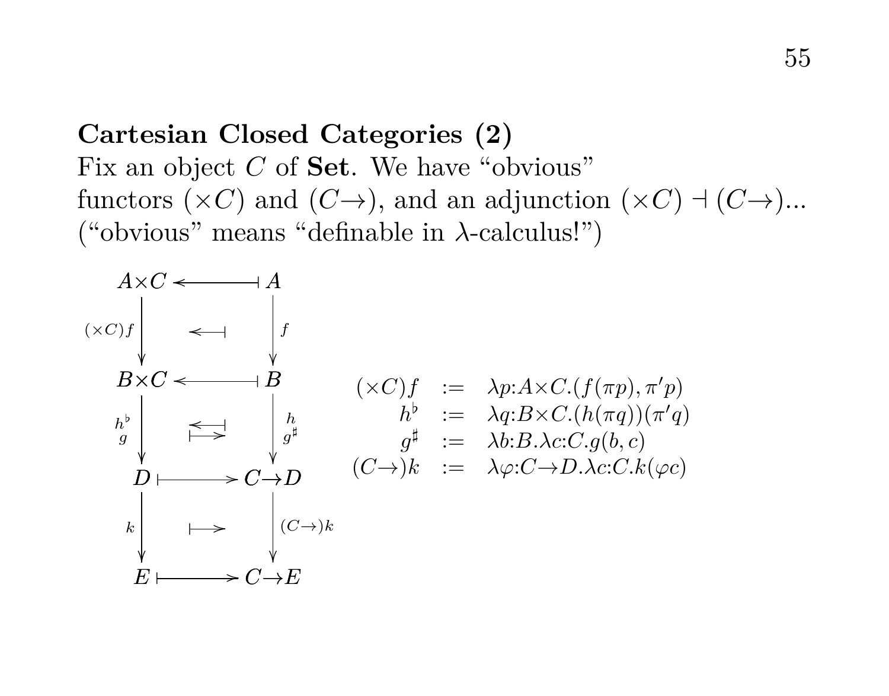**Cartesian Closed Categories (2)**

Fix an object $C$ of **Set**. We have "obvious" functors $(\times C)$ and $(C\to)$, and an adjunction $(\times C) \dashv (C\to)$...
("obvious" means "definable in $\lambda$-calculus!")

$$
\begin{array}{ccc}
A\times C & \leftarrow\!\!\!\dashv & A \\
\downarrow{\scriptstyle (\times C)f} & \leftarrow\!\!\!\dashv & \downarrow{\scriptstyle f} \\
B\times C & \leftarrow\!\!\!\dashv & B \\
\downarrow{\scriptstyle h^\flat,\ g} & \begin{array}{c}\leftarrow\!\!\!\dashv \\ \mapsto\end{array} & \downarrow{\scriptstyle h,\ g^\sharp} \\
D & \mapsto & C\to D \\
\downarrow{\scriptstyle k} & \mapsto & \downarrow{\scriptstyle (C\to)k} \\
E & \mapsto & C\to E
\end{array}
$$

$$
\begin{array}{rcl}
(\times C)f & := & \lambda p{:}A\times C.(f(\pi p), \pi' p) \\
h^\flat & := & \lambda q{:}B\times C.(h(\pi q))(\pi' q) \\
g^\sharp & := & \lambda b{:}B.\lambda c{:}C.g(b, c) \\
(C\to)k & := & \lambda \varphi{:}C\to D.\lambda c{:}C.k(\varphi c)
\end{array}
$$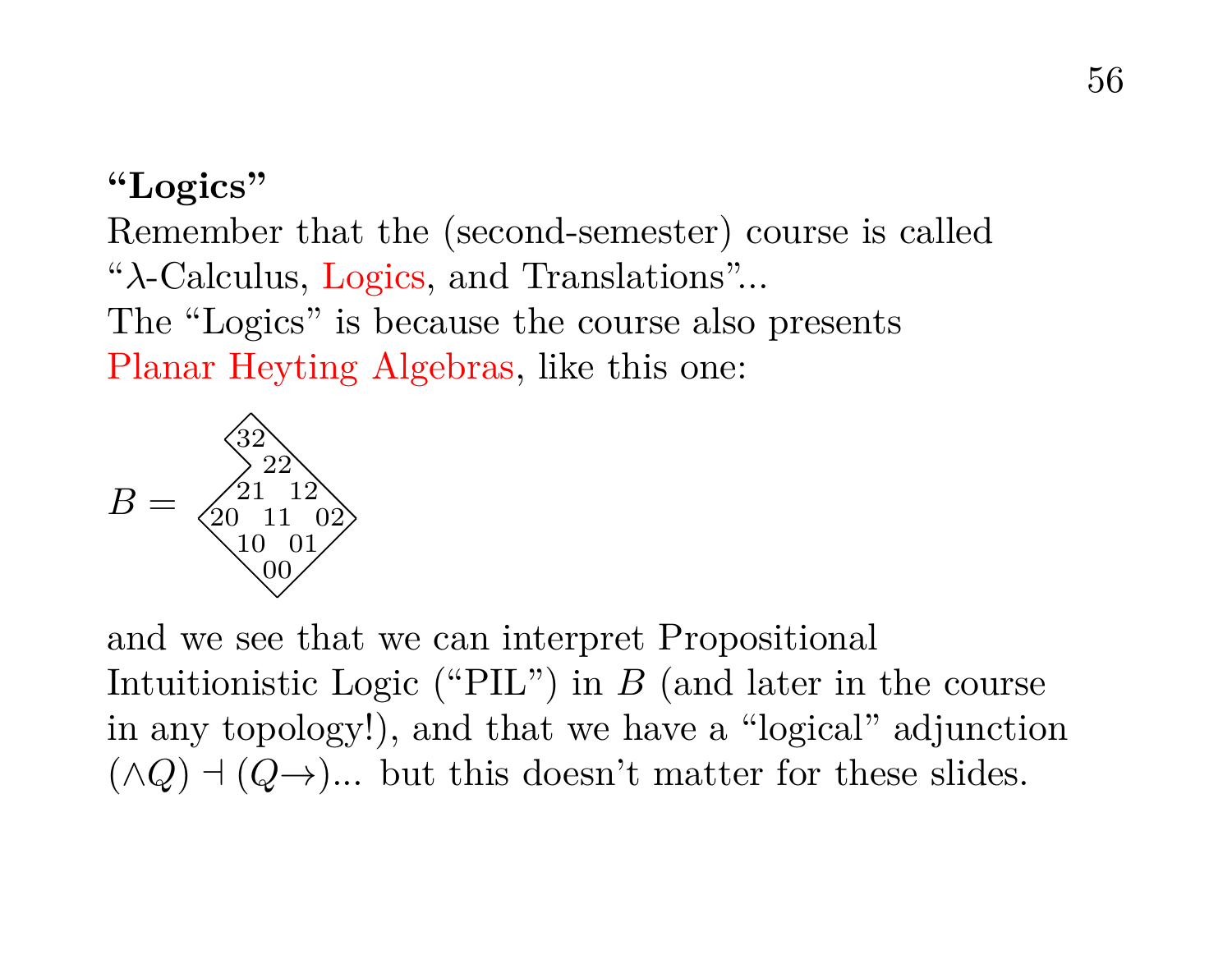**“Logics”**

Remember that the (second-semester) course is called “$\lambda$-Calculus, Logics, and Translations”...
The “Logics” is because the course also presents Planar Heyting Algebras, like this one:

```
        32
          22
       21    12
B =  20   11    02
       10    01
          00
```

and we see that we can interpret Propositional Intuitionistic Logic (“PIL”) in $B$ (and later in the course in any topology!), and that we have a “logical” adjunction $(\wedge Q) \dashv (Q{\to})$... but this doesn’t matter for these slides.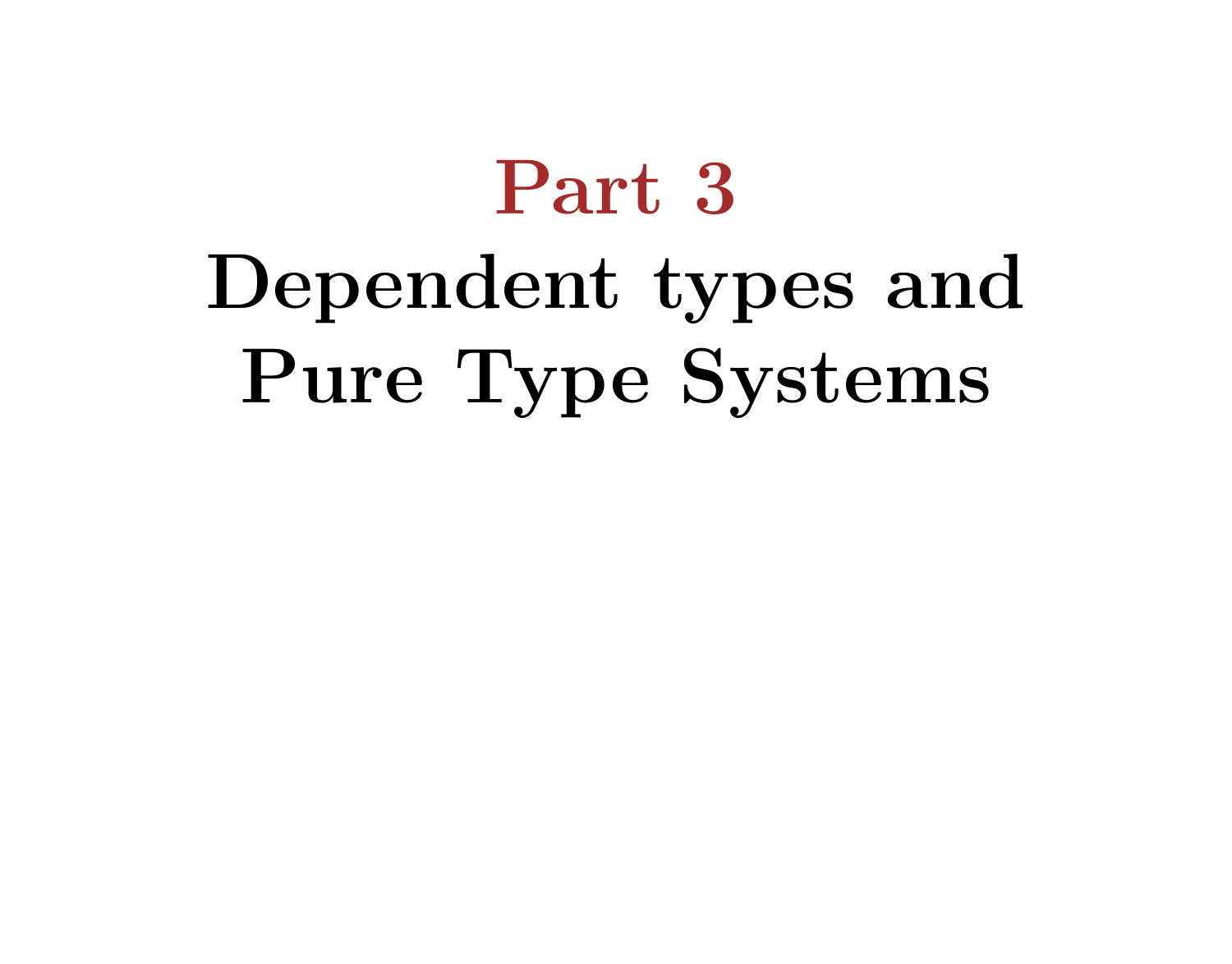# Part 3

# Dependent types and Pure Type Systems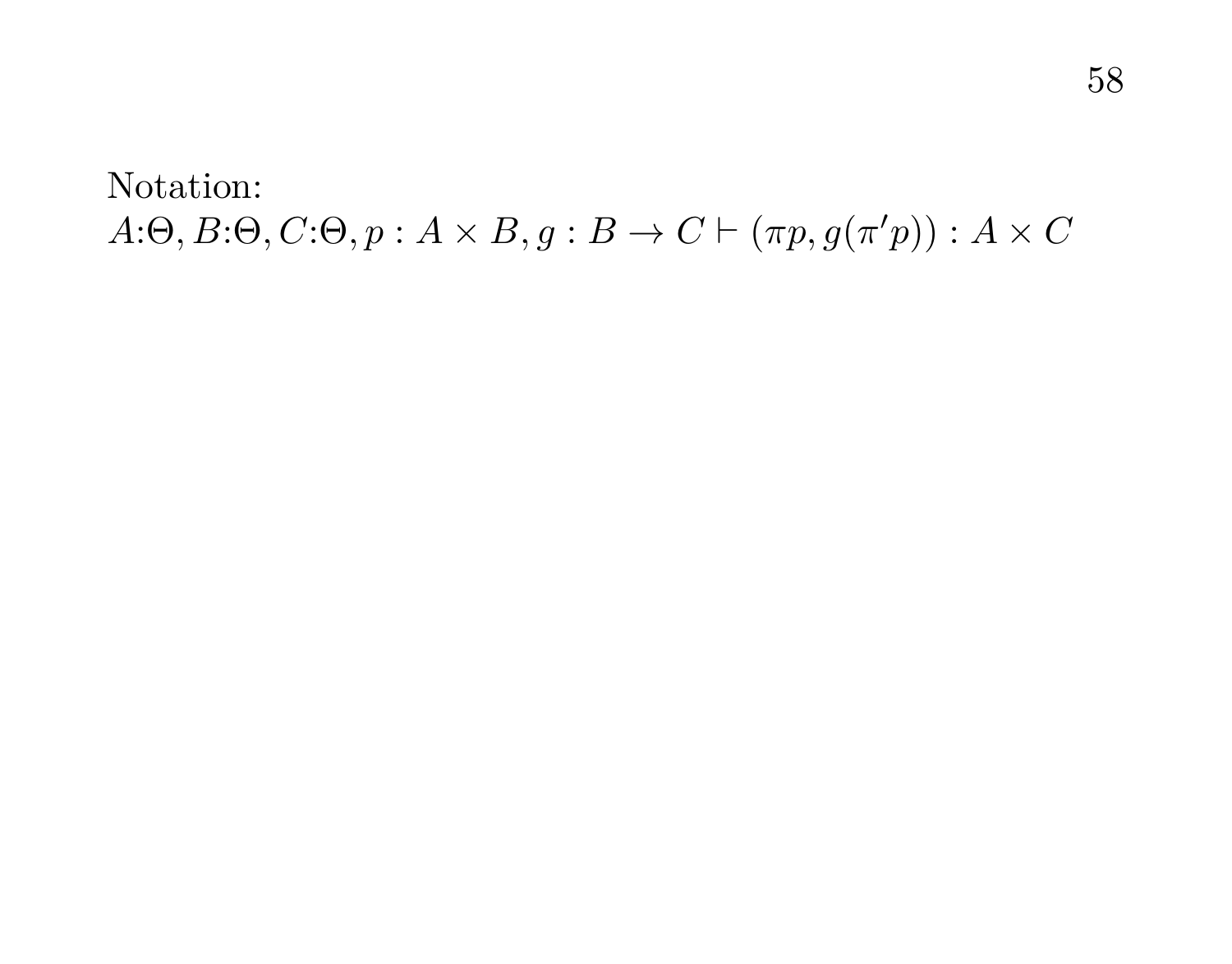Notation:
$A{:}\Theta, B{:}\Theta, C{:}\Theta, p : A \times B, g : B \to C \vdash (\pi p, g(\pi' p)) : A \times C$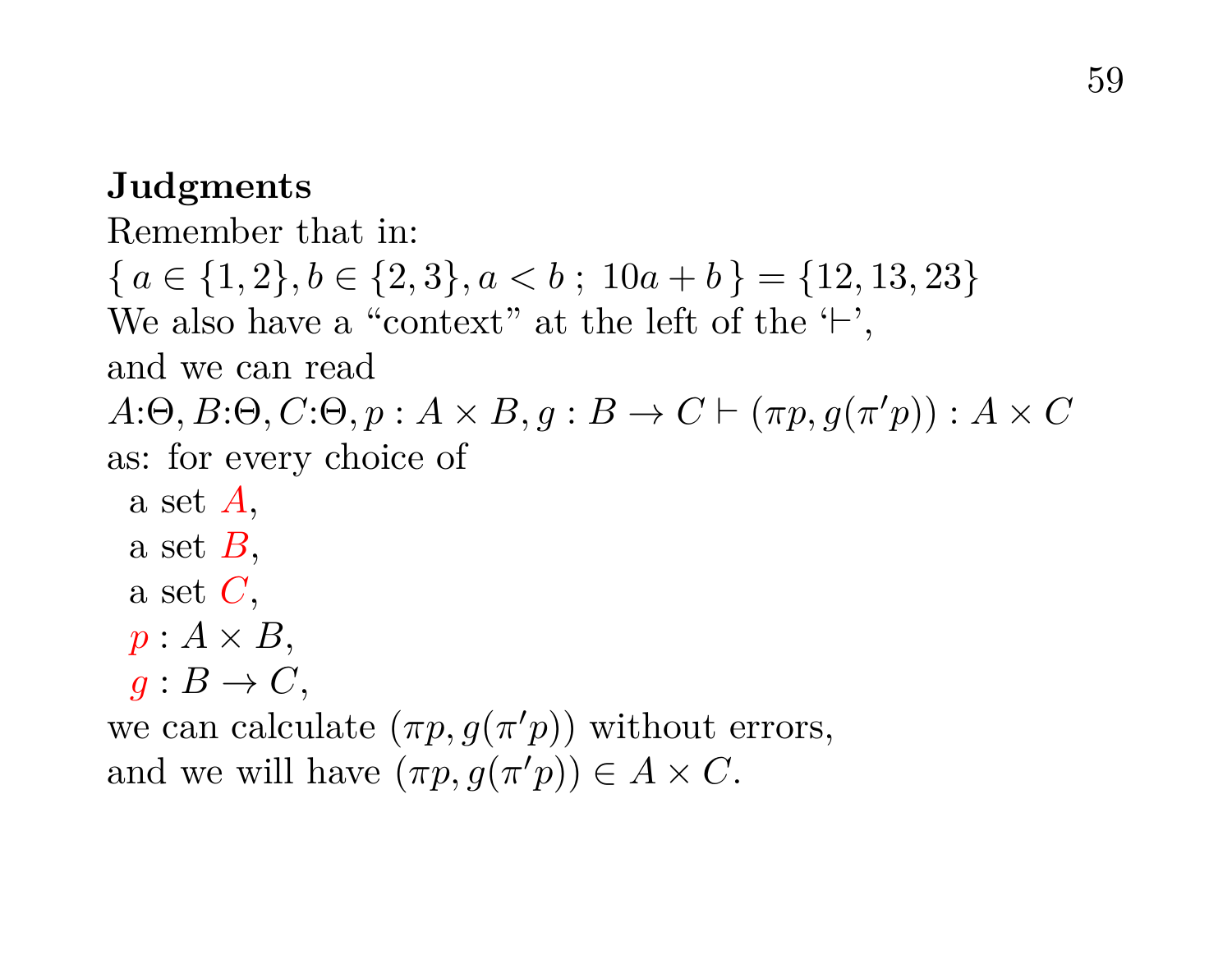**Judgments**

Remember that in:
$\{\, a \in \{1,2\}, b \in \{2,3\}, a < b \;;\; 10a + b \,\} = \{12, 13, 23\}$
We also have a "context" at the left of the '$\vdash$',
and we can read
$A{:}\Theta, B{:}\Theta, C{:}\Theta, p : A \times B, g : B \to C \vdash (\pi p, g(\pi' p)) : A \times C$
as: for every choice of
  a set $A$,
  a set $B$,
  a set $C$,
  $p : A \times B$,
  $g : B \to C$,
we can calculate $(\pi p, g(\pi' p))$ without errors,
and we will have $(\pi p, g(\pi' p)) \in A \times C$.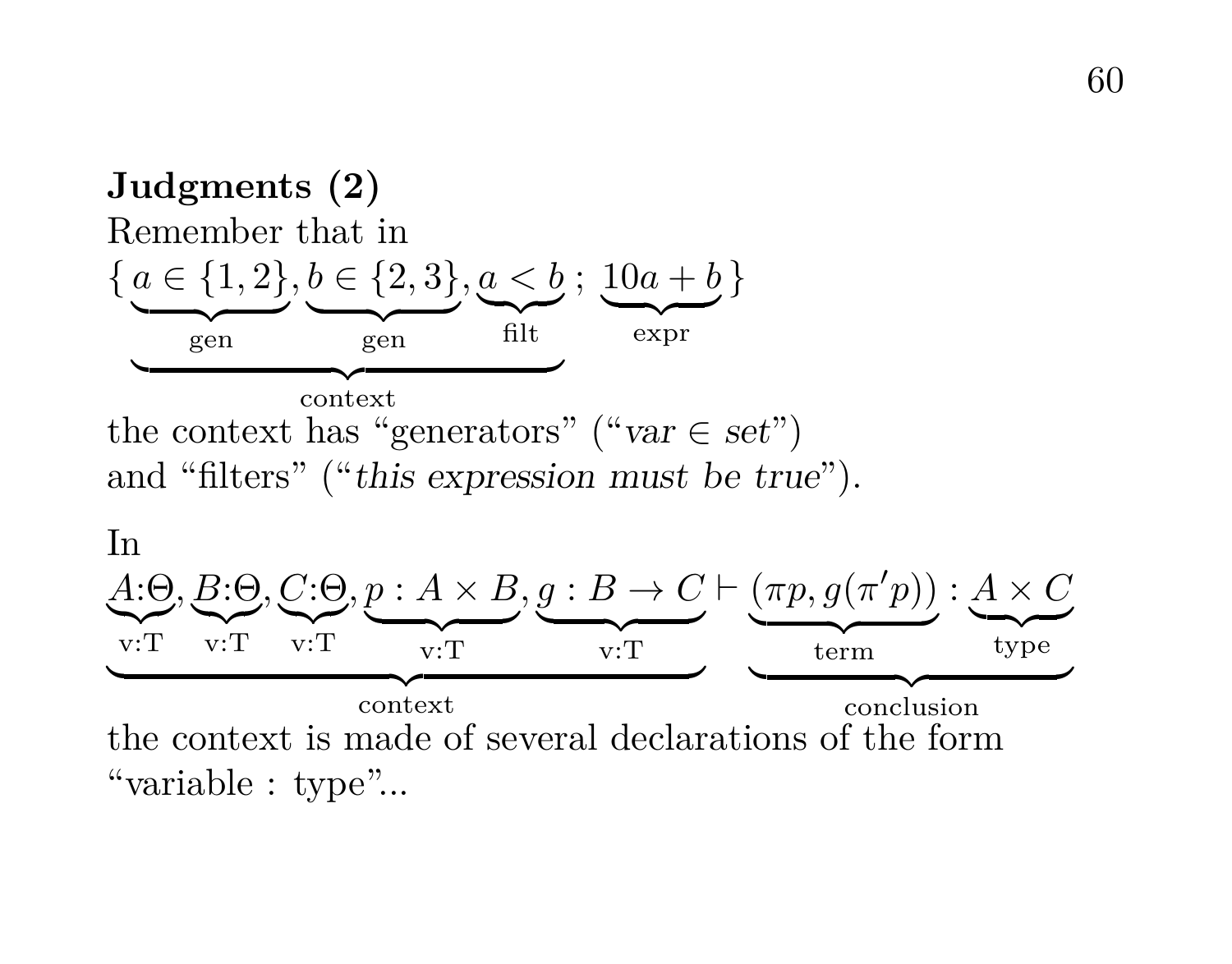**Judgments (2)**

Remember that in

$$\{\, \underbrace{\underbrace{a \in \{1,2\}}_{\text{gen}}, \underbrace{b \in \{2,3\}}_{\text{gen}}, \underbrace{a < b}_{\text{filt}}}_{\text{context}} \;;\; \underbrace{10a + b}_{\text{expr}} \,\}$$

the context has "generators" ("*var* $\in$ *set*") and "filters" ("*this expression must be true*").

In

$$\underbrace{\underbrace{A{:}\Theta}_{\text{v:T}}, \underbrace{B{:}\Theta}_{\text{v:T}}, \underbrace{C{:}\Theta}_{\text{v:T}}, \underbrace{p : A \times B}_{\text{v:T}}, \underbrace{g : B \to C}_{\text{v:T}}}_{\text{context}} \vdash \underbrace{\underbrace{(\pi p, g(\pi' p))}_{\text{term}} : \underbrace{A \times C}_{\text{type}}}_{\text{conclusion}}$$

the context is made of several declarations of the form "variable : type"...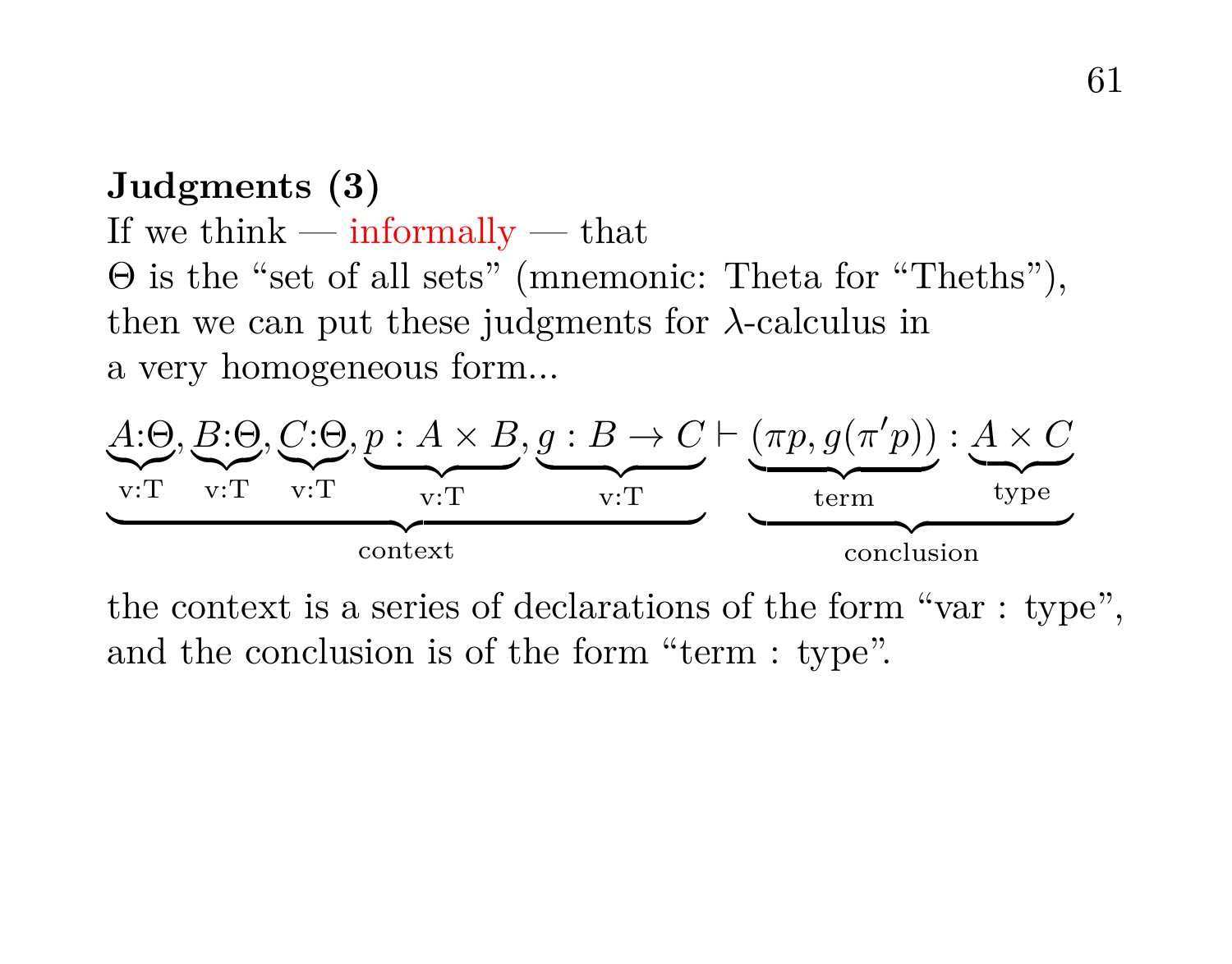**Judgments (3)**

If we think — informally — that
$\Theta$ is the "set of all sets" (mnemonic: Theta for "Theths"),
then we can put these judgments for $\lambda$-calculus in
a very homogeneous form...

$$\underbrace{\underbrace{A{:}\Theta}_{\text{v:T}}, \underbrace{B{:}\Theta}_{\text{v:T}}, \underbrace{C{:}\Theta}_{\text{v:T}}, \underbrace{p : A \times B}_{\text{v:T}}, \underbrace{g : B \to C}_{\text{v:T}}}_{\text{context}} \vdash \underbrace{\underbrace{(\pi p, g(\pi' p))}_{\text{term}} : \underbrace{A \times C}_{\text{type}}}_{\text{conclusion}}$$

the context is a series of declarations of the form "var : type",
and the conclusion is of the form "term : type".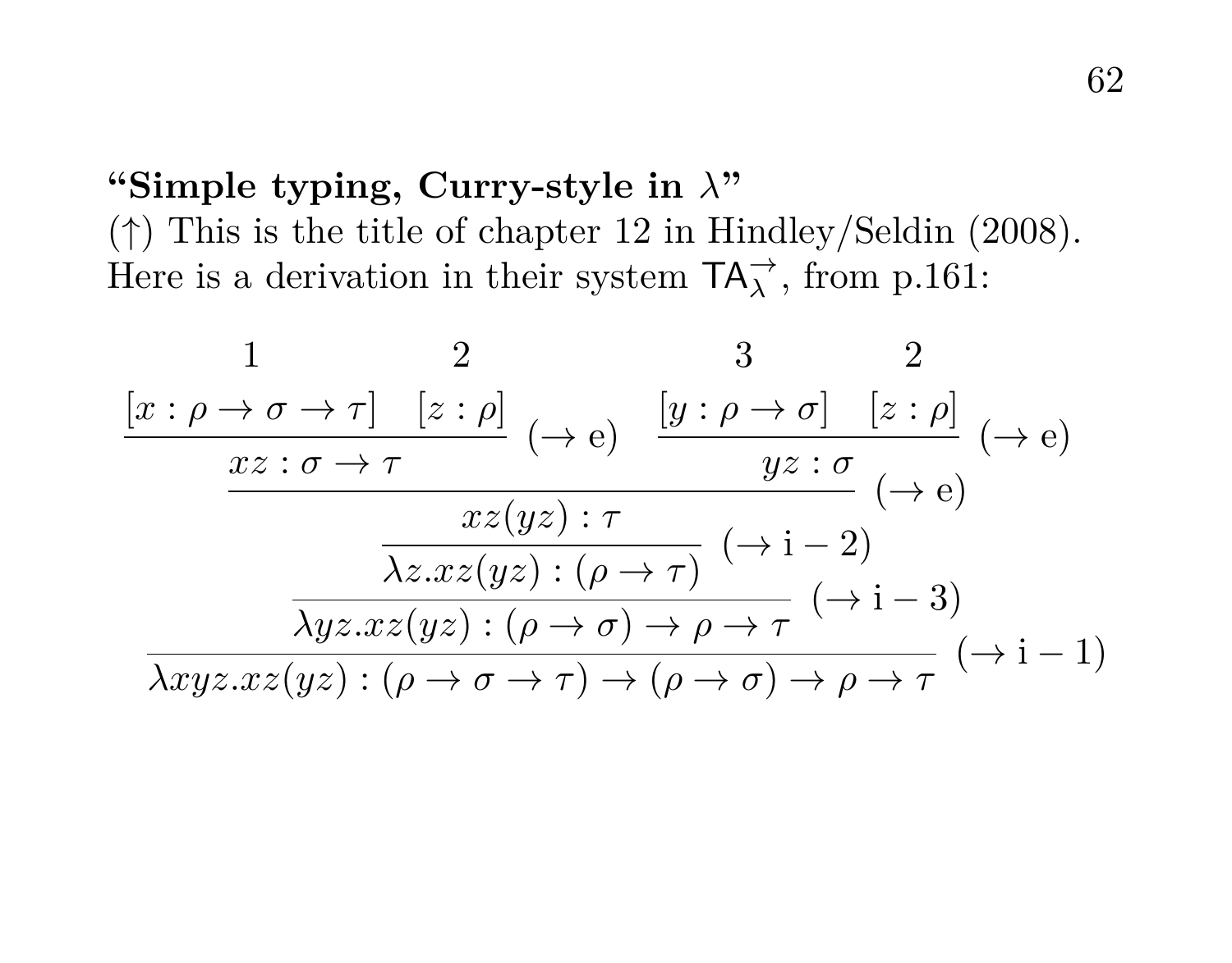**"Simple typing, Curry-style in $\lambda$"**
($\uparrow$) This is the title of chapter 12 in Hindley/Seldin (2008). Here is a derivation in their system $\mathsf{TA}_\lambda^\to$, from p.161:

$$
\dfrac{\dfrac{\dfrac{\dfrac{\overset{1}{[x:\rho\to\sigma\to\tau]}\quad\overset{2}{[z:\rho]}}{xz:\sigma\to\tau}\,(\to\mathrm{e})\qquad\dfrac{\overset{3}{[y:\rho\to\sigma]}\quad\overset{2}{[z:\rho]}}{yz:\sigma}\,(\to\mathrm{e})}{\dfrac{xz(yz):\tau}{\lambda z.xz(yz):(\rho\to\tau)}\,(\to\mathrm{i}-2)}\,(\to\mathrm{e})}{\lambda yz.xz(yz):(\rho\to\sigma)\to\rho\to\tau}\,(\to\mathrm{i}-3)}{\lambda xyz.xz(yz):(\rho\to\sigma\to\tau)\to(\rho\to\sigma)\to\rho\to\tau}\,(\to\mathrm{i}-1)
$$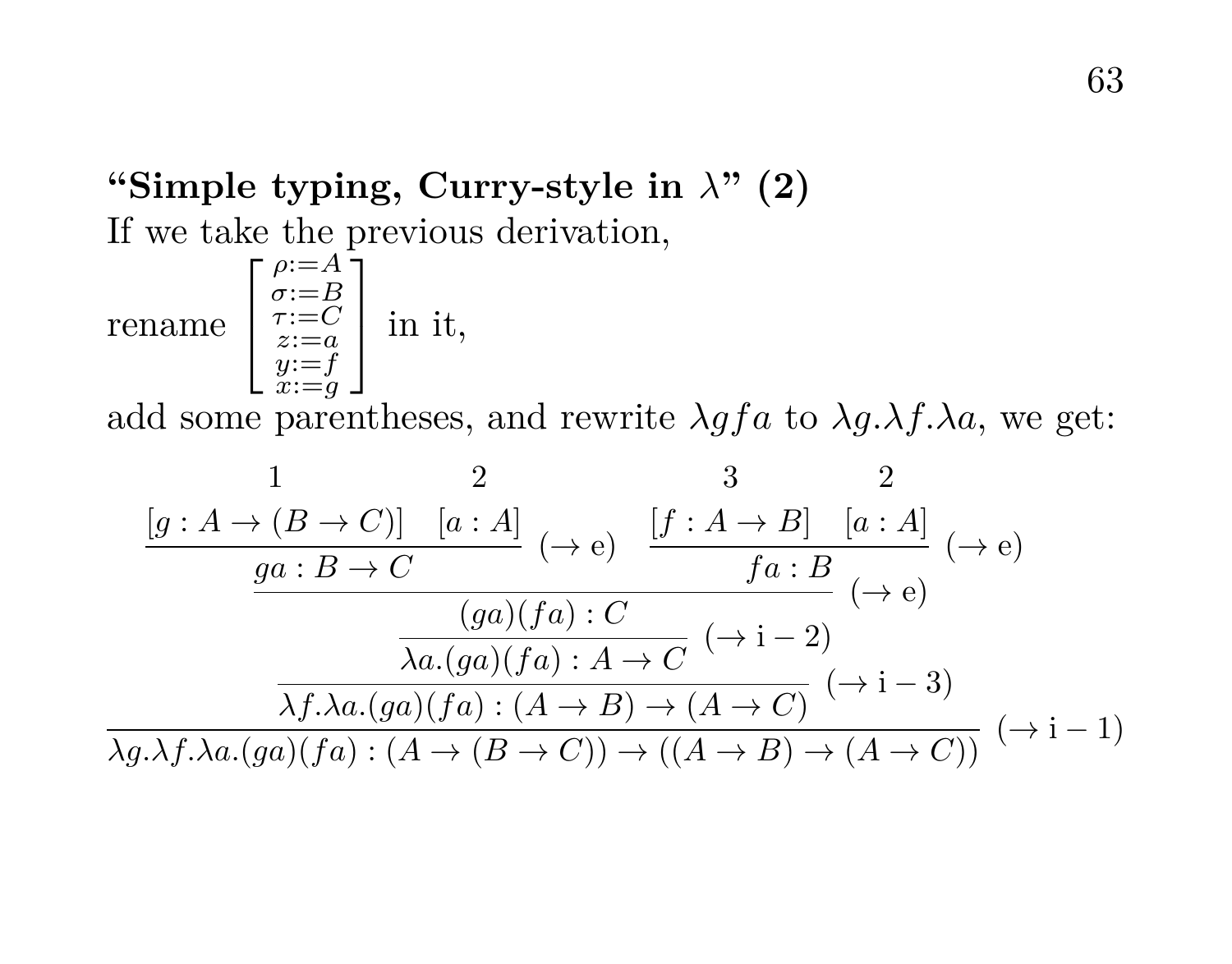**"Simple typing, Curry-style in $\lambda$" (2)**

If we take the previous derivation,

rename $\begin{bmatrix} \rho{:=}A \\ \sigma{:=}B \\ \tau{:=}C \\ z{:=}a \\ y{:=}f \\ x{:=}g \end{bmatrix}$ in it,

add some parentheses, and rewrite $\lambda gfa$ to $\lambda g.\lambda f.\lambda a$, we get:

$$
\dfrac{\dfrac{\dfrac{\dfrac{\dfrac{\overset{1}{[g : A \to (B \to C)]} \quad \overset{2}{[a : A]}}{ga : B \to C}\ (\to\text{e}) \quad \dfrac{\overset{3}{[f : A \to B]} \quad \overset{2}{[a : A]}}{fa : B}\ (\to\text{e})}{(ga)(fa) : C}\ (\to\text{e})}{\lambda a.(ga)(fa) : A \to C}\ (\to\text{i}-2)}{\lambda f.\lambda a.(ga)(fa) : (A \to B) \to (A \to C)}\ (\to\text{i}-3)}{\lambda g.\lambda f.\lambda a.(ga)(fa) : (A \to (B \to C)) \to ((A \to B) \to (A \to C))}\ (\to\text{i}-1)
$$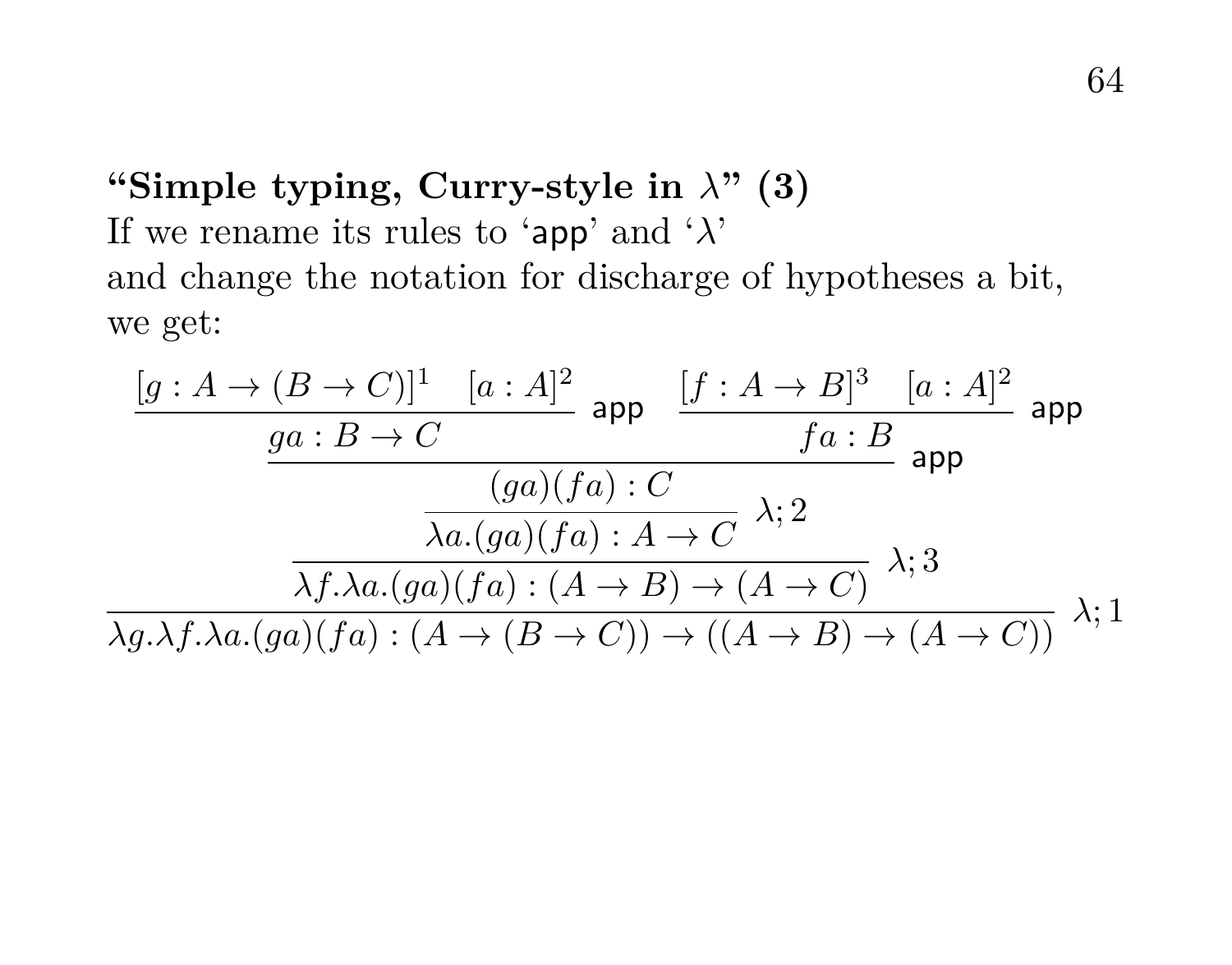**"Simple typing, Curry-style in $\lambda$" (3)**

If we rename its rules to '$\mathsf{app}$' and '$\lambda$'
and change the notation for discharge of hypotheses a bit,
we get:

$$
\dfrac{\dfrac{\dfrac{\dfrac{\dfrac{[g : A \to (B \to C)]^1 \quad [a : A]^2}{ga : B \to C}\ \mathsf{app} \quad \dfrac{[f : A \to B]^3 \quad [a : A]^2}{fa : B}\ \mathsf{app}}{(ga)(fa) : C}\ \mathsf{app}}{\lambda a.(ga)(fa) : A \to C}\ \lambda; 2}{\lambda f.\lambda a.(ga)(fa) : (A \to B) \to (A \to C)}\ \lambda; 3}{\lambda g.\lambda f.\lambda a.(ga)(fa) : (A \to (B \to C)) \to ((A \to B) \to (A \to C))}\ \lambda; 1
$$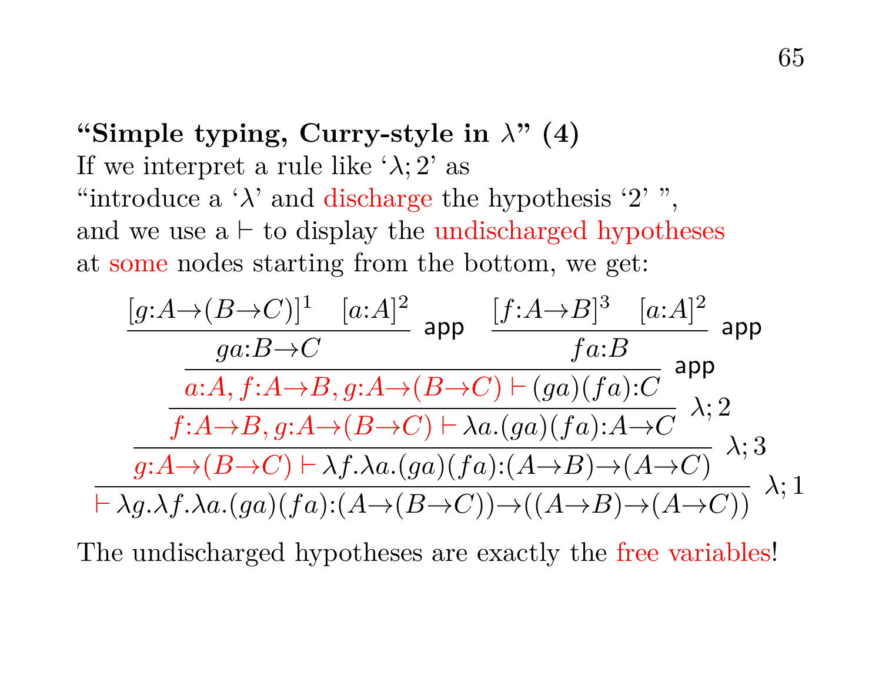**“Simple typing, Curry-style in $\lambda$” (4)**

If we interpret a rule like ‘$\lambda;2$’ as
“introduce a ‘$\lambda$’ and discharge the hypothesis ‘2’ ”,
and we use a $\vdash$ to display the undischarged hypotheses
at some nodes starting from the bottom, we get:

$$
\dfrac{
  \dfrac{
    \dfrac{
      \dfrac{
        \dfrac{[g{:}A\to(B\to C)]^1 \quad [a{:}A]^2}{ga{:}B\to C}\;\mathsf{app}
        \quad
        \dfrac{[f{:}A\to B]^3 \quad [a{:}A]^2}{fa{:}B}\;\mathsf{app}
      }{a{:}A, f{:}A\to B, g{:}A\to(B\to C) \vdash (ga)(fa){:}C}\;\mathsf{app}
    }{f{:}A\to B, g{:}A\to(B\to C) \vdash \lambda a.(ga)(fa){:}A\to C}\;\lambda;2
  }{g{:}A\to(B\to C) \vdash \lambda f.\lambda a.(ga)(fa){:}(A\to B)\to(A\to C)}\;\lambda;3
}{\vdash \lambda g.\lambda f.\lambda a.(ga)(fa){:}(A\to(B\to C))\to((A\to B)\to(A\to C))}\;\lambda;1
$$

The undischarged hypotheses are exactly the free variables!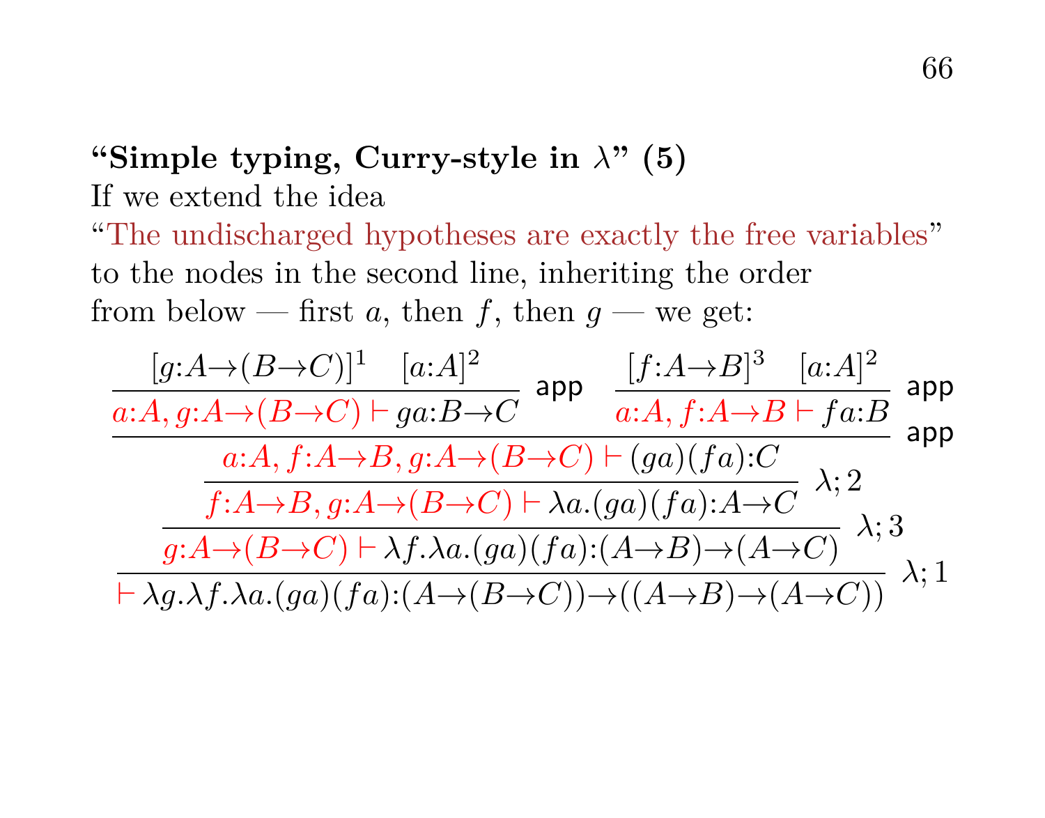**“Simple typing, Curry-style in $\lambda$” (5)**

If we extend the idea

“The undischarged hypotheses are exactly the free variables”

to the nodes in the second line, inheriting the order

from below — first $a$, then $f$, then $g$ — we get:

$$
\dfrac{
  \dfrac{
    \dfrac{
      \dfrac{
        \dfrac{[g{:}A{\to}(B{\to}C)]^1 \quad [a{:}A]^2}{a{:}A, g{:}A{\to}(B{\to}C) \vdash ga{:}B{\to}C}\ \mathsf{app}
        \quad
        \dfrac{[f{:}A{\to}B]^3 \quad [a{:}A]^2}{a{:}A, f{:}A{\to}B \vdash fa{:}B}\ \mathsf{app}
      }{a{:}A, f{:}A{\to}B, g{:}A{\to}(B{\to}C) \vdash (ga)(fa){:}C}\ \mathsf{app}
    }{f{:}A{\to}B, g{:}A{\to}(B{\to}C) \vdash \lambda a.(ga)(fa){:}A{\to}C}\ \lambda;2
  }{g{:}A{\to}(B{\to}C) \vdash \lambda f.\lambda a.(ga)(fa){:}(A{\to}B){\to}(A{\to}C)}\ \lambda;3
}{\vdash \lambda g.\lambda f.\lambda a.(ga)(fa){:}(A{\to}(B{\to}C)){\to}((A{\to}B){\to}(A{\to}C))}\ \lambda;1
$$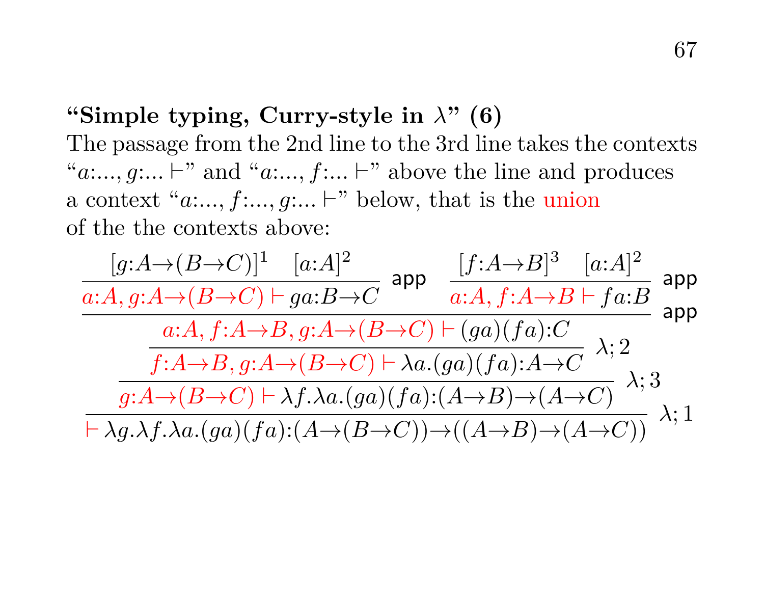**"Simple typing, Curry-style in $\lambda$" (6)**

The passage from the 2nd line to the 3rd line takes the contexts "$a{:}...,g{:}... \vdash$" and "$a{:}...,f{:}... \vdash$" above the line and produces a context "$a{:}...,f{:}...,g{:}... \vdash$" below, that is the union of the the contexts above:

$$
\dfrac{
  \dfrac{
    \dfrac{
      \dfrac{
        \dfrac{[g{:}A{\to}(B{\to}C)]^1 \quad [a{:}A]^2}{a{:}A, g{:}A{\to}(B{\to}C) \vdash ga{:}B{\to}C}\ \textsf{app}
        \quad
        \dfrac{[f{:}A{\to}B]^3 \quad [a{:}A]^2}{a{:}A, f{:}A{\to}B \vdash fa{:}B}\ \textsf{app}
      }{a{:}A, f{:}A{\to}B, g{:}A{\to}(B{\to}C) \vdash (ga)(fa){:}C}\ \textsf{app}
    }{f{:}A{\to}B, g{:}A{\to}(B{\to}C) \vdash \lambda a.(ga)(fa){:}A{\to}C}\ \lambda;2
  }{g{:}A{\to}(B{\to}C) \vdash \lambda f.\lambda a.(ga)(fa){:}(A{\to}B){\to}(A{\to}C)}\ \lambda;3
}{\vdash \lambda g.\lambda f.\lambda a.(ga)(fa){:}(A{\to}(B{\to}C)){\to}((A{\to}B){\to}(A{\to}C))}\ \lambda;1
$$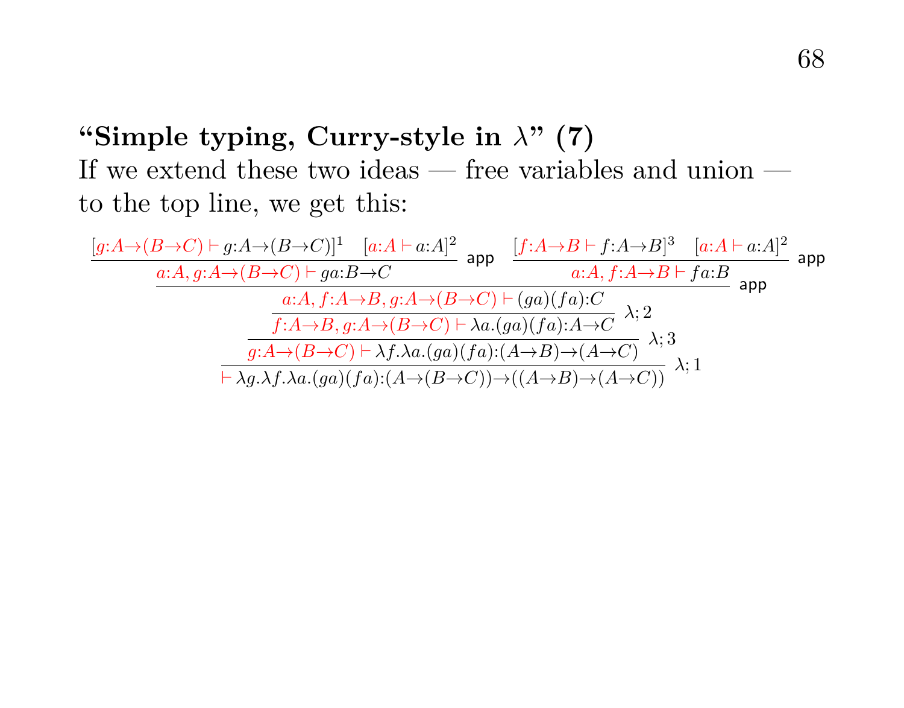### “Simple typing, Curry-style in $\lambda$” (7)

If we extend these two ideas — free variables and union — to the top line, we get this:

$$
\dfrac{
  \dfrac{
    \dfrac{[g{:}A{\to}(B{\to}C) \vdash g{:}A{\to}(B{\to}C)]^1 \quad [a{:}A \vdash a{:}A]^2}{a{:}A, g{:}A{\to}(B{\to}C) \vdash ga{:}B{\to}C}\ \mathsf{app}
    \quad
    \dfrac{[f{:}A{\to}B \vdash f{:}A{\to}B]^3 \quad [a{:}A \vdash a{:}A]^2}{a{:}A, f{:}A{\to}B \vdash fa{:}B}\ \mathsf{app}
  }{
    \dfrac{
      \dfrac{a{:}A, f{:}A{\to}B, g{:}A{\to}(B{\to}C) \vdash (ga)(fa){:}C}{f{:}A{\to}B, g{:}A{\to}(B{\to}C) \vdash \lambda a.(ga)(fa){:}A{\to}C}\ \lambda;2
    }{g{:}A{\to}(B{\to}C) \vdash \lambda f.\lambda a.(ga)(fa){:}(A{\to}B){\to}(A{\to}C)}\ \lambda;3
  }\ \mathsf{app}
}{\vdash \lambda g.\lambda f.\lambda a.(ga)(fa){:}(A{\to}(B{\to}C)){\to}((A{\to}B){\to}(A{\to}C))}\ \lambda;1
$$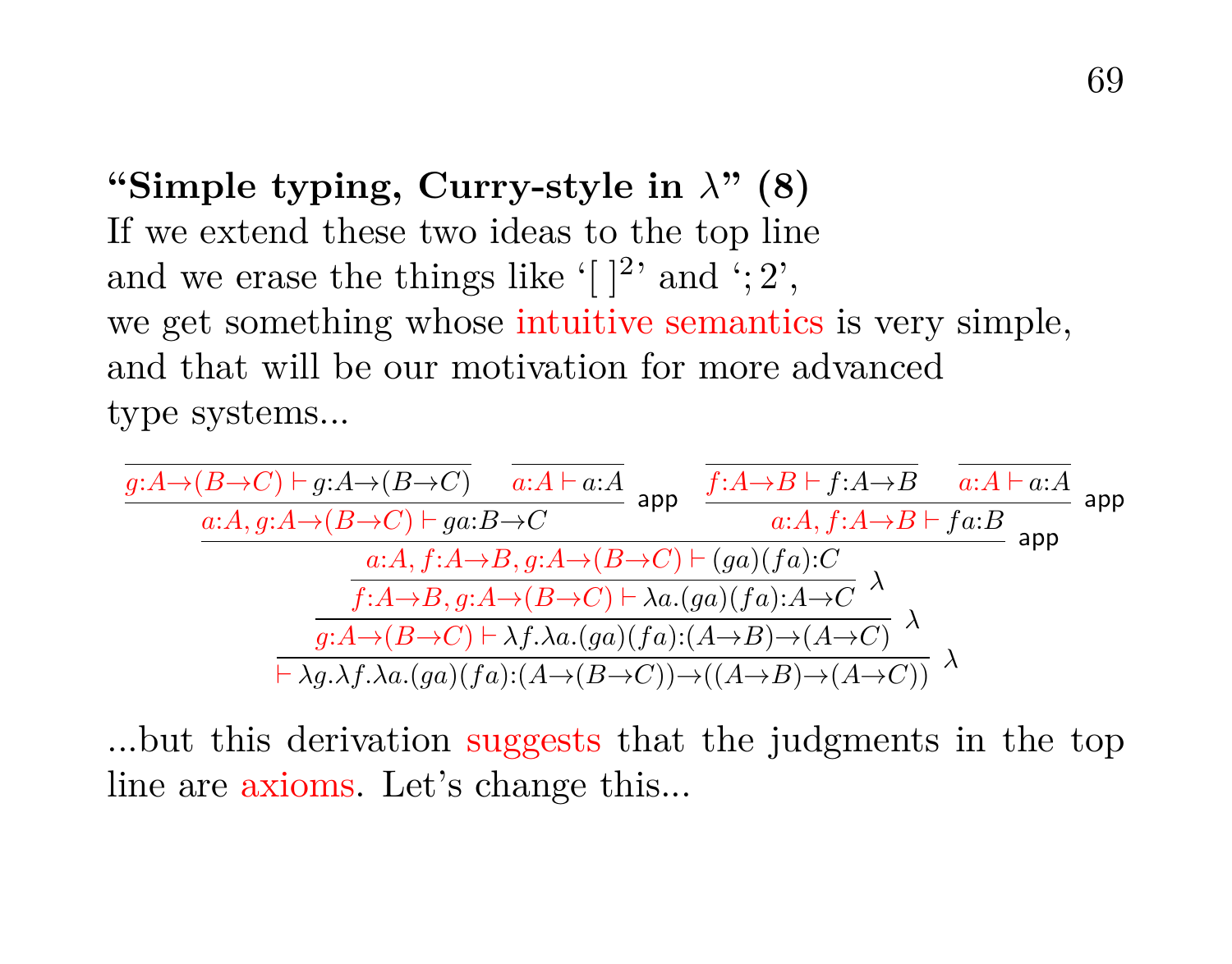**“Simple typing, Curry-style in $\lambda$” (8)**
If we extend these two ideas to the top line
and we erase the things like ‘$[\ ]^2$’ and ‘$;2$’,
we get something whose intuitive semantics is very simple,
and that will be our motivation for more advanced
type systems...

$$
\dfrac{\dfrac{\dfrac{\dfrac{\dfrac{\dfrac{}{g{:}A{\to}(B{\to}C) \vdash g{:}A{\to}(B{\to}C)} \quad \dfrac{}{a{:}A \vdash a{:}A}}{a{:}A, g{:}A{\to}(B{\to}C) \vdash ga{:}B{\to}C}\ \mathsf{app} \quad \dfrac{\dfrac{}{f{:}A{\to}B \vdash f{:}A{\to}B} \quad \dfrac{}{a{:}A \vdash a{:}A}}{a{:}A, f{:}A{\to}B \vdash fa{:}B}\ \mathsf{app}}{a{:}A, f{:}A{\to}B, g{:}A{\to}(B{\to}C) \vdash (ga)(fa){:}C}\ \mathsf{app}}{f{:}A{\to}B, g{:}A{\to}(B{\to}C) \vdash \lambda a.(ga)(fa){:}A{\to}C}\ \lambda}{g{:}A{\to}(B{\to}C) \vdash \lambda f.\lambda a.(ga)(fa){:}(A{\to}B){\to}(A{\to}C)}\ \lambda}{\vdash \lambda g.\lambda f.\lambda a.(ga)(fa){:}(A{\to}(B{\to}C)){\to}((A{\to}B){\to}(A{\to}C))}\ \lambda
$$

...but this derivation suggests that the judgments in the top line are axioms. Let’s change this...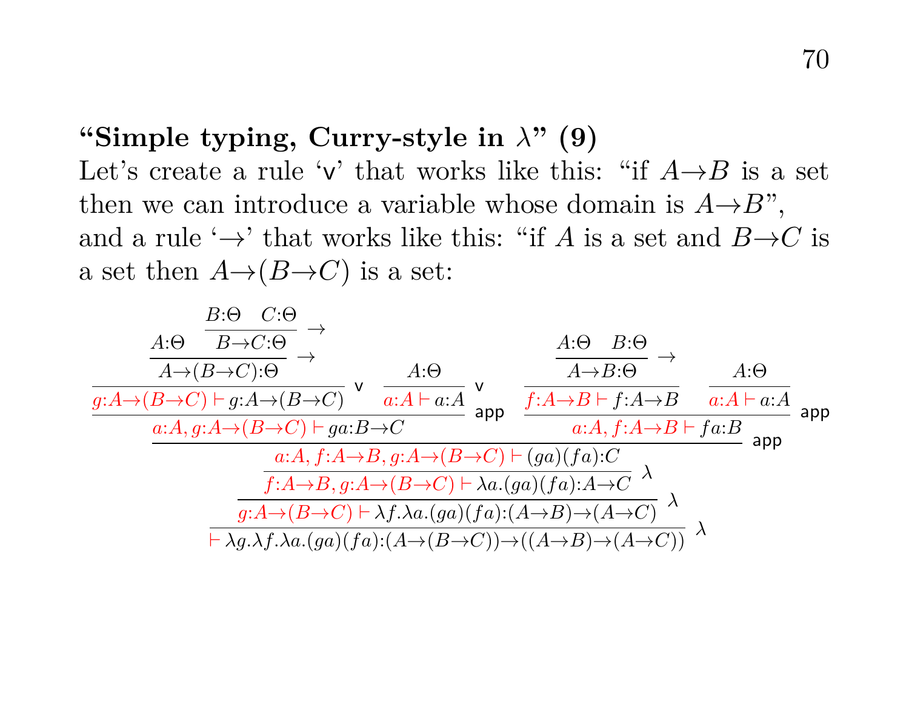**"Simple typing, Curry-style in $\lambda$" (9)**

Let's create a rule 'v' that works like this: "if $A{\to}B$ is a set then we can introduce a variable whose domain is $A{\to}B$", and a rule '$\to$' that works like this: "if $A$ is a set and $B{\to}C$ is a set then $A{\to}(B{\to}C)$ is a set:

$$
\dfrac{
\dfrac{
\dfrac{
\dfrac{A{:}\Theta \quad \dfrac{B{:}\Theta \quad C{:}\Theta}{B{\to}C{:}\Theta}\,{\to}}{A{\to}(B{\to}C){:}\Theta}\,{\to}
}{g{:}A{\to}(B{\to}C) \vdash g{:}A{\to}(B{\to}C)}\,\mathsf{v}
\quad
\dfrac{A{:}\Theta}{a{:}A \vdash a{:}A}\,\mathsf{v}
}{a{:}A, g{:}A{\to}(B{\to}C) \vdash ga{:}B{\to}C}\,\mathsf{app}
\quad
\dfrac{
\dfrac{\dfrac{A{:}\Theta \quad B{:}\Theta}{A{\to}B{:}\Theta}\,{\to}}{f{:}A{\to}B \vdash f{:}A{\to}B}
\quad
\dfrac{A{:}\Theta}{a{:}A \vdash a{:}A}
}{a{:}A, f{:}A{\to}B \vdash fa{:}B}\,\mathsf{app}
}{
\dfrac{
\dfrac{
\dfrac{a{:}A, f{:}A{\to}B, g{:}A{\to}(B{\to}C) \vdash (ga)(fa){:}C}{f{:}A{\to}B, g{:}A{\to}(B{\to}C) \vdash \lambda a.(ga)(fa){:}A{\to}C}\,\lambda
}{g{:}A{\to}(B{\to}C) \vdash \lambda f.\lambda a.(ga)(fa){:}(A{\to}B){\to}(A{\to}C)}\,\lambda
}{\vdash \lambda g.\lambda f.\lambda a.(ga)(fa){:}(A{\to}(B{\to}C)){\to}((A{\to}B){\to}(A{\to}C))}\,\lambda
}\,\mathsf{app}
$$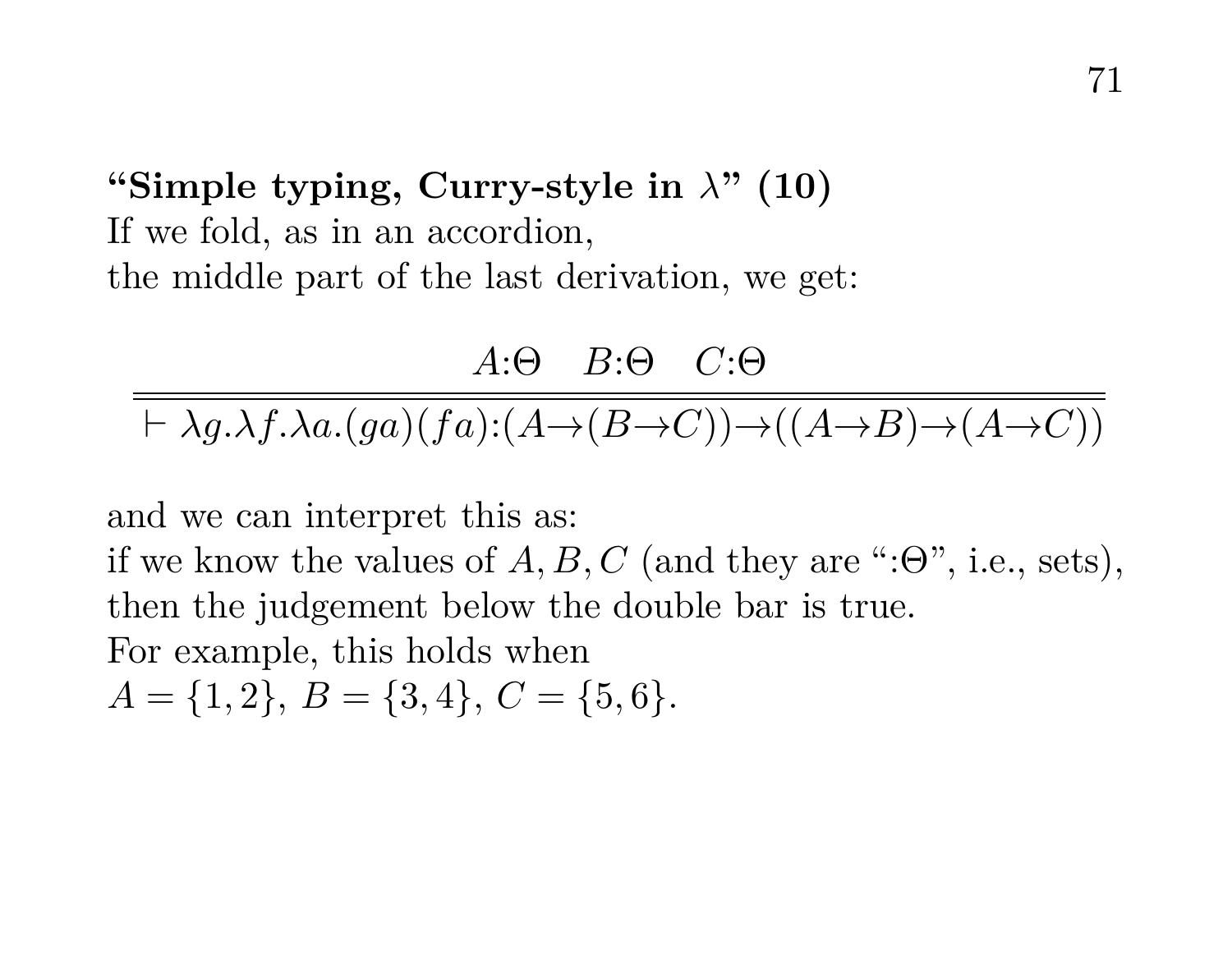**“Simple typing, Curry-style in $\lambda$” (10)**
If we fold, as in an accordion,
the middle part of the last derivation, we get:

$$\frac{A{:}\Theta \quad B{:}\Theta \quad C{:}\Theta}{\vdash \lambda g.\lambda f.\lambda a.(ga)(fa){:}(A{\to}(B{\to}C)){\to}((A{\to}B){\to}(A{\to}C))}$$

and we can interpret this as:
if we know the values of $A, B, C$ (and they are “$:\Theta$”, i.e., sets),
then the judgement below the double bar is true.
For example, this holds when
$A = \{1, 2\}$, $B = \{3, 4\}$, $C = \{5, 6\}$.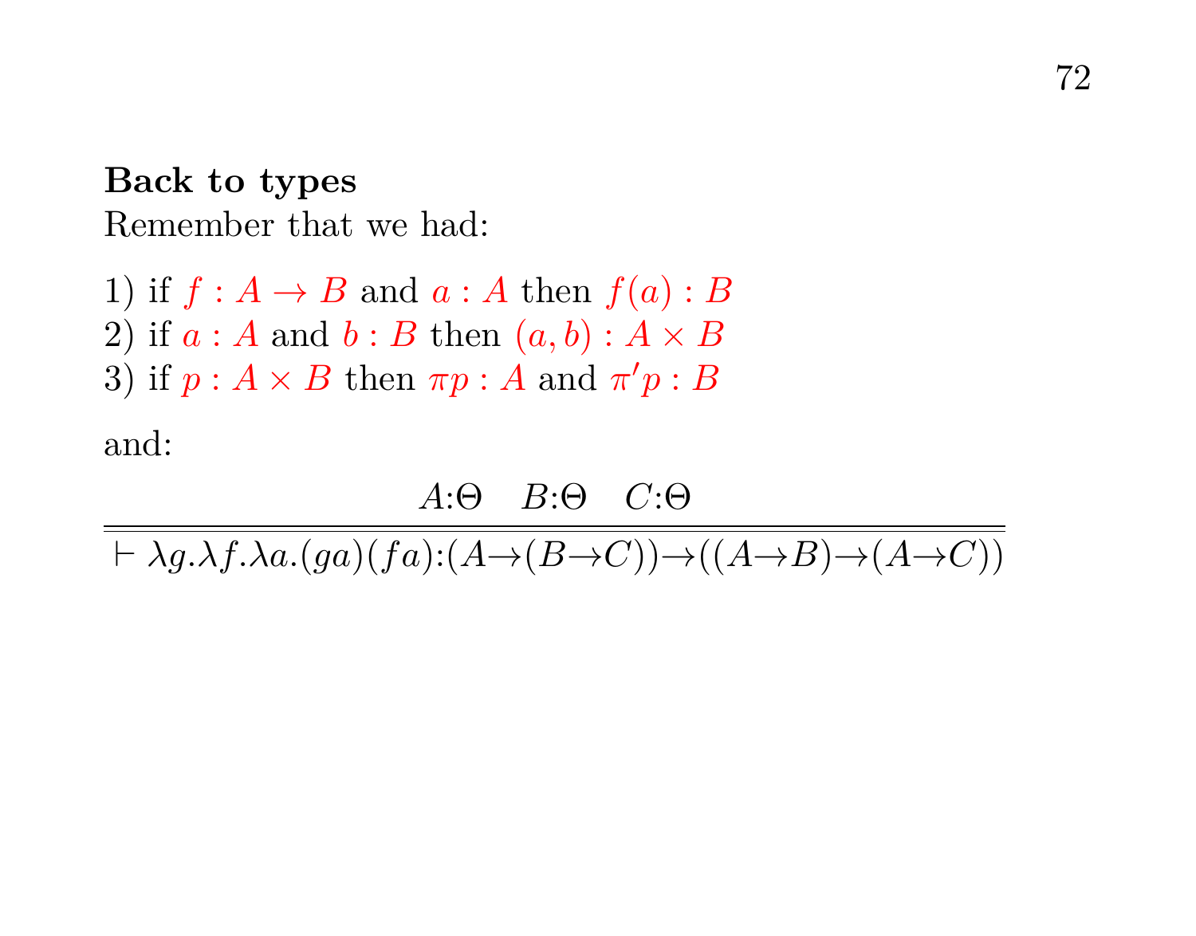**Back to types**

Remember that we had:

1) if $f : A \to B$ and $a : A$ then $f(a) : B$
2) if $a : A$ and $b : B$ then $(a, b) : A \times B$
3) if $p : A \times B$ then $\pi p : A$ and $\pi' p : B$

and:

$$\frac{A{:}\Theta \quad B{:}\Theta \quad C{:}\Theta}{\vdash \lambda g.\lambda f.\lambda a.(ga)(fa){:}(A{\to}(B{\to}C)){\to}((A{\to}B){\to}(A{\to}C))}$$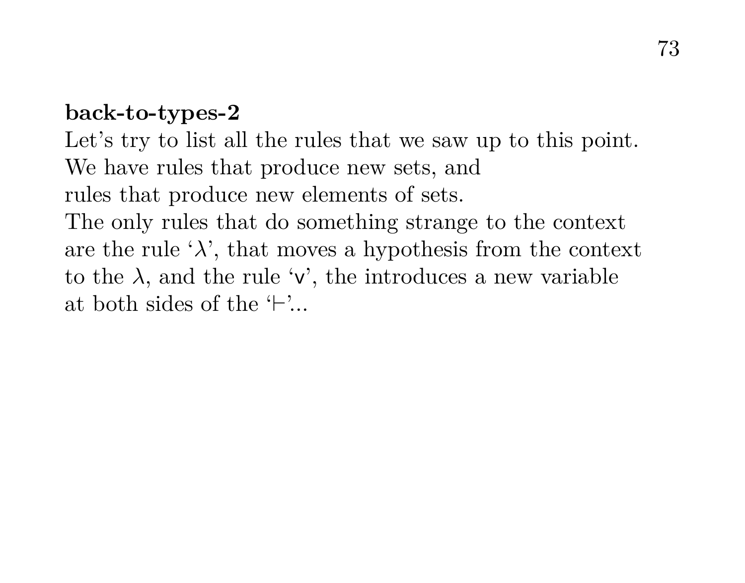**back-to-types-2**

Let's try to list all the rules that we saw up to this point.
We have rules that produce new sets, and
rules that produce new elements of sets.
The only rules that do something strange to the context
are the rule '$\lambda$', that moves a hypothesis from the context
to the $\lambda$, and the rule '$\mathsf{v}$', the introduces a new variable
at both sides of the '$\vdash$'...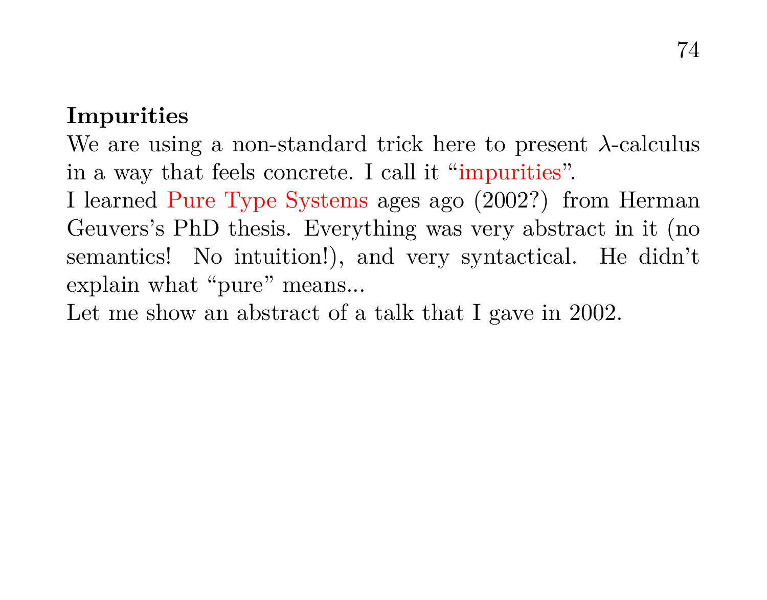**Impurities**

We are using a non-standard trick here to present $\lambda$-calculus in a way that feels concrete. I call it "impurities".

I learned Pure Type Systems ages ago (2002?) from Herman Geuvers's PhD thesis. Everything was very abstract in it (no semantics! No intuition!), and very syntactical. He didn't explain what "pure" means...

Let me show an abstract of a talk that I gave in 2002.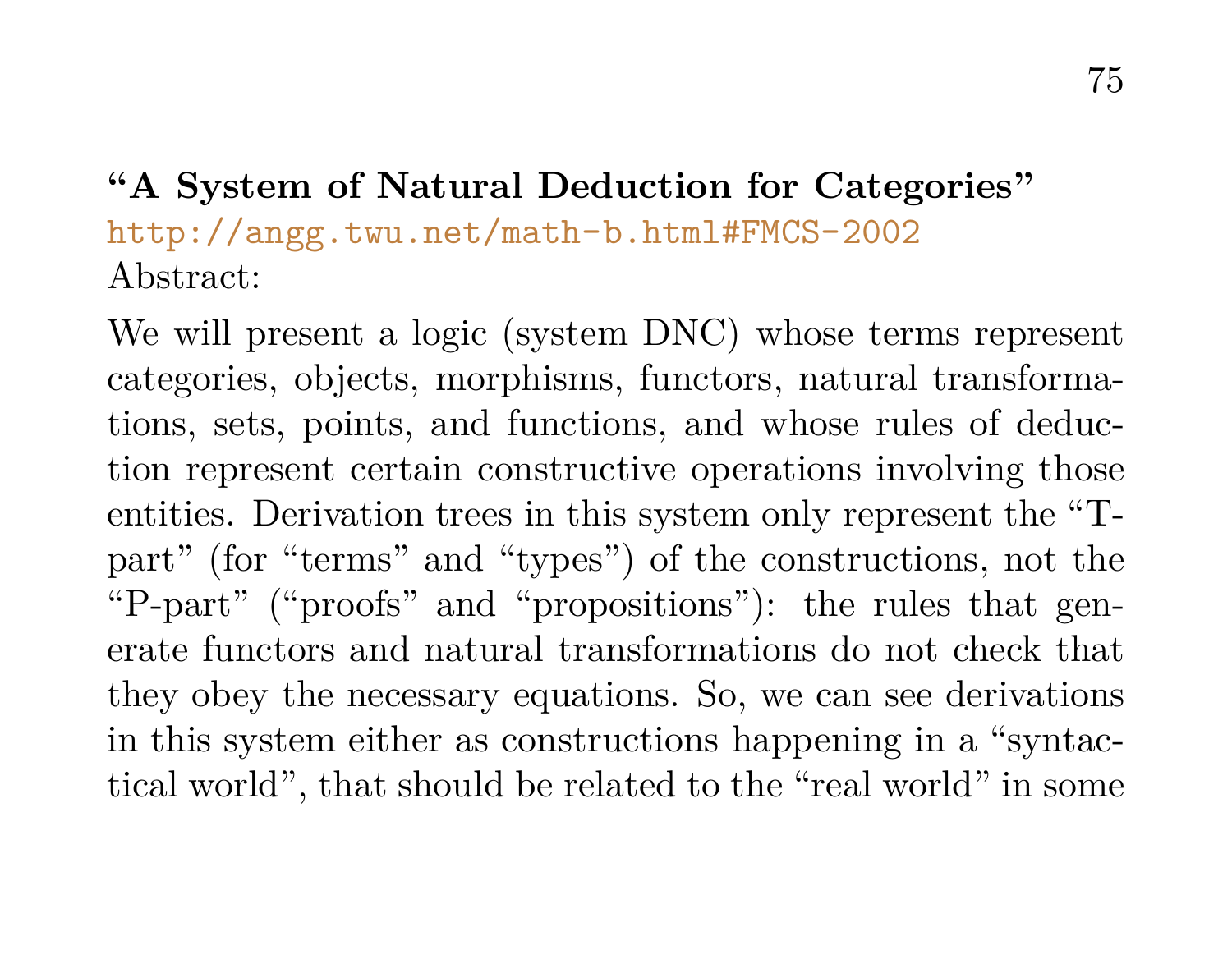**“A System of Natural Deduction for Categories”**
http://angg.twu.net/math-b.html#FMCS-2002
Abstract:

We will present a logic (system DNC) whose terms represent categories, objects, morphisms, functors, natural transformations, sets, points, and functions, and whose rules of deduction represent certain constructive operations involving those entities. Derivation trees in this system only represent the “T-part” (for “terms” and “types”) of the constructions, not the “P-part” (“proofs” and “propositions”): the rules that generate functors and natural transformations do not check that they obey the necessary equations. So, we can see derivations in this system either as constructions happening in a “syntactical world”, that should be related to the “real world” in some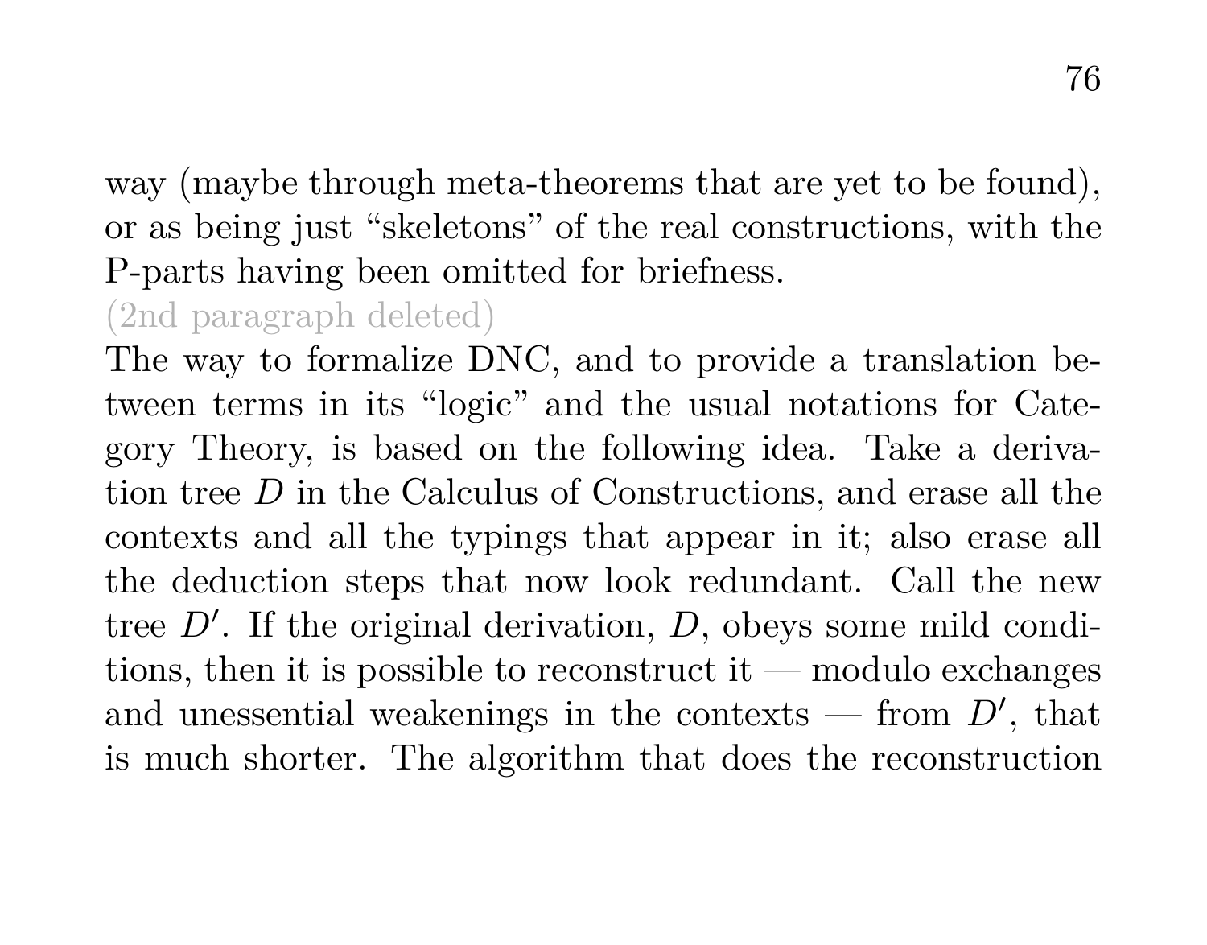way (maybe through meta-theorems that are yet to be found), or as being just "skeletons" of the real constructions, with the P-parts having been omitted for briefness.

(2nd paragraph deleted)

The way to formalize DNC, and to provide a translation between terms in its "logic" and the usual notations for Category Theory, is based on the following idea. Take a derivation tree $D$ in the Calculus of Constructions, and erase all the contexts and all the typings that appear in it; also erase all the deduction steps that now look redundant. Call the new tree $D'$. If the original derivation, $D$, obeys some mild conditions, then it is possible to reconstruct it — modulo exchanges and unessential weakenings in the contexts — from $D'$, that is much shorter. The algorithm that does the reconstruction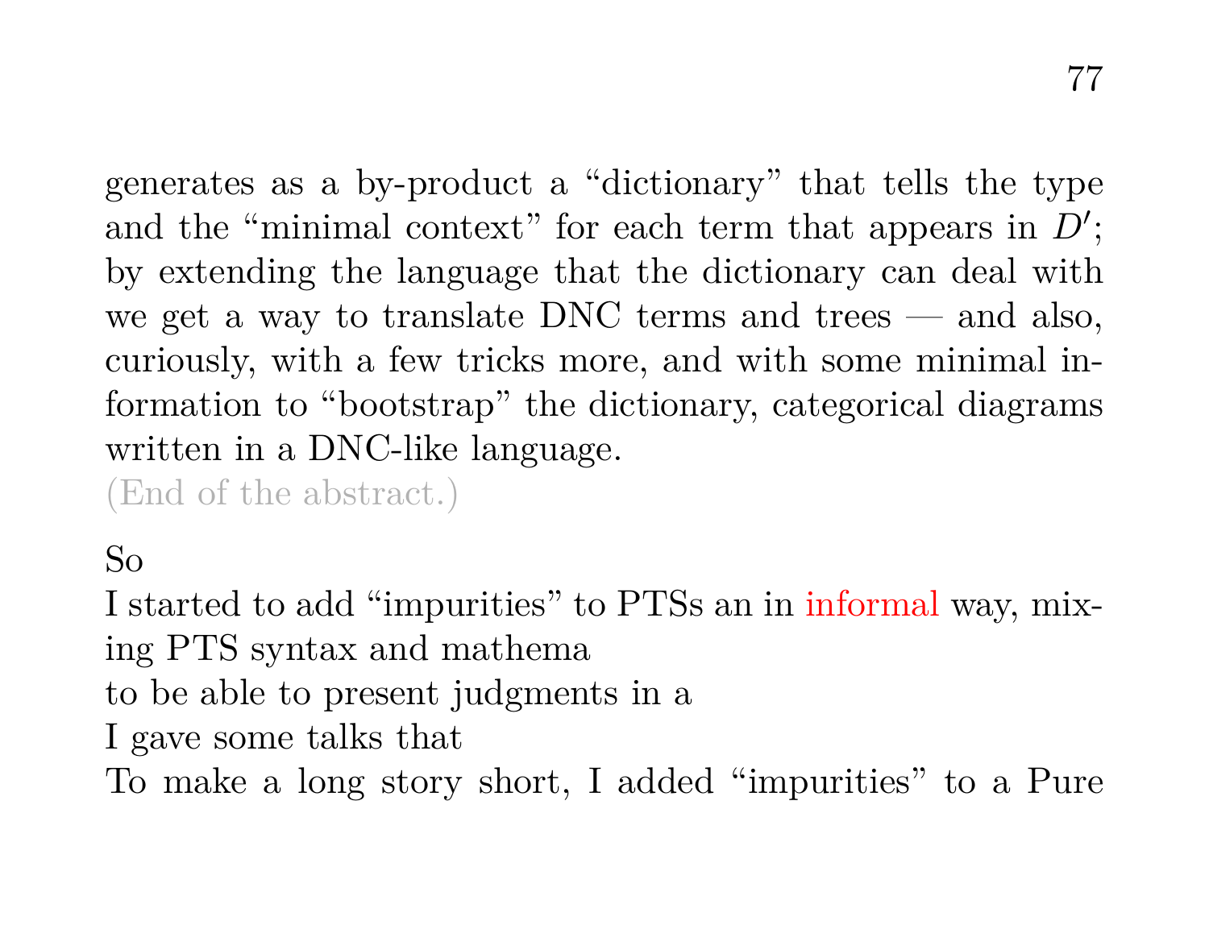generates as a by-product a “dictionary” that tells the type and the “minimal context” for each term that appears in $D'$; by extending the language that the dictionary can deal with we get a way to translate DNC terms and trees — and also, curiously, with a few tricks more, and with some minimal information to “bootstrap” the dictionary, categorical diagrams written in a DNC-like language.

(End of the abstract.)

So

I started to add “impurities” to PTSs an in informal way, mixing PTS syntax and mathema

to be able to present judgments in a

I gave some talks that

To make a long story short, I added “impurities” to a Pure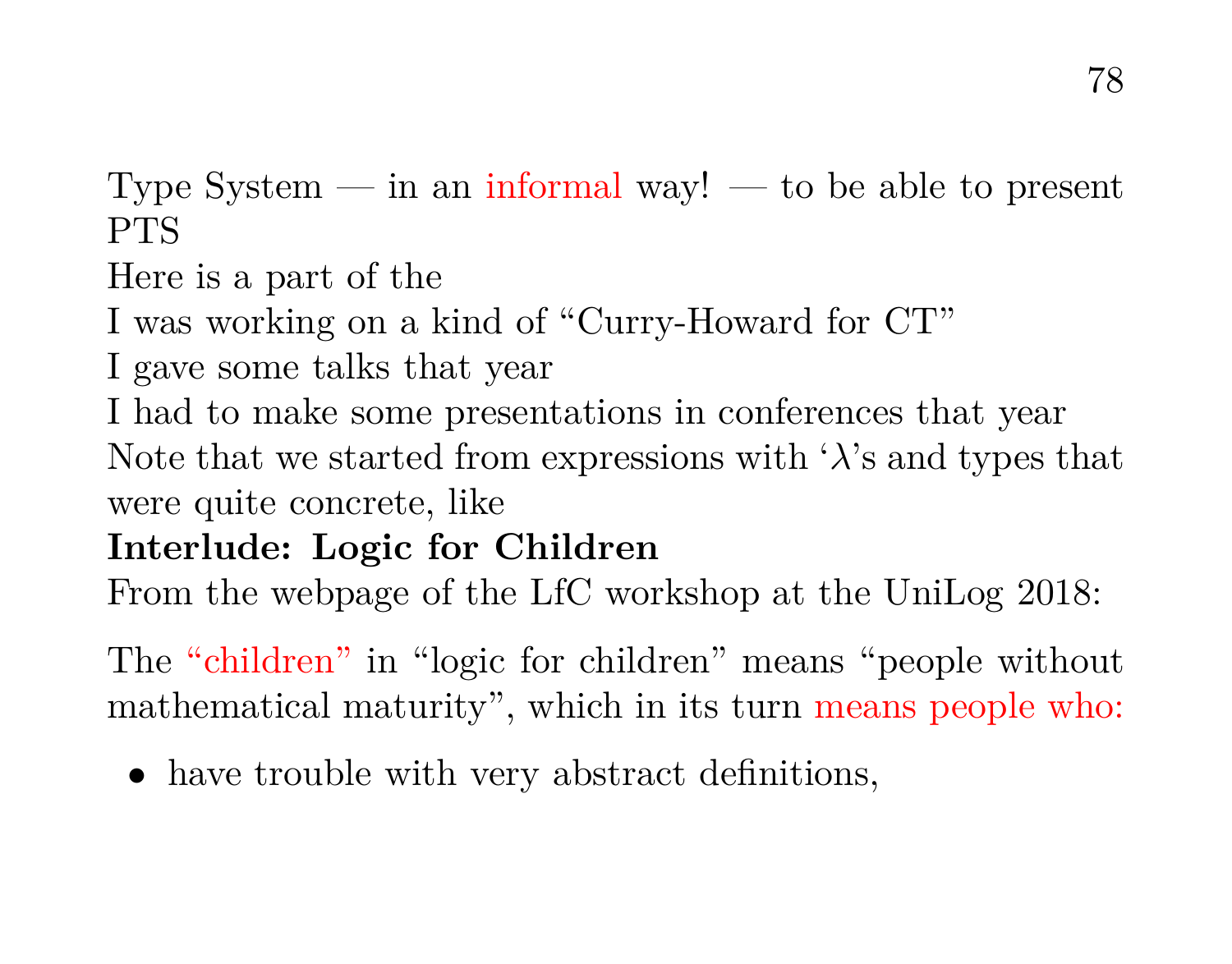Type System — in an informal way! — to be able to present PTS

Here is a part of the

I was working on a kind of "Curry-Howard for CT"

I gave some talks that year

I had to make some presentations in conferences that year

Note that we started from expressions with '$\lambda$'s and types that were quite concrete, like

**Interlude: Logic for Children**

From the webpage of the LfC workshop at the UniLog 2018:

The "children" in "logic for children" means "people without mathematical maturity", which in its turn means people who:

- have trouble with very abstract definitions,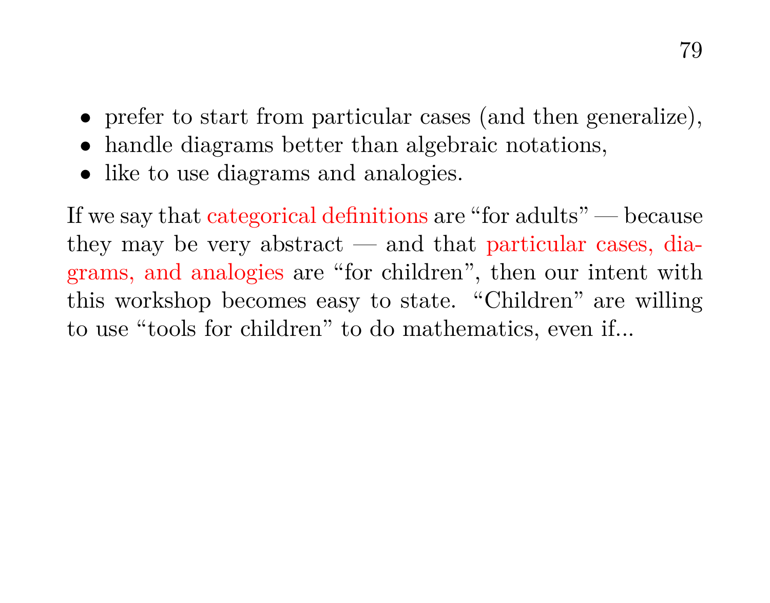- prefer to start from particular cases (and then generalize),
- handle diagrams better than algebraic notations,
- like to use diagrams and analogies.

If we say that categorical definitions are "for adults" — because they may be very abstract — and that particular cases, diagrams, and analogies are "for children", then our intent with this workshop becomes easy to state. "Children" are willing to use "tools for children" to do mathematics, even if...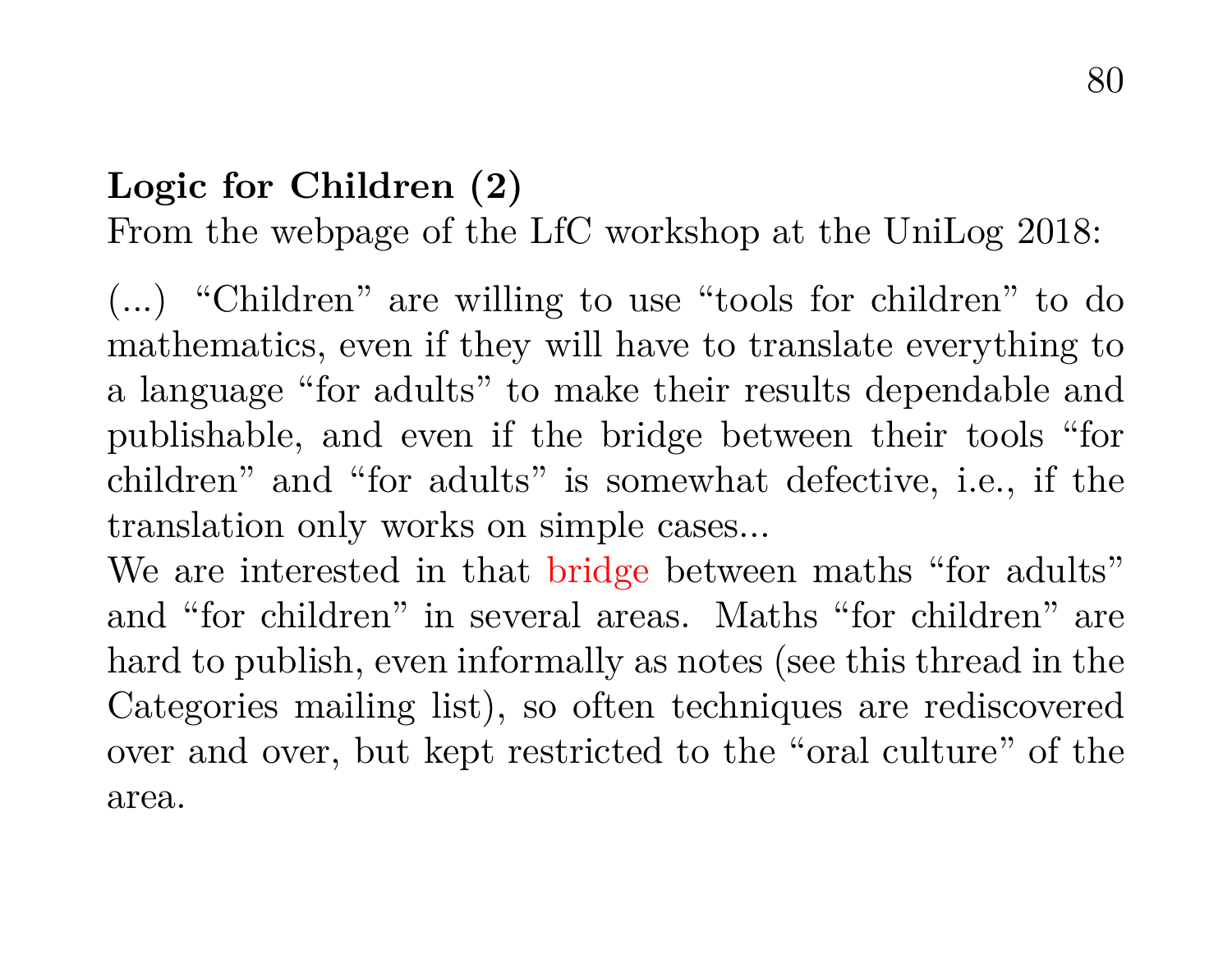**Logic for Children (2)**
From the webpage of the LfC workshop at the UniLog 2018:

(...) “Children” are willing to use “tools for children” to do mathematics, even if they will have to translate everything to a language “for adults” to make their results dependable and publishable, and even if the bridge between their tools “for children” and “for adults” is somewhat defective, i.e., if the translation only works on simple cases...
We are interested in that bridge between maths “for adults” and “for children” in several areas. Maths “for children” are hard to publish, even informally as notes (see this thread in the Categories mailing list), so often techniques are rediscovered over and over, but kept restricted to the “oral culture” of the area.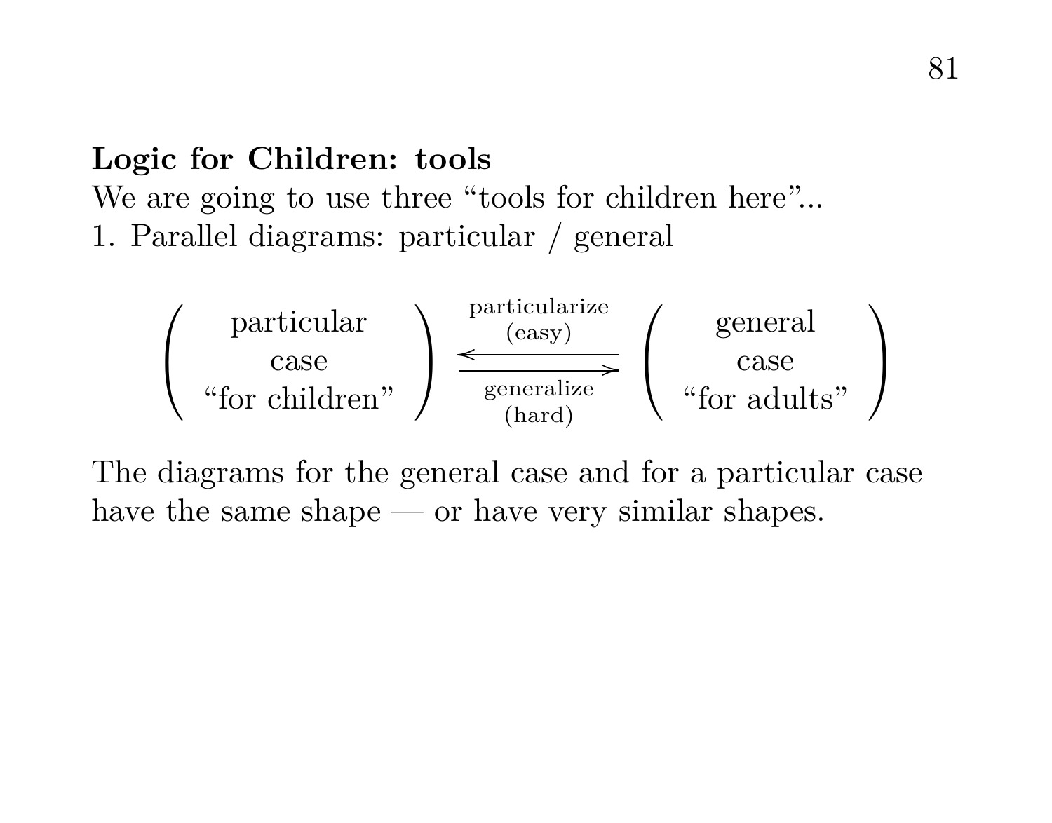**Logic for Children: tools**

We are going to use three "tools for children here"...

1. Parallel diagrams: particular / general

$$\left( \begin{array}{c} \text{particular} \\ \text{case} \\ \text{“for children”} \end{array} \right) \underset{\substack{\text{generalize} \\ \text{(hard)}}}{\overset{\substack{\text{particularize} \\ \text{(easy)}}}{\rightleftarrows}} \left( \begin{array}{c} \text{general} \\ \text{case} \\ \text{“for adults”} \end{array} \right)$$

The diagrams for the general case and for a particular case have the same shape — or have very similar shapes.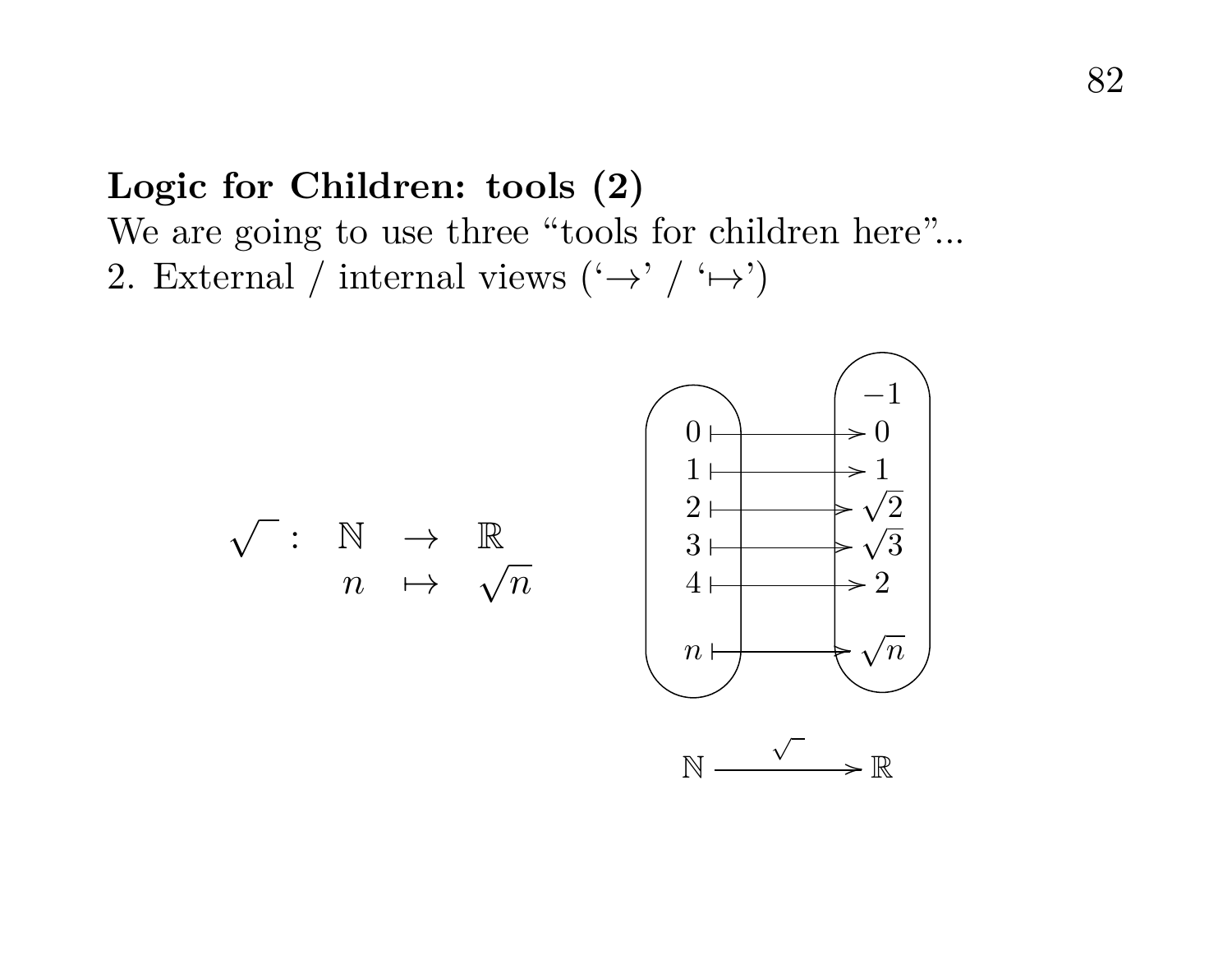**Logic for Children: tools (2)**

We are going to use three “tools for children here”...

2. External / internal views (‘$\to$’ / ‘$\mapsto$’)

$$
\begin{array}{rccc}
\sqrt{\phantom{n}} : & \mathbb{N} & \to & \mathbb{R} \\
& n & \mapsto & \sqrt{n}
\end{array}
$$

$$
\begin{array}{ccc}
 & & -1 \\
0 & \mapsto & 0 \\
1 & \mapsto & 1 \\
2 & \mapsto & \sqrt{2} \\
3 & \mapsto & \sqrt{3} \\
4 & \mapsto & 2 \\
n & \mapsto & \sqrt{n}
\end{array}
$$

$$
\mathbb{N} \xrightarrow{\sqrt{\phantom{n}}} \mathbb{R}
$$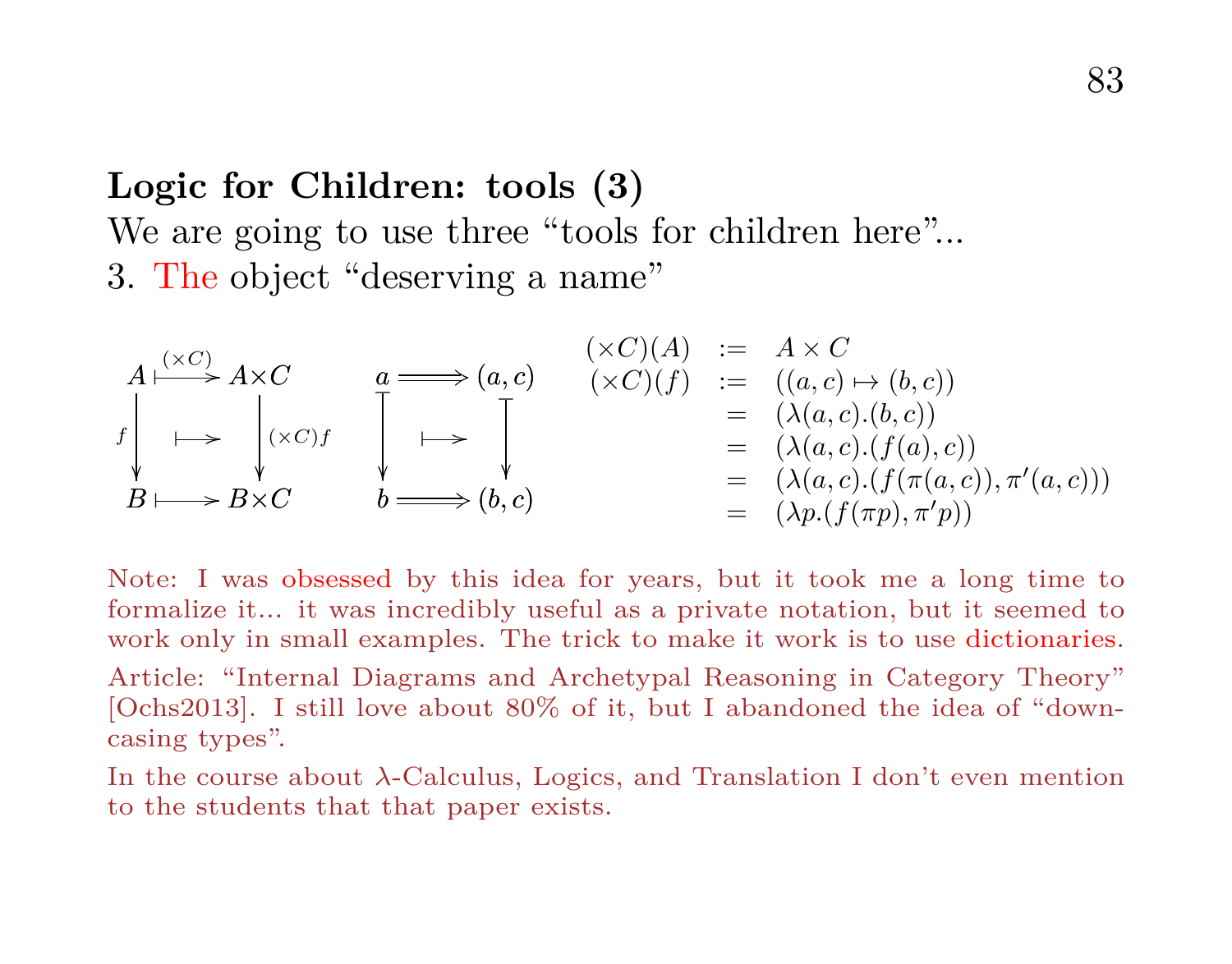**Logic for Children: tools (3)**

We are going to use three “tools for children here”...

3. The object “deserving a name”

$$
\begin{array}{ccc}
A & \overset{(\times C)}{\longmapsto} & A{\times}C \\
{\scriptstyle f}\downarrow & \longmapsto & \downarrow{\scriptstyle (\times C)f} \\
B & \longmapsto & B{\times}C
\end{array}
\qquad
\begin{array}{ccc}
a & \Longrightarrow & (a,c) \\
\downarrow & \longmapsto & \downarrow \\
b & \Longrightarrow & (b,c)
\end{array}
$$

$$
\begin{array}{rcl}
(\times C)(A) & := & A \times C \\
(\times C)(f) & := & ((a,c) \mapsto (b,c)) \\
& = & (\lambda(a,c).(b,c)) \\
& = & (\lambda(a,c).(f(a),c)) \\
& = & (\lambda(a,c).(f(\pi(a,c)),\pi'(a,c))) \\
& = & (\lambda p.(f(\pi p),\pi' p))
\end{array}
$$

Note: I was obsessed by this idea for years, but it took me a long time to formalize it... it was incredibly useful as a private notation, but it seemed to work only in small examples. The trick to make it work is to use dictionaries.

Article: “Internal Diagrams and Archetypal Reasoning in Category Theory” [Ochs2013]. I still love about 80% of it, but I abandoned the idea of “downcasing types”.

In the course about $\lambda$-Calculus, Logics, and Translation I don’t even mention to the students that that paper exists.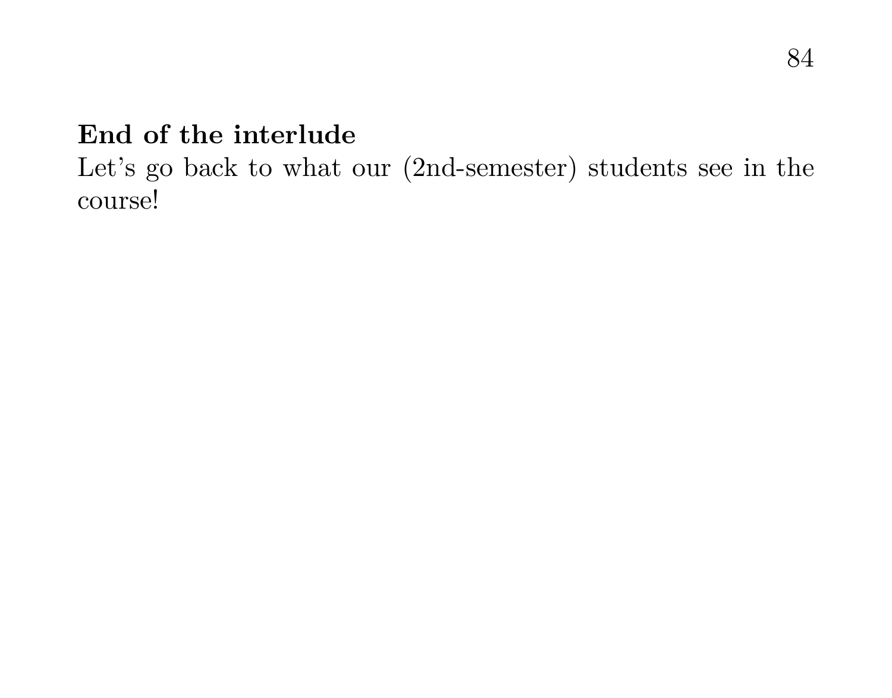**End of the interlude**

Let's go back to what our (2nd-semester) students see in the course!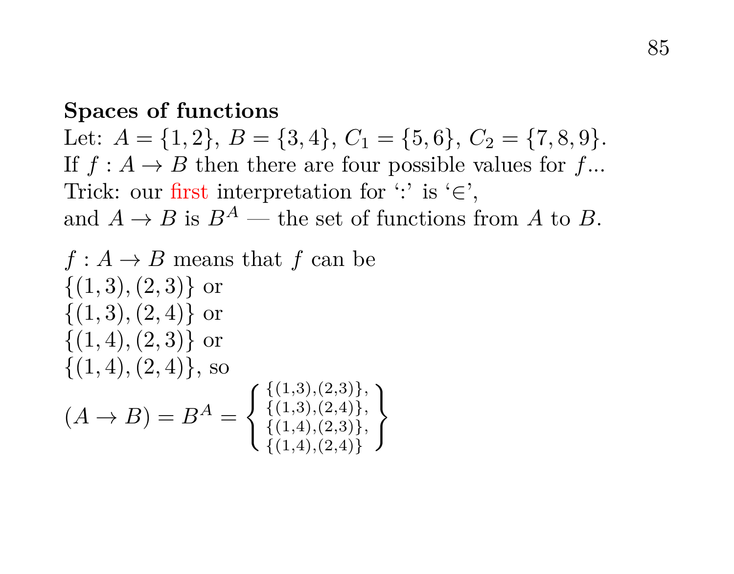**Spaces of functions**

Let: $A = \{1, 2\}$, $B = \{3, 4\}$, $C_1 = \{5, 6\}$, $C_2 = \{7, 8, 9\}$.
If $f : A \to B$ then there are four possible values for $f$...
Trick: our first interpretation for ':' is '$\in$',
and $A \to B$ is $B^A$ — the set of functions from $A$ to $B$.

$f : A \to B$ means that $f$ can be
$\{(1, 3), (2, 3)\}$ or
$\{(1, 3), (2, 4)\}$ or
$\{(1, 4), (2, 3)\}$ or
$\{(1, 4), (2, 4)\}$, so

$$(A \to B) = B^A = \left\{ \begin{array}{l} \{(1,3),(2,3)\}, \\ \{(1,3),(2,4)\}, \\ \{(1,4),(2,3)\}, \\ \{(1,4),(2,4)\} \end{array} \right\}$$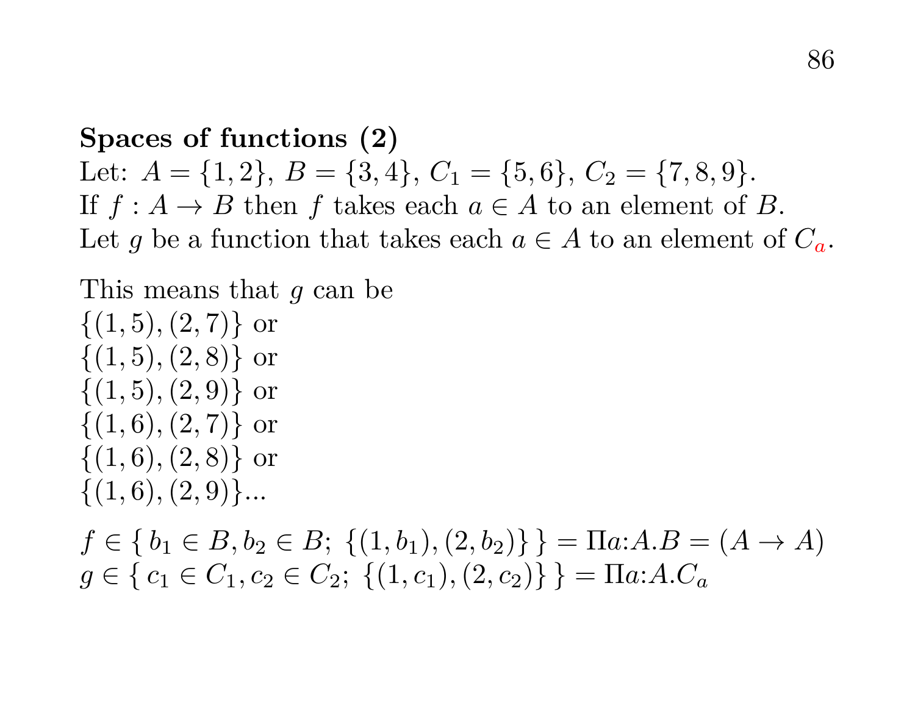**Spaces of functions (2)**

Let: $A = \{1, 2\}$, $B = \{3, 4\}$, $C_1 = \{5, 6\}$, $C_2 = \{7, 8, 9\}$.
If $f : A \to B$ then $f$ takes each $a \in A$ to an element of $B$.
Let $g$ be a function that takes each $a \in A$ to an element of $C_a$.

This means that $g$ can be
$\{(1, 5), (2, 7)\}$ or
$\{(1, 5), (2, 8)\}$ or
$\{(1, 5), (2, 9)\}$ or
$\{(1, 6), (2, 7)\}$ or
$\{(1, 6), (2, 8)\}$ or
$\{(1, 6), (2, 9)\}$...

$f \in \{\, b_1 \in B, b_2 \in B;\ \{(1, b_1), (2, b_2)\}\,\} = \Pi a{:}A.B = (A \to A)$
$g \in \{\, c_1 \in C_1, c_2 \in C_2;\ \{(1, c_1), (2, c_2)\}\,\} = \Pi a{:}A.C_a$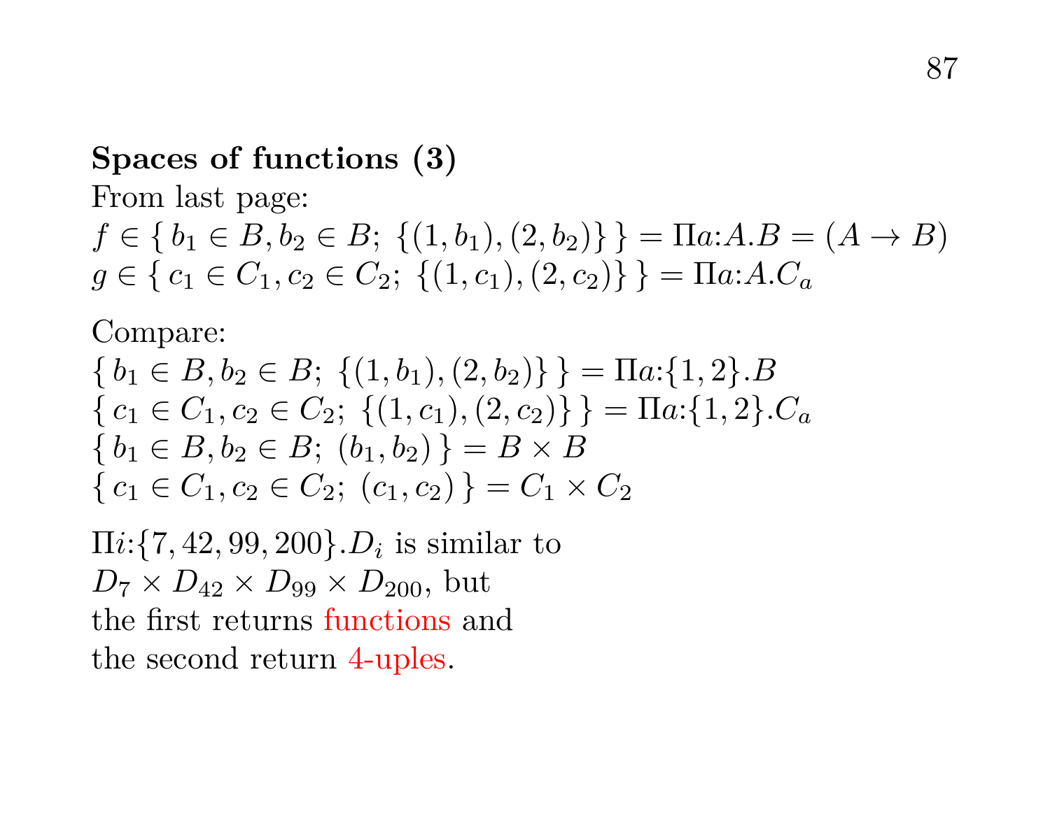**Spaces of functions (3)**

From last page:

$f \in \{\, b_1 \in B, b_2 \in B;\ \{(1, b_1), (2, b_2)\}\,\} = \Pi a{:}A.B = (A \to B)$
$g \in \{\, c_1 \in C_1, c_2 \in C_2;\ \{(1, c_1), (2, c_2)\}\,\} = \Pi a{:}A.C_a$

Compare:

$\{\, b_1 \in B, b_2 \in B;\ \{(1, b_1), (2, b_2)\}\,\} = \Pi a{:}\{1, 2\}.B$
$\{\, c_1 \in C_1, c_2 \in C_2;\ \{(1, c_1), (2, c_2)\}\,\} = \Pi a{:}\{1, 2\}.C_a$
$\{\, b_1 \in B, b_2 \in B;\ (b_1, b_2)\,\} = B \times B$
$\{\, c_1 \in C_1, c_2 \in C_2;\ (c_1, c_2)\,\} = C_1 \times C_2$

$\Pi i{:}\{7, 42, 99, 200\}.D_i$ is similar to
$D_7 \times D_{42} \times D_{99} \times D_{200}$, but
the first returns functions and
the second return 4-uples.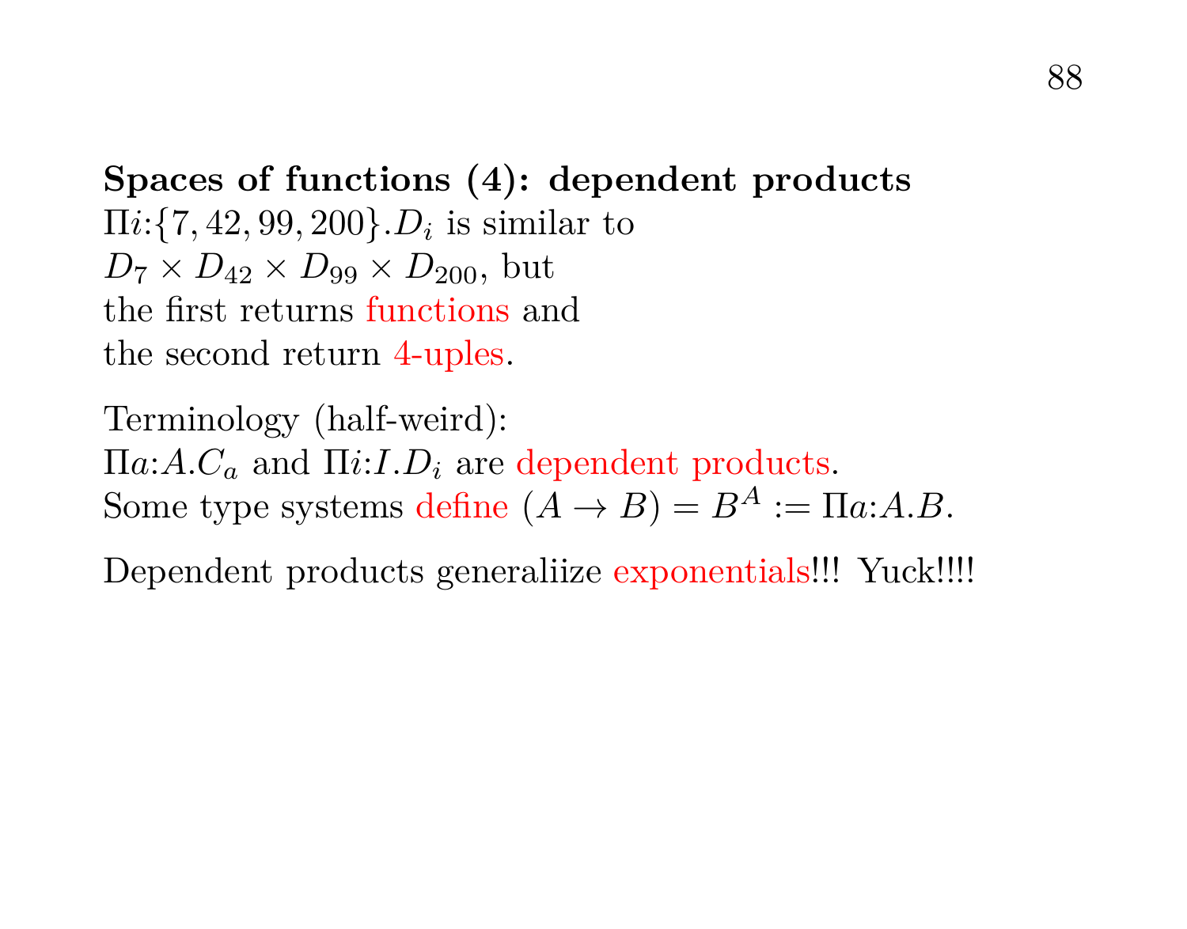**Spaces of functions (4): dependent products**

$\Pi i{:}\{7, 42, 99, 200\}.D_i$ is similar to
$D_7 \times D_{42} \times D_{99} \times D_{200}$, but
the first returns functions and
the second return 4-uples.

Terminology (half-weird):
$\Pi a{:}A.C_a$ and $\Pi i{:}I.D_i$ are dependent products.
Some type systems define $(A \to B) = B^A := \Pi a{:}A.B$.

Dependent products generaliize exponentials!!! Yuck!!!!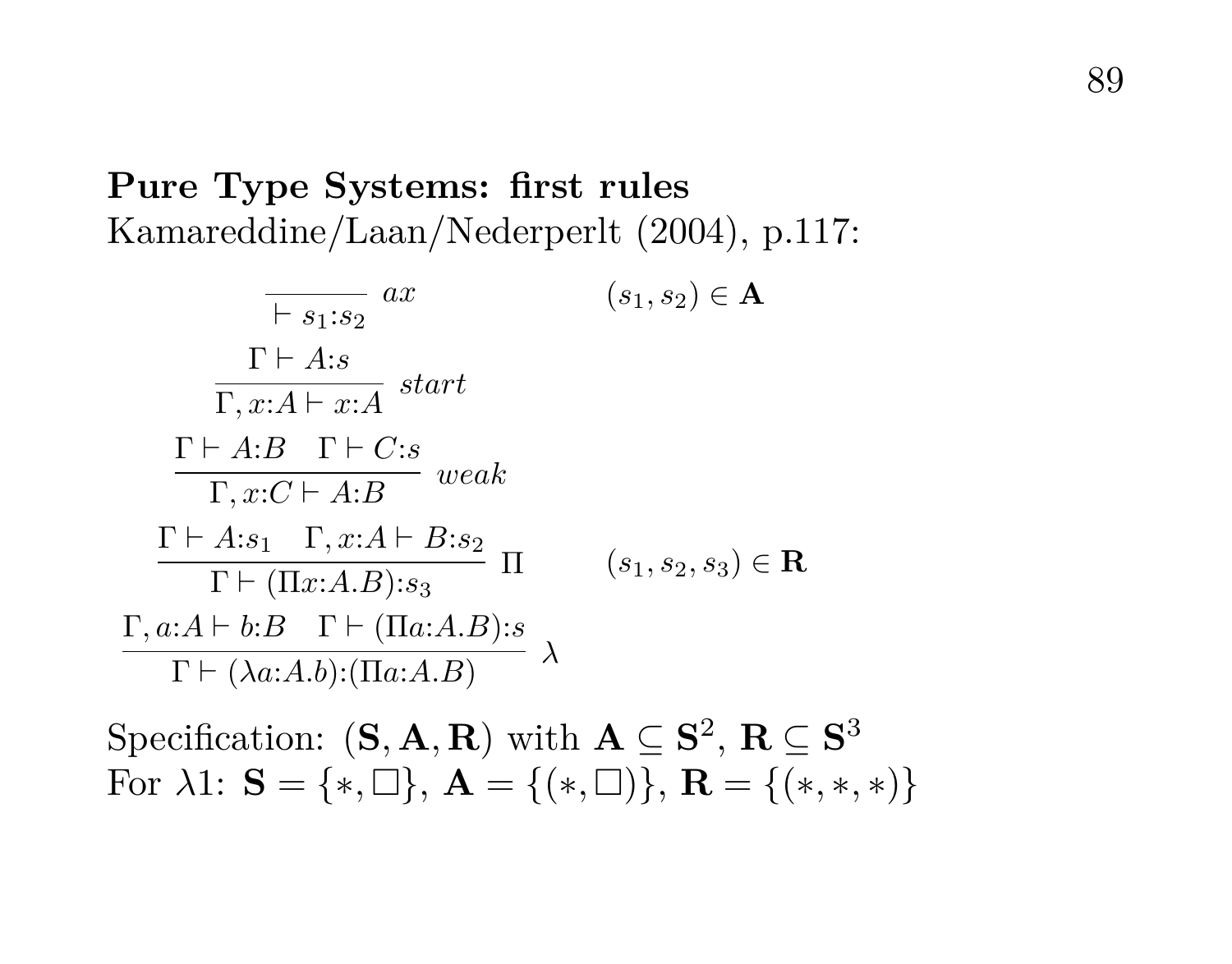**Pure Type Systems: first rules**

Kamareddine/Laan/Nederperlt (2004), p.117:

$$\frac{}{\vdash s_1{:}s_2}\ ax \qquad\qquad (s_1, s_2) \in \mathbf{A}$$

$$\frac{\Gamma \vdash A{:}s}{\Gamma, x{:}A \vdash x{:}A}\ start$$

$$\frac{\Gamma \vdash A{:}B \quad \Gamma \vdash C{:}s}{\Gamma, x{:}C \vdash A{:}B}\ weak$$

$$\frac{\Gamma \vdash A{:}s_1 \quad \Gamma, x{:}A \vdash B{:}s_2}{\Gamma \vdash (\Pi x{:}A.B){:}s_3}\ \Pi \qquad\qquad (s_1, s_2, s_3) \in \mathbf{R}$$

$$\frac{\Gamma, a{:}A \vdash b{:}B \quad \Gamma \vdash (\Pi a{:}A.B){:}s}{\Gamma \vdash (\lambda a{:}A.b){:}(\Pi a{:}A.B)}\ \lambda$$

Specification: $(\mathbf{S}, \mathbf{A}, \mathbf{R})$ with $\mathbf{A} \subseteq \mathbf{S}^2$, $\mathbf{R} \subseteq \mathbf{S}^3$

For $\lambda 1$: $\mathbf{S} = \{*, \Box\}$, $\mathbf{A} = \{(*, \Box)\}$, $\mathbf{R} = \{(*, *, *)\}$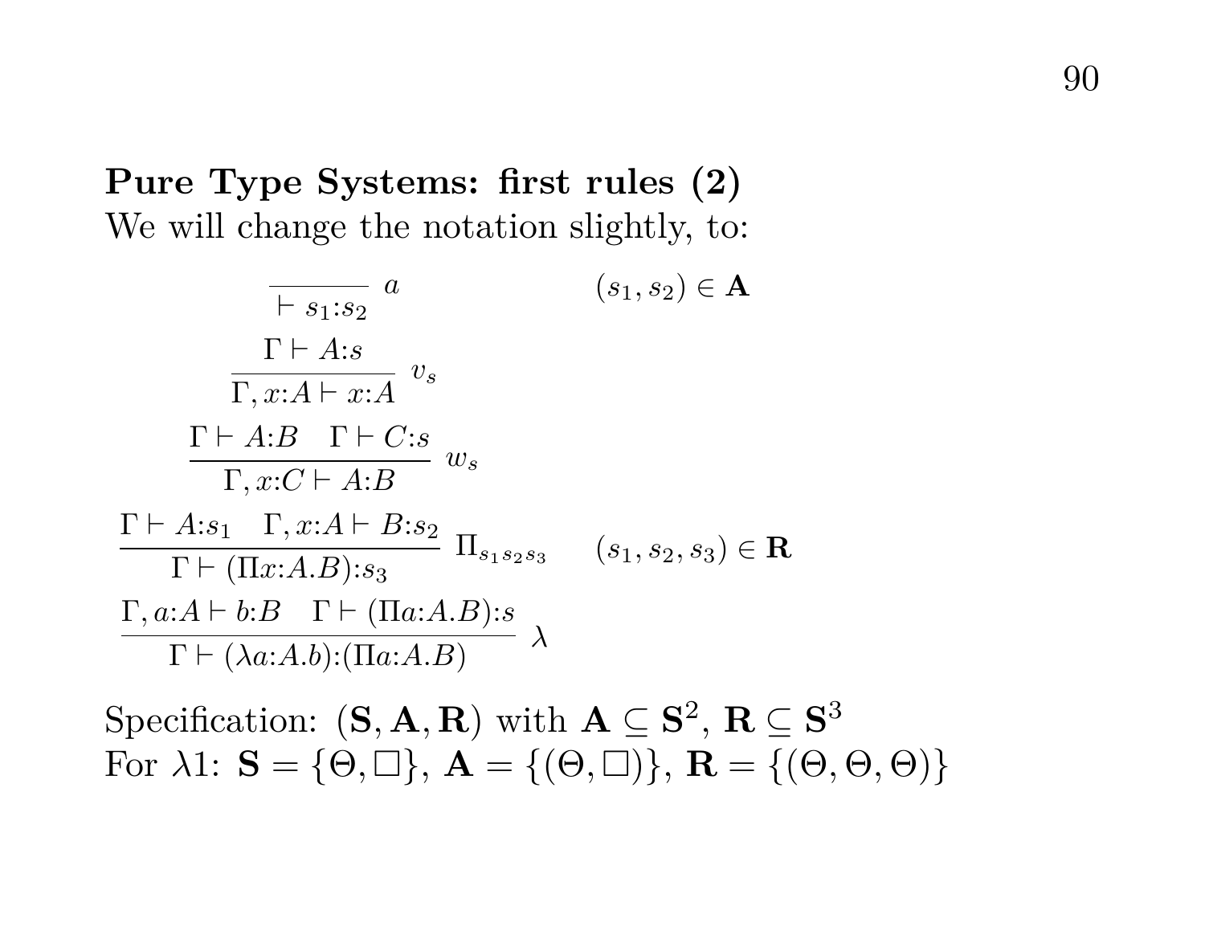## Pure Type Systems: first rules (2)

We will change the notation slightly, to:

$$\frac{}{\vdash s_1{:}s_2}\ a \qquad\qquad (s_1, s_2) \in \mathbf{A}$$

$$\frac{\Gamma \vdash A{:}s}{\Gamma, x{:}A \vdash x{:}A}\ v_s$$

$$\frac{\Gamma \vdash A{:}B \quad \Gamma \vdash C{:}s}{\Gamma, x{:}C \vdash A{:}B}\ w_s$$

$$\frac{\Gamma \vdash A{:}s_1 \quad \Gamma, x{:}A \vdash B{:}s_2}{\Gamma \vdash (\Pi x{:}A.B){:}s_3}\ \Pi_{s_1 s_2 s_3} \qquad (s_1, s_2, s_3) \in \mathbf{R}$$

$$\frac{\Gamma, a{:}A \vdash b{:}B \quad \Gamma \vdash (\Pi a{:}A.B){:}s}{\Gamma \vdash (\lambda a{:}A.b){:}(\Pi a{:}A.B)}\ \lambda$$

Specification: $(\mathbf{S}, \mathbf{A}, \mathbf{R})$ with $\mathbf{A} \subseteq \mathbf{S}^2$, $\mathbf{R} \subseteq \mathbf{S}^3$

For $\lambda 1$: $\mathbf{S} = \{\Theta, \Box\}$, $\mathbf{A} = \{(\Theta, \Box)\}$, $\mathbf{R} = \{(\Theta, \Theta, \Theta)\}$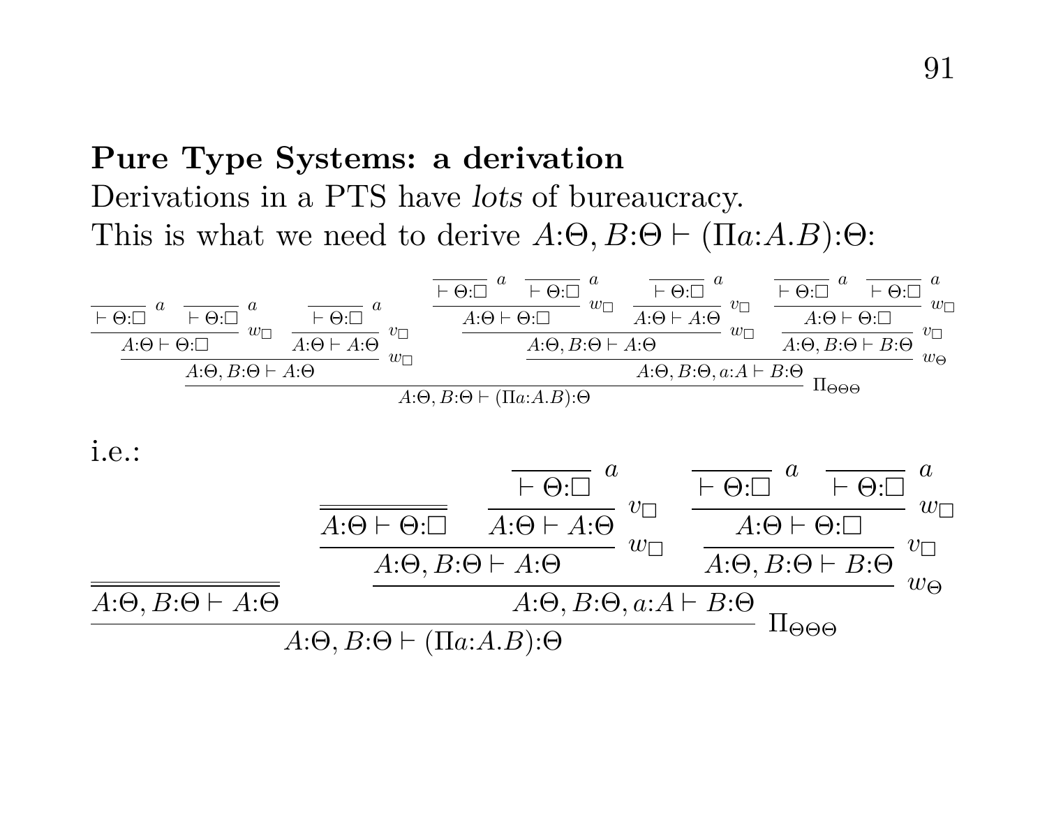## Pure Type Systems: a derivation

Derivations in a PTS have *lots* of bureaucracy.
This is what we need to derive $A{:}\Theta, B{:}\Theta \vdash (\Pi a{:}A.B){:}\Theta$:

$$
\dfrac{
\dfrac{
\dfrac{\dfrac{}{\vdash \Theta{:}\Box}\,a \quad \dfrac{}{\vdash \Theta{:}\Box}\,a}{A{:}\Theta \vdash \Theta{:}\Box}\,w_\Box
\quad
\dfrac{\dfrac{}{\vdash \Theta{:}\Box}\,a}{A{:}\Theta \vdash A{:}\Theta}\,v_\Box
}{A{:}\Theta, B{:}\Theta \vdash A{:}\Theta}\,w_\Box
\quad
\dfrac{
\dfrac{
\dfrac{\dfrac{}{\vdash \Theta{:}\Box}\,a \quad \dfrac{}{\vdash \Theta{:}\Box}\,a}{A{:}\Theta \vdash \Theta{:}\Box}\,w_\Box
\quad
\dfrac{\dfrac{}{\vdash \Theta{:}\Box}\,a}{A{:}\Theta \vdash A{:}\Theta}\,v_\Box
}{A{:}\Theta, B{:}\Theta \vdash A{:}\Theta}\,w_\Box
\quad
\dfrac{\dfrac{\dfrac{}{\vdash \Theta{:}\Box}\,a \quad \dfrac{}{\vdash \Theta{:}\Box}\,a}{A{:}\Theta \vdash \Theta{:}\Box}\,w_\Box}{A{:}\Theta, B{:}\Theta \vdash B{:}\Theta}\,v_\Box
}{A{:}\Theta, B{:}\Theta, a{:}A \vdash B{:}\Theta}\,w_\Theta
}{A{:}\Theta, B{:}\Theta \vdash (\Pi a{:}A.B){:}\Theta}\,\Pi_{\Theta\Theta\Theta}
$$

i.e.:

$$
\dfrac{
\overline{\overline{A{:}\Theta, B{:}\Theta \vdash A{:}\Theta}}
\quad
\dfrac{
\dfrac{
\overline{\overline{A{:}\Theta \vdash \Theta{:}\Box}}
\quad
\dfrac{\dfrac{}{\vdash \Theta{:}\Box}\,a}{A{:}\Theta \vdash A{:}\Theta}\,v_\Box
}{A{:}\Theta, B{:}\Theta \vdash A{:}\Theta}\,w_\Box
\quad
\dfrac{\dfrac{\dfrac{}{\vdash \Theta{:}\Box}\,a \quad \dfrac{}{\vdash \Theta{:}\Box}\,a}{A{:}\Theta \vdash \Theta{:}\Box}\,w_\Box}{A{:}\Theta, B{:}\Theta \vdash B{:}\Theta}\,v_\Box
}{A{:}\Theta, B{:}\Theta, a{:}A \vdash B{:}\Theta}\,w_\Theta
}{A{:}\Theta, B{:}\Theta \vdash (\Pi a{:}A.B){:}\Theta}\,\Pi_{\Theta\Theta\Theta}
$$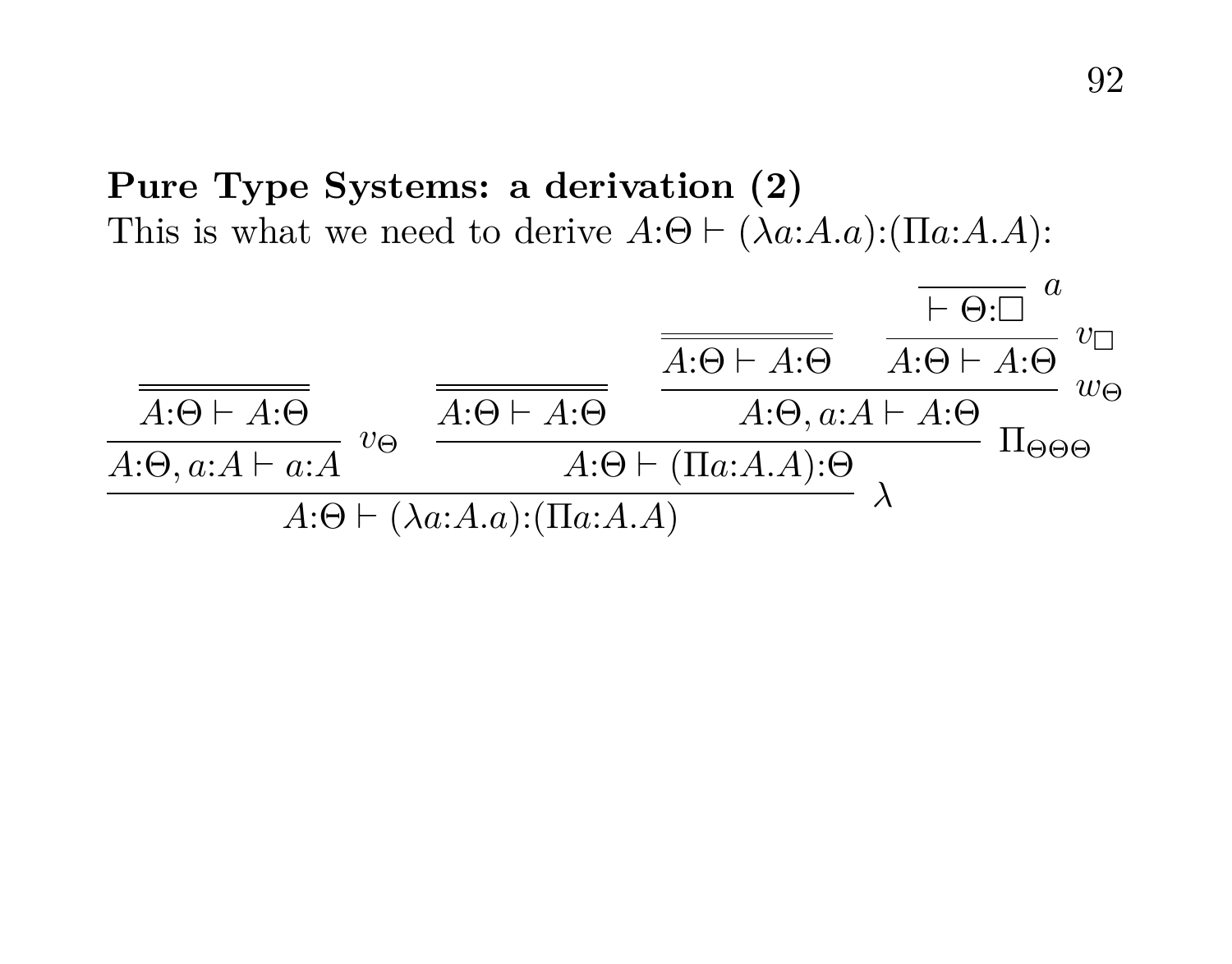## Pure Type Systems: a derivation (2)

This is what we need to derive $A{:}\Theta \vdash (\lambda a{:}A.a){:}(\Pi a{:}A.A)$:

$$
\dfrac{
  \dfrac{\overline{\overline{A{:}\Theta \vdash A{:}\Theta}}}{A{:}\Theta, a{:}A \vdash a{:}A}\, v_\Theta
  \qquad
  \dfrac{
    \overline{\overline{A{:}\Theta \vdash A{:}\Theta}}
    \qquad
    \dfrac{
      \overline{\overline{A{:}\Theta \vdash A{:}\Theta}}
      \qquad
      \dfrac{\dfrac{}{\vdash \Theta{:}\Box}\, a}{A{:}\Theta \vdash A{:}\Theta}\, v_\Box
    }{A{:}\Theta, a{:}A \vdash A{:}\Theta}\, w_\Theta
  }{A{:}\Theta \vdash (\Pi a{:}A.A){:}\Theta}\, \Pi_{\Theta\Theta\Theta}
}{A{:}\Theta \vdash (\lambda a{:}A.a){:}(\Pi a{:}A.A)}\, \lambda
$$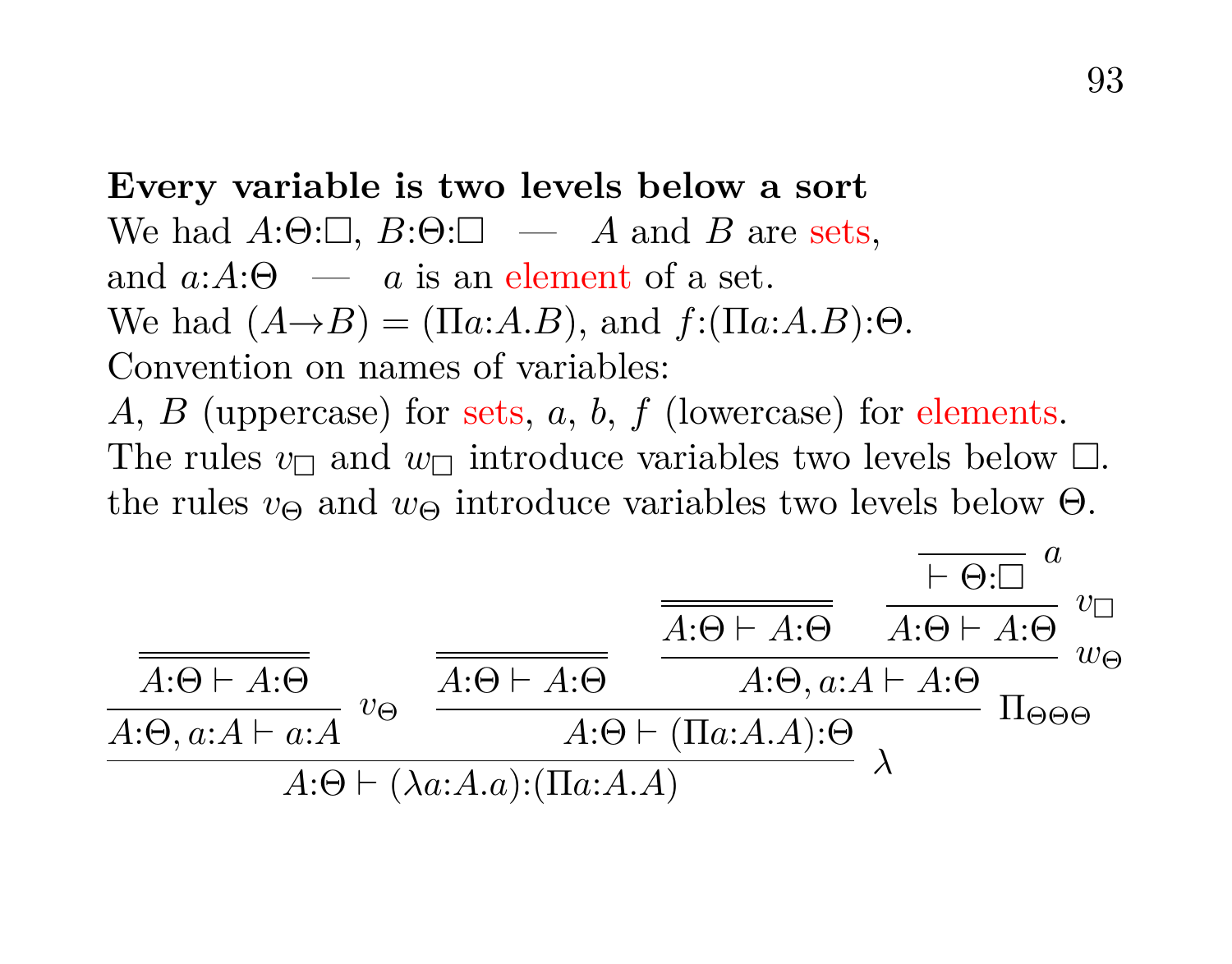**Every variable is two levels below a sort**

We had $A{:}\Theta{:}\Box$, $B{:}\Theta{:}\Box$ — $A$ and $B$ are sets,
and $a{:}A{:}\Theta$ — $a$ is an element of a set.
We had $(A{\to}B) = (\Pi a{:}A.B)$, and $f{:}(\Pi a{:}A.B){:}\Theta$.
Convention on names of variables:
$A$, $B$ (uppercase) for sets, $a$, $b$, $f$ (lowercase) for elements.
The rules $v_\Box$ and $w_\Box$ introduce variables two levels below $\Box$.
the rules $v_\Theta$ and $w_\Theta$ introduce variables two levels below $\Theta$.

$$
\dfrac{
  \dfrac{\overline{\overline{A{:}\Theta \vdash A{:}\Theta}}}{A{:}\Theta, a{:}A \vdash a{:}A}\, v_\Theta
  \qquad
  \dfrac{
    \overline{\overline{A{:}\Theta \vdash A{:}\Theta}}
    \quad
    \dfrac{
      \overline{\overline{A{:}\Theta \vdash A{:}\Theta}}
      \quad
      \dfrac{\overline{\vdash \Theta{:}\Box}\, a}{A{:}\Theta \vdash A{:}\Theta}\, v_\Box
    }{A{:}\Theta, a{:}A \vdash A{:}\Theta}\, w_\Theta
  }{A{:}\Theta \vdash (\Pi a{:}A.A){:}\Theta}\, \Pi_{\Theta\Theta\Theta}
}{A{:}\Theta \vdash (\lambda a{:}A.a){:}(\Pi a{:}A.A)}\, \lambda
$$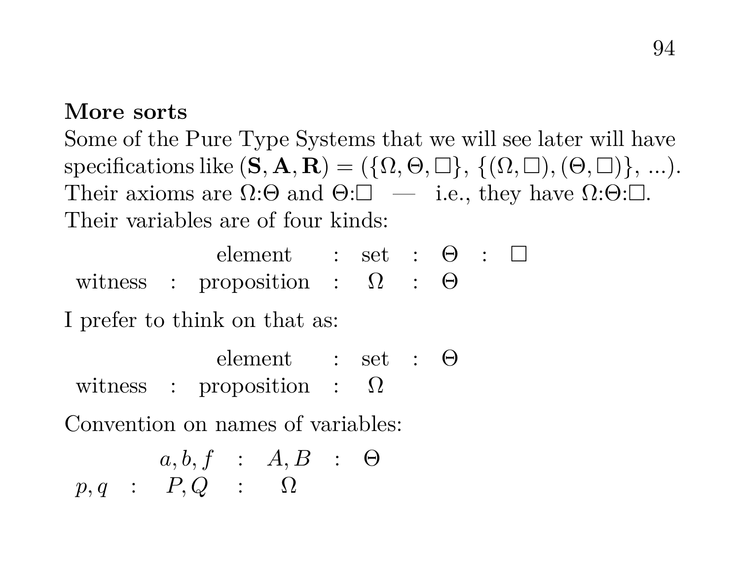**More sorts**

Some of the Pure Type Systems that we will see later will have specifications like $(\mathbf{S}, \mathbf{A}, \mathbf{R}) = (\{\Omega, \Theta, \Box\}, \{(\Omega, \Box), (\Theta, \Box)\}, ...)$. Their axioms are $\Omega{:}\Theta$ and $\Theta{:}\Box$ — i.e., they have $\Omega{:}\Theta{:}\Box$. Their variables are of four kinds:

$$
\begin{array}{ccccccccc}
 & & \text{element} & : & \text{set} & : & \Theta & : & \Box \\
\text{witness} & : & \text{proposition} & : & \Omega & : & \Theta & &
\end{array}
$$

I prefer to think on that as:

$$
\begin{array}{ccccccc}
 & & \text{element} & : & \text{set} & : & \Theta \\
\text{witness} & : & \text{proposition} & : & \Omega & &
\end{array}
$$

Convention on names of variables:

$$
\begin{array}{ccccccc}
 & & a, b, f & : & A, B & : & \Theta \\
p, q & : & P, Q & : & \Omega & &
\end{array}
$$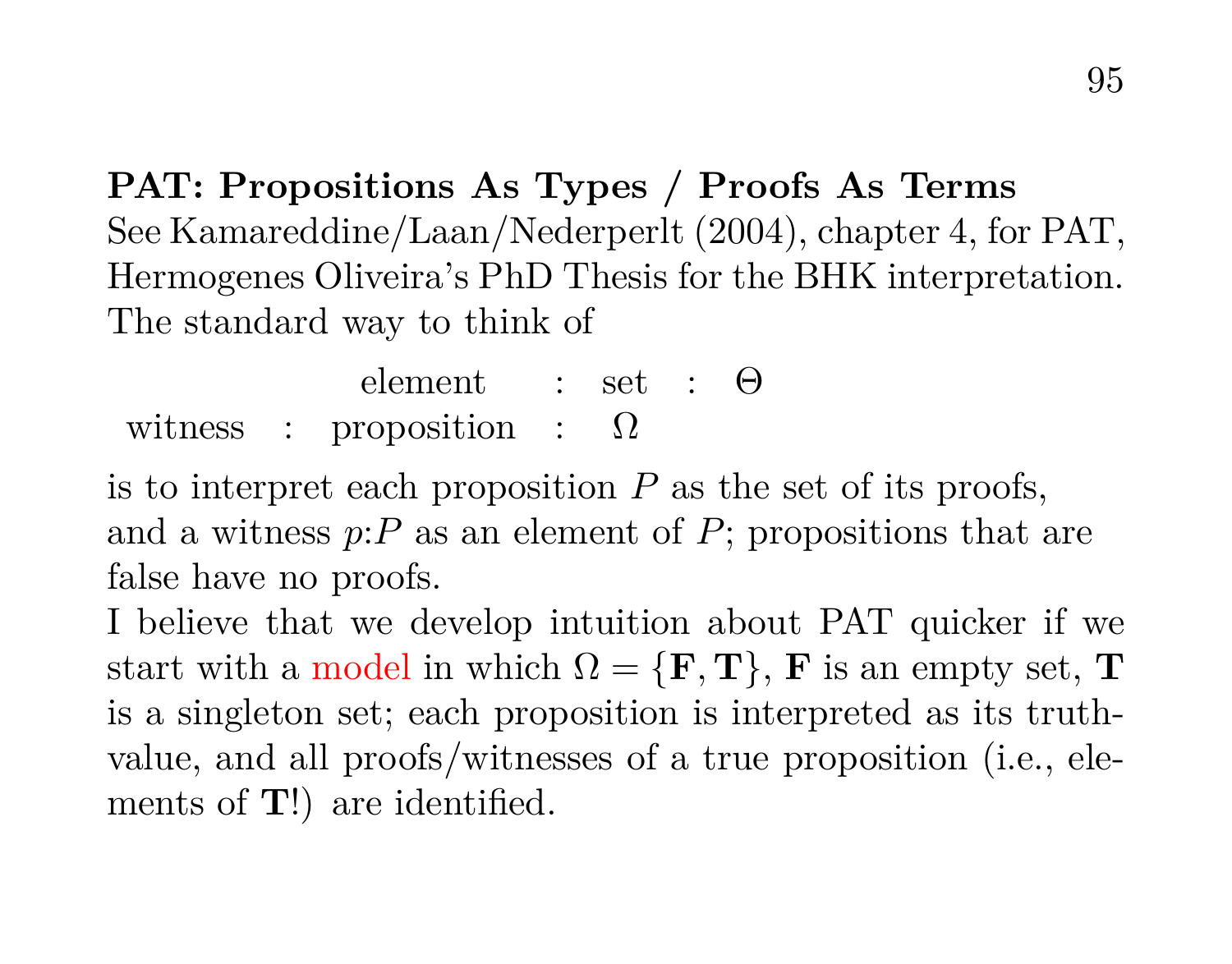**PAT: Propositions As Types / Proofs As Terms**
See Kamareddine/Laan/Nederperlt (2004), chapter 4, for PAT, Hermogenes Oliveira's PhD Thesis for the BHK interpretation. The standard way to think of

$$
\begin{array}{ccccc}
 & & \text{element} & : & \text{set} & : & \Theta \\
\text{witness} & : & \text{proposition} & : & \Omega & &
\end{array}
$$

is to interpret each proposition $P$ as the set of its proofs, and a witness $p{:}P$ as an element of $P$; propositions that are false have no proofs.
I believe that we develop intuition about PAT quicker if we start with a model in which $\Omega = \{\mathbf{F}, \mathbf{T}\}$, $\mathbf{F}$ is an empty set, $\mathbf{T}$ is a singleton set; each proposition is interpreted as its truth-value, and all proofs/witnesses of a true proposition (i.e., elements of $\mathbf{T}$!) are identified.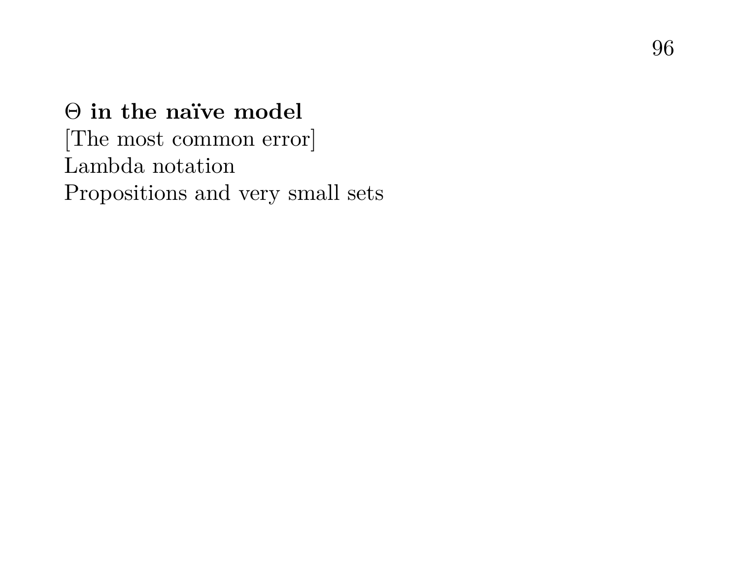**$\Theta$ in the naïve model**
[The most common error]
Lambda notation
Propositions and very small sets